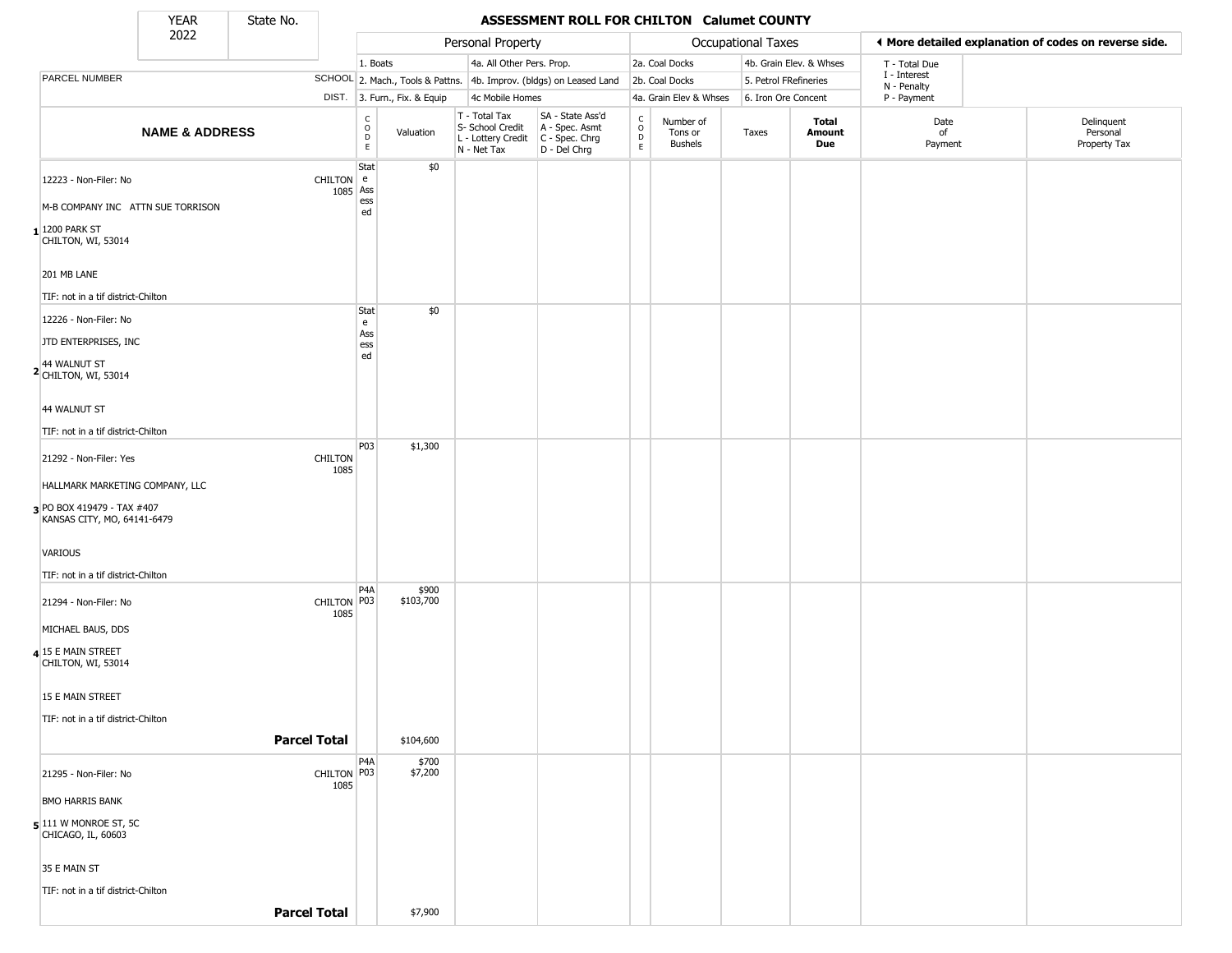# ASSESSMENT ROLL FOR CHILTON Calumet COUNTY

YEAR 2022 | State No.

| PARCEL NUMBER / NAME & ADDRESS | SCHOOL DIST. | CODE | Valuation | T - Total Tax / S- School Credit / L - Lottery Credit / N - Net Tax | SA - State Ass'd / A - Spec. Asmt / C - Spec. Chrg / D - Del Chrg | CODE | Number of Tons or Bushels | Taxes | Total Amount Due | Date of Payment | Delinquent Personal Property Tax |
|---|---|---|---|---|---|---|---|---|---|---|---|
| 1. 12223 - Non-Filer: No<br>M-B COMPANY INC ATTN SUE TORRISON<br>1200 PARK ST<br>CHILTON, WI, 53014<br>201 MB LANE<br>TIF: not in a tif district-Chilton | CHILTON 1085 | State Assessed | $0 | | | | | | | | |
| 2. 12226 - Non-Filer: No<br>JTD ENTERPRISES, INC<br>44 WALNUT ST<br>CHILTON, WI, 53014<br>44 WALNUT ST<br>TIF: not in a tif district-Chilton | | State Assessed | $0 | | | | | | | | |
| 3. 21292 - Non-Filer: Yes<br>HALLMARK MARKETING COMPANY, LLC<br>PO BOX 419479 - TAX #407<br>KANSAS CITY, MO, 64141-6479<br>VARIOUS<br>TIF: not in a tif district-Chilton | CHILTON 1085 | P03 | $1,300 | | | | | | | | |
| 4. 21294 - Non-Filer: No<br>MICHAEL BAUS, DDS<br>15 E MAIN STREET<br>CHILTON, WI, 53014<br>15 E MAIN STREET<br>TIF: not in a tif district-Chilton | CHILTON 1085 | P4A<br>P03 | $900<br>$103,700 | | | | | | | | |
| **Parcel Total** | | | $104,600 | | | | | | | | |
| 5. 21295 - Non-Filer: No<br>BMO HARRIS BANK<br>111 W MONROE ST, 5C<br>CHICAGO, IL, 60603<br>35 E MAIN ST<br>TIF: not in a tif district-Chilton | CHILTON 1085 | P4A<br>P03 | $700<br>$7,200 | | | | | | | | |
| **Parcel Total** | | | $7,900 | | | | | | | | |

Personal Property codes: 1. Boats; 2. Mach., Tools & Pattns.; 3. Furn., Fix. & Equip; 4a. All Other Pers. Prop.; 4b. Improv. (bldgs) on Leased Land; 4c Mobile Homes

Occupational Taxes codes: 2a. Coal Docks; 2b. Coal Docks; 4a. Grain Elev & Whses; 4b. Grain Elev. & Whses; 5. Petrol FRefineries; 6. Iron Ore Concent

T - Total Due; I - Interest; N - Penalty; P - Payment

◄ More detailed explanation of codes on reverse side.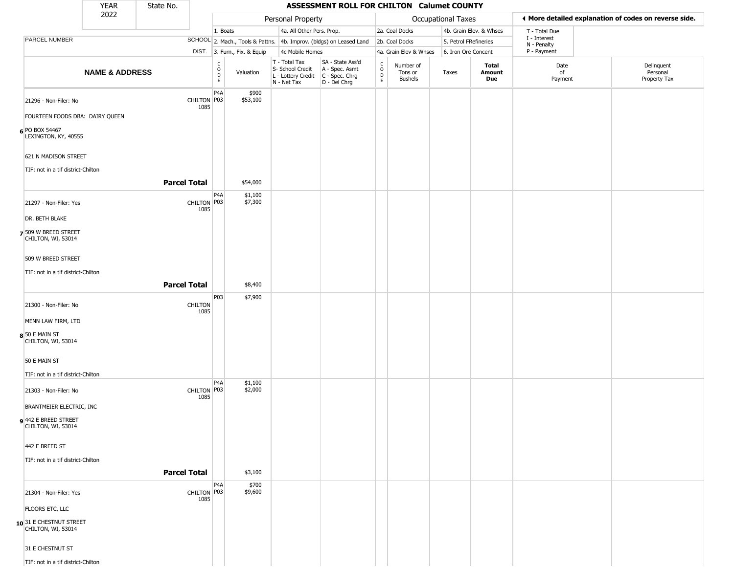# ASSESSMENT ROLL FOR CHILTON Calumet COUNTY

YEAR 2022 | State No.

| | | Personal Property | | | | Occupational Taxes | | | | ◄ More detailed explanation of codes on reverse side. | |
|---|---|---|---|---|---|---|---|---|---|---|---|
| | | 1. Boats | | 4a. All Other Pers. Prop. | | 2a. Coal Docks | | 4b. Grain Elev. & Whses | | T - Total Due | |
| PARCEL NUMBER | SCHOOL | 2. Mach., Tools & Pattns. | | 4b. Improv. (bldgs) on Leased Land | | 2b. Coal Docks | | 5. Petrol FRefineries | | I - Interest, N - Penalty | |
| | DIST. | 3. Furn., Fix. & Equip | | 4c Mobile Homes | | 4a. Grain Elev & Whses | | 6. Iron Ore Concent | | P - Payment | |

| NAME & ADDRESS | | CODE | Valuation | T - Total Tax, S- School Credit, L - Lottery Credit, N - Net Tax | SA - State Ass'd, A - Spec. Asmt, C - Spec. Chrg, D - Del Chrg | CODE | Number of Tons or Bushels | Taxes | Total Amount Due | Date of Payment | Delinquent Personal Property Tax |
|---|---|---|---|---|---|---|---|---|---|---|---|
| 6 21296 - Non-Filer: No<br>FOURTEEN FOODS DBA: DAIRY QUEEN<br>PO BOX 54467<br>LEXINGTON, KY, 40555<br>621 N MADISON STREET<br>TIF: not in a tif district-Chilton | CHILTON 1085 | P4A<br>P03 | $900<br>$53,100 | | | | | | | | |
| **Parcel Total** | | | $54,000 | | | | | | | | |
| 7 21297 - Non-Filer: Yes<br>DR. BETH BLAKE<br>509 W BREED STREET<br>CHILTON, WI, 53014<br>509 W BREED STREET<br>TIF: not in a tif district-Chilton | CHILTON 1085 | P4A<br>P03 | $1,100<br>$7,300 | | | | | | | | |
| **Parcel Total** | | | $8,400 | | | | | | | | |
| 8 21300 - Non-Filer: No<br>MENN LAW FIRM, LTD<br>50 E MAIN ST<br>CHILTON, WI, 53014<br>50 E MAIN ST<br>TIF: not in a tif district-Chilton | CHILTON 1085 | P03 | $7,900 | | | | | | | | |
| 9 21303 - Non-Filer: No<br>BRANTMEIER ELECTRIC, INC<br>442 E BREED STREET<br>CHILTON, WI, 53014<br>442 E BREED ST<br>TIF: not in a tif district-Chilton | CHILTON 1085 | P4A<br>P03 | $1,100<br>$2,000 | | | | | | | | |
| **Parcel Total** | | | $3,100 | | | | | | | | |
| 10 21304 - Non-Filer: Yes<br>FLOORS ETC, LLC<br>31 E CHESTNUT STREET<br>CHILTON, WI, 53014<br>31 E CHESTNUT ST<br>TIF: not in a tif district-Chilton | CHILTON 1085 | P4A<br>P03 | $700<br>$9,600 | | | | | | | | |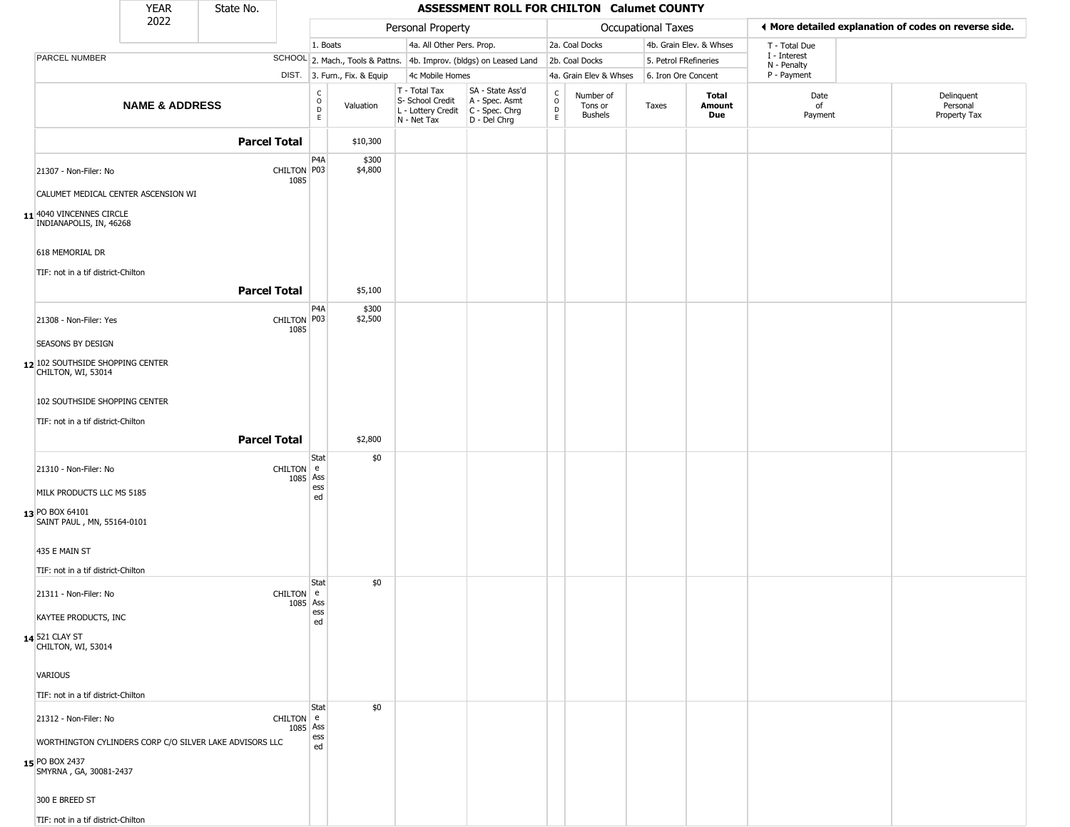| YEAR 2022 | State No. | ASSESSMENT ROLL FOR CHILTON Calumet COUNTY | | | | | | | | | | |
|---|---|---|---|---|---|---|---|---|---|---|---|---|
| | | Personal Property | | | | Occupational Taxes | | | | ◄ More detailed explanation of codes on reverse side. | | |
| | | 1. Boats | | 4a. All Other Pers. Prop. | | 2a. Coal Docks | | 4b. Grain Elev. & Whses | | T - Total Due | | |
| PARCEL NUMBER | SCHOOL | 2. Mach., Tools & Pattns. | | 4b. Improv. (bldgs) on Leased Land | | 2b. Coal Docks | | 5. Petrol FRefineries | | I - Interest<br>N - Penalty | | |
| | DIST. | 3. Furn., Fix. & Equip | | 4c Mobile Homes | | 4a. Grain Elev & Whses | | 6. Iron Ore Concent | | P - Payment | | |
| NAME & ADDRESS | | CODE | Valuation | T - Total Tax<br>S- School Credit<br>L - Lottery Credit<br>N - Net Tax | SA - State Ass'd<br>A - Spec. Asmt<br>C - Spec. Chrg<br>D - Del Chrg | CODE | Number of Tons or Bushels | Taxes | Total Amount Due | Date of Payment | Delinquent Personal Property Tax | |
| **Parcel Total** | | | $10,300 | | | | | | | | | |
| 21307 - Non-Filer: No<br>CALUMET MEDICAL CENTER ASCENSION WI<br>**11** 4040 VINCENNES CIRCLE<br>INDIANAPOLIS, IN, 46268<br>618 MEMORIAL DR<br>TIF: not in a tif district-Chilton | CHILTON 1085 | P4A<br>P03 | $300<br>$4,800 | | | | | | | | | |
| **Parcel Total** | | | $5,100 | | | | | | | | | |
| 21308 - Non-Filer: Yes<br>SEASONS BY DESIGN<br>**12** 102 SOUTHSIDE SHOPPING CENTER<br>CHILTON, WI, 53014<br>102 SOUTHSIDE SHOPPING CENTER<br>TIF: not in a tif district-Chilton | CHILTON 1085 | P4A<br>P03 | $300<br>$2,500 | | | | | | | | | |
| **Parcel Total** | | | $2,800 | | | | | | | | | |
| 21310 - Non-Filer: No<br>MILK PRODUCTS LLC MS 5185<br>**13** PO BOX 64101<br>SAINT PAUL , MN, 55164-0101<br>435 E MAIN ST<br>TIF: not in a tif district-Chilton | CHILTON 1085 | State Assessed | $0 | | | | | | | | | |
| 21311 - Non-Filer: No<br>KAYTEE PRODUCTS, INC<br>**14** 521 CLAY ST<br>CHILTON, WI, 53014<br>VARIOUS<br>TIF: not in a tif district-Chilton | CHILTON 1085 | State Assessed | $0 | | | | | | | | | |
| 21312 - Non-Filer: No<br>WORTHINGTON CYLINDERS CORP C/O SILVER LAKE ADVISORS LLC<br>**15** PO BOX 2437<br>SMYRNA , GA, 30081-2437<br>300 E BREED ST<br>TIF: not in a tif district-Chilton | CHILTON 1085 | State Assessed | $0 | | | | | | | | | |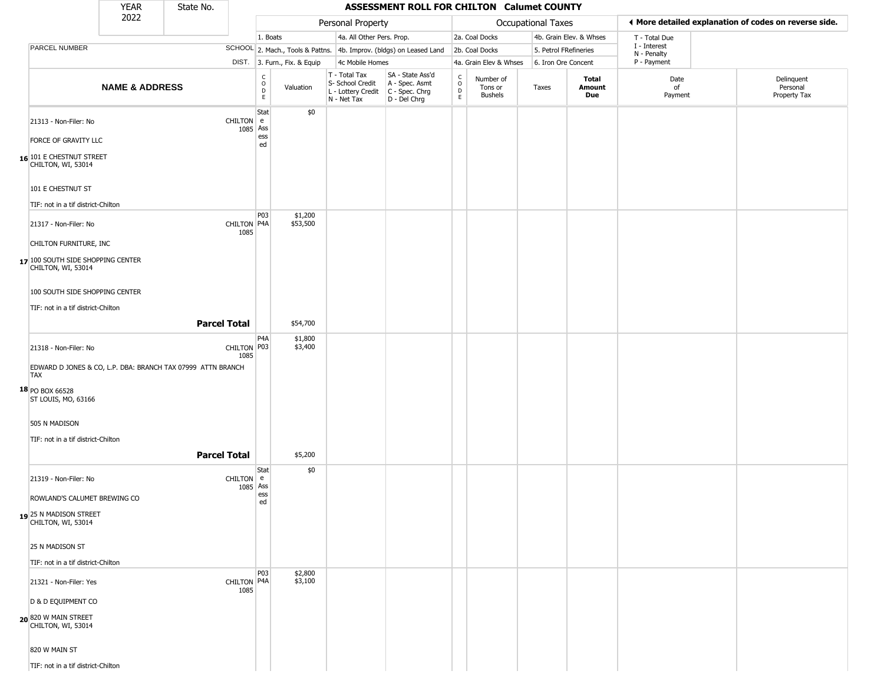| YEAR 2022 | State No. | ASSESSMENT ROLL FOR CHILTON Calumet COUNTY | | | | | | | | | | |
|---|---|---|---|---|---|---|---|---|---|---|---|---|
| | | Personal Property | | | | Occupational Taxes | | | | ◄ More detailed explanation of codes on reverse side. | | |
| | | 1. Boats | | 4a. All Other Pers. Prop. | | 2a. Coal Docks | | 4b. Grain Elev. & Whses | | T - Total Due | | |
| PARCEL NUMBER | SCHOOL | 2. Mach., Tools & Pattns. | | 4b. Improv. (bldgs) on Leased Land | | 2b. Coal Docks | | 5. Petrol FRefineries | | I - Interest N - Penalty | | |
| | DIST. | 3. Furn., Fix. & Equip | | 4c Mobile Homes | | 4a. Grain Elev & Whses | | 6. Iron Ore Concent | | P - Payment | | |
| **NAME & ADDRESS** | | CODE | Valuation | T - Total Tax S- School Credit L - Lottery Credit N - Net Tax | SA - State Ass'd A - Spec. Asmt C - Spec. Chrg D - Del Chrg | CODE | Number of Tons or Bushels | Taxes | **Total Amount Due** | Date of Payment | Delinquent Personal Property Tax | |
| 16 21313 - Non-Filer: No<br>FORCE OF GRAVITY LLC<br>101 E CHESTNUT STREET<br>CHILTON, WI, 53014<br><br>101 E CHESTNUT ST<br><br>TIF: not in a tif district-Chilton | CHILTON 1085 | State Assessed | $0 | | | | | | | | | |
| 17 21317 - Non-Filer: No<br>CHILTON FURNITURE, INC<br>100 SOUTH SIDE SHOPPING CENTER<br>CHILTON, WI, 53014<br><br>100 SOUTH SIDE SHOPPING CENTER<br><br>TIF: not in a tif district-Chilton | CHILTON 1085 | P03<br>P4A | $1,200<br>$53,500 | | | | | | | | | |
| **Parcel Total** | | | $54,700 | | | | | | | | | |
| 18 21318 - Non-Filer: No<br>EDWARD D JONES & CO, L.P. DBA: BRANCH TAX 07999 ATTN BRANCH TAX<br>PO BOX 66528<br>ST LOUIS, MO, 63166<br><br>505 N MADISON<br><br>TIF: not in a tif district-Chilton | CHILTON 1085 | P4A<br>P03 | $1,800<br>$3,400 | | | | | | | | | |
| **Parcel Total** | | | $5,200 | | | | | | | | | |
| 19 21319 - Non-Filer: No<br>ROWLAND'S CALUMET BREWING CO<br>25 N MADISON STREET<br>CHILTON, WI, 53014<br><br>25 N MADISON ST<br><br>TIF: not in a tif district-Chilton | CHILTON 1085 | State Assessed | $0 | | | | | | | | | |
| 20 21321 - Non-Filer: Yes<br>D & D EQUIPMENT CO<br>820 W MAIN STREET<br>CHILTON, WI, 53014<br><br>820 W MAIN ST<br><br>TIF: not in a tif district-Chilton | CHILTON 1085 | P03<br>P4A | $2,800<br>$3,100 | | | | | | | | | |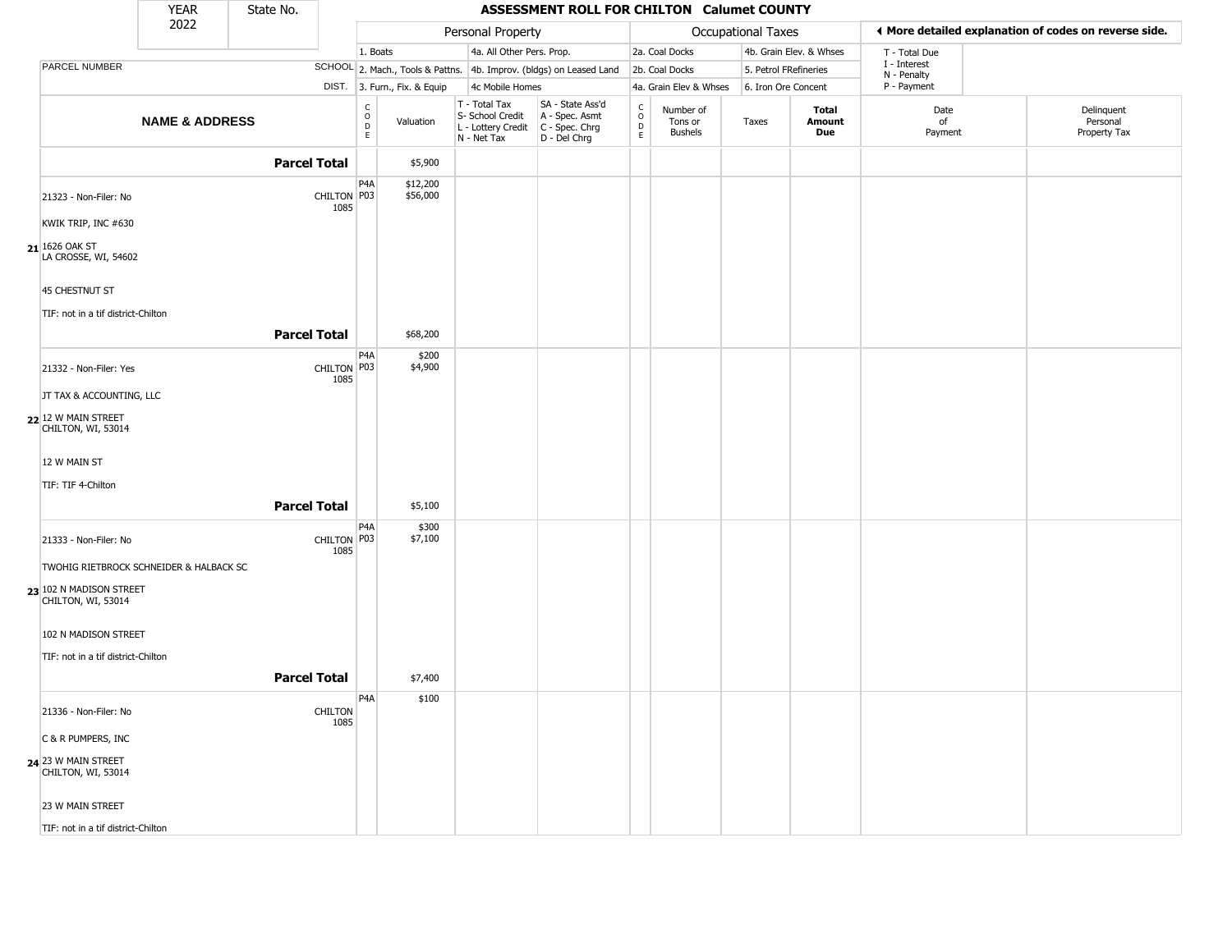| YEAR 2022 | State No. | ASSESSMENT ROLL FOR CHILTON Calumet COUNTY |
|---|---|---|

| | | Personal Property | | Occupational Taxes | | ◄ More detailed explanation of codes on reverse side. |
|---|---|---|---|---|---|---|
| | | 1. Boats | 4a. All Other Pers. Prop. | 2a. Coal Docks | 4b. Grain Elev. & Whses | T - Total Due |
| PARCEL NUMBER | SCHOOL | 2. Mach., Tools & Pattns. | 4b. Improv. (bldgs) on Leased Land | 2b. Coal Docks | 5. Petrol FRefineries | I - Interest / N - Penalty |
| | DIST. | 3. Furn., Fix. & Equip | 4c Mobile Homes | 4a. Grain Elev & Whses | 6. Iron Ore Concent | P - Payment |

| NAME & ADDRESS | | CODE | Valuation | T - Total Tax / S- School Credit / L - Lottery Credit / N - Net Tax | SA - State Ass'd / A - Spec. Asmt / C - Spec. Chrg / D - Del Chrg | CODE | Number of Tons or Bushels | Taxes | Total Amount Due | Date of Payment | Delinquent Personal Property Tax |
|---|---|---|---|---|---|---|---|---|---|---|---|
| **Parcel Total** | | | $5,900 | | | | | | | | |
| 21 | 21323 - Non-Filer: No<br>KWIK TRIP, INC #630<br>1626 OAK ST<br>LA CROSSE, WI, 54602<br>45 CHESTNUT ST<br>TIF: not in a tif district-Chilton | CHILTON 1085 | P4A<br>P03 | $12,200<br>$56,000 | | | | | | | |
| **Parcel Total** | | | $68,200 | | | | | | | | |
| 22 | 21332 - Non-Filer: Yes<br>JT TAX & ACCOUNTING, LLC<br>12 W MAIN STREET<br>CHILTON, WI, 53014<br>12 W MAIN ST<br>TIF: TIF 4-Chilton | CHILTON 1085 | P4A<br>P03 | $200<br>$4,900 | | | | | | | |
| **Parcel Total** | | | $5,100 | | | | | | | | |
| 23 | 21333 - Non-Filer: No<br>TWOHIG RIETBROCK SCHNEIDER & HALBACK SC<br>102 N MADISON STREET<br>CHILTON, WI, 53014<br>102 N MADISON STREET<br>TIF: not in a tif district-Chilton | CHILTON 1085 | P4A<br>P03 | $300<br>$7,100 | | | | | | | |
| **Parcel Total** | | | $7,400 | | | | | | | | |
| 24 | 21336 - Non-Filer: No<br>C & R PUMPERS, INC<br>23 W MAIN STREET<br>CHILTON, WI, 53014<br>23 W MAIN STREET<br>TIF: not in a tif district-Chilton | CHILTON 1085 | P4A | $100 | | | | | | | |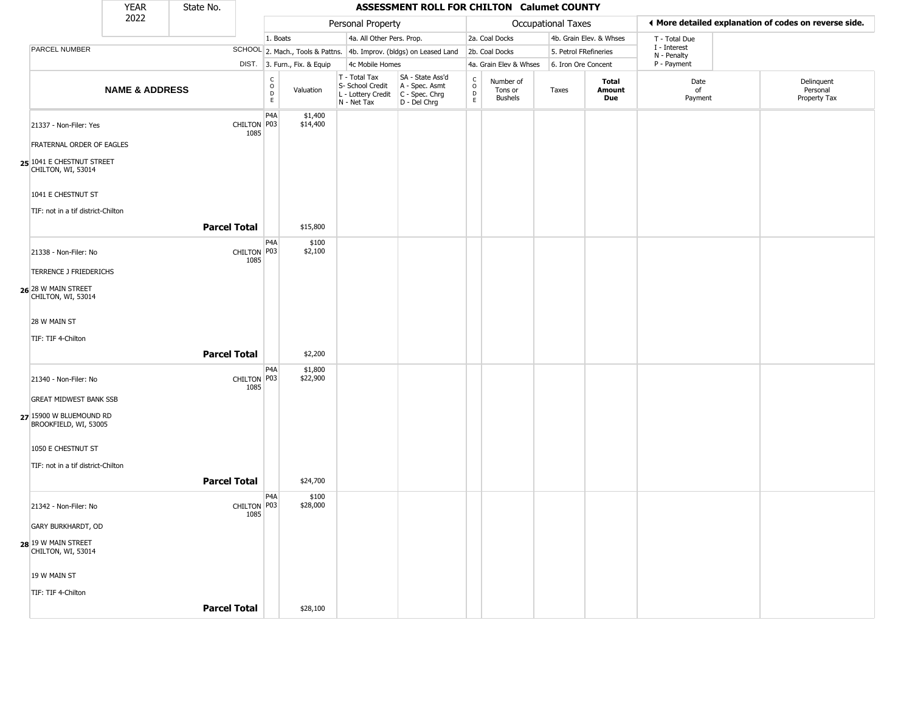# ASSESSMENT ROLL FOR CHILTON Calumet COUNTY

| YEAR | State No. |
|---|---|
| 2022 | |

| | | Personal Property | | | | Occupational Taxes | | | | ◄ More detailed explanation of codes on reverse side. | |
|---|---|---|---|---|---|---|---|---|---|---|---|
| | | 1. Boats | | 4a. All Other Pers. Prop. | | 2a. Coal Docks | | 4b. Grain Elev. & Whses | | T - Total Due | |
| PARCEL NUMBER | SCHOOL | 2. Mach., Tools & Pattns. | | 4b. Improv. (bldgs) on Leased Land | | 2b. Coal Docks | | 5. Petrol FRefineries | | I - Interest / N - Penalty | |
| | DIST. | 3. Furn., Fix. & Equip | | 4c Mobile Homes | | 4a. Grain Elev & Whses | | 6. Iron Ore Concent | | P - Payment | |
| **NAME & ADDRESS** | | CODE | Valuation | T - Total Tax / S- School Credit / L - Lottery Credit / N - Net Tax | SA - State Ass'd / A - Spec. Asmt / C - Spec. Chrg / D - Del Chrg | CODE | Number of Tons or Bushels | Taxes | **Total Amount Due** | Date of Payment | Delinquent Personal Property Tax |
| 21337 - Non-Filer: Yes | CHILTON 1085 | P4A / P03 | $1,400 / $14,400 | | | | | | | | |
| FRATERNAL ORDER OF EAGLES | | | | | | | | | | | |
| 25 1041 E CHESTNUT STREET CHILTON, WI, 53014 | | | | | | | | | | | |
| 1041 E CHESTNUT ST | | | | | | | | | | | |
| TIF: not in a tif district-Chilton | | | | | | | | | | | |
| **Parcel Total** | | | $15,800 | | | | | | | | |
| 21338 - Non-Filer: No | CHILTON 1085 | P4A / P03 | $100 / $2,100 | | | | | | | | |
| TERRENCE J FRIEDERICHS | | | | | | | | | | | |
| 26 28 W MAIN STREET CHILTON, WI, 53014 | | | | | | | | | | | |
| 28 W MAIN ST | | | | | | | | | | | |
| TIF: TIF 4-Chilton | | | | | | | | | | | |
| **Parcel Total** | | | $2,200 | | | | | | | | |
| 21340 - Non-Filer: No | CHILTON 1085 | P4A / P03 | $1,800 / $22,900 | | | | | | | | |
| GREAT MIDWEST BANK SSB | | | | | | | | | | | |
| 27 15900 W BLUEMOUND RD BROOKFIELD, WI, 53005 | | | | | | | | | | | |
| 1050 E CHESTNUT ST | | | | | | | | | | | |
| TIF: not in a tif district-Chilton | | | | | | | | | | | |
| **Parcel Total** | | | $24,700 | | | | | | | | |
| 21342 - Non-Filer: No | CHILTON 1085 | P4A / P03 | $100 / $28,000 | | | | | | | | |
| GARY BURKHARDT, OD | | | | | | | | | | | |
| 28 19 W MAIN STREET CHILTON, WI, 53014 | | | | | | | | | | | |
| 19 W MAIN ST | | | | | | | | | | | |
| TIF: TIF 4-Chilton | | | | | | | | | | | |
| **Parcel Total** | | | $28,100 | | | | | | | | |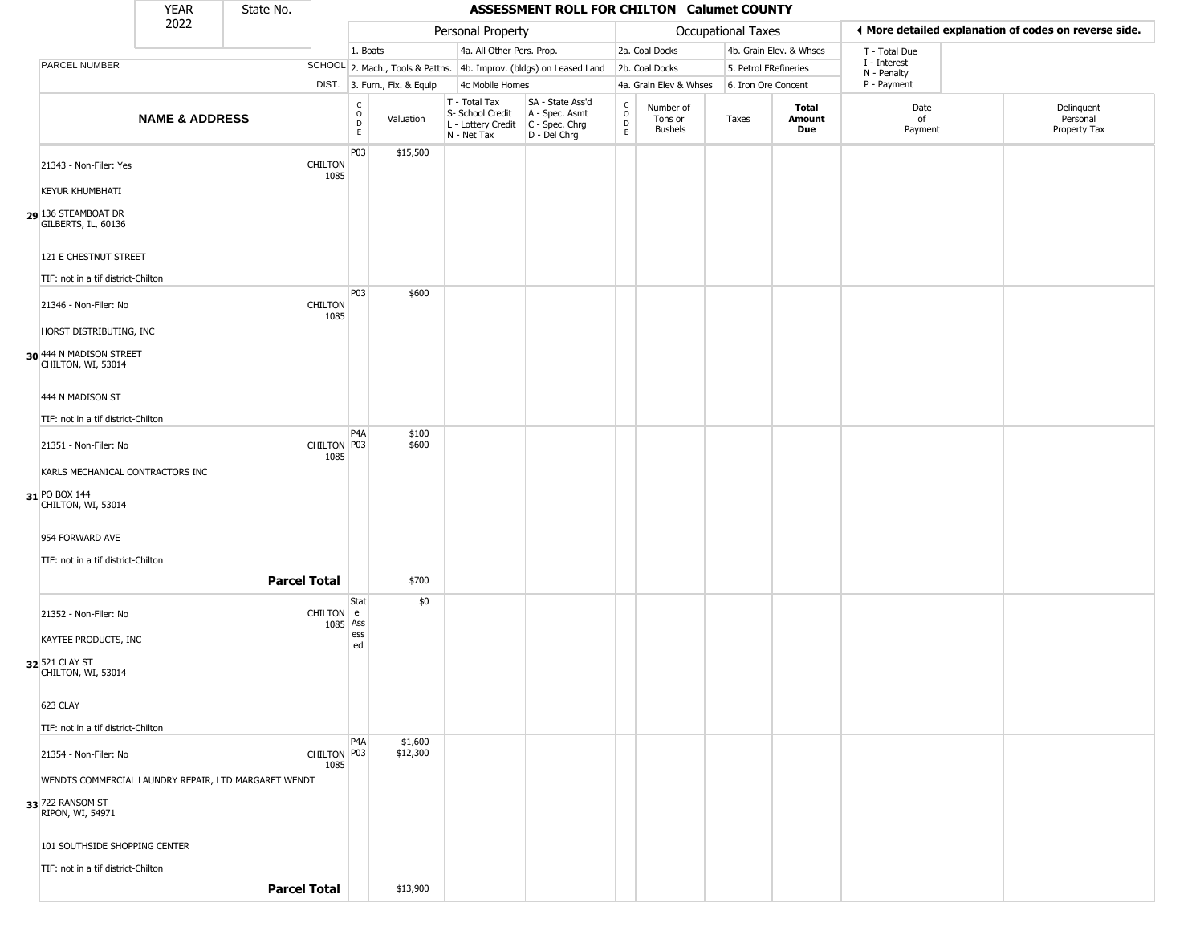# ASSESSMENT ROLL FOR CHILTON Calumet COUNTY

| YEAR | State No. |
|---|---|
| 2022 | |

| | | Personal Property | | | | Occupational Taxes | | | | ◄ More detailed explanation of codes on reverse side. | |
|---|---|---|---|---|---|---|---|---|---|---|---|
| | | 1. Boats | | 4a. All Other Pers. Prop. | | 2a. Coal Docks | | 4b. Grain Elev. & Whses | | T - Total Due<br>I - Interest<br>N - Penalty<br>P - Payment | |
| PARCEL NUMBER | SCHOOL | 2. Mach., Tools & Pattns. | | 4b. Improv. (bldgs) on Leased Land | | 2b. Coal Docks | | 5. Petrol FRefineries | | | |
| | DIST. | 3. Furn., Fix. & Equip | | 4c Mobile Homes | | 4a. Grain Elev & Whses | | 6. Iron Ore Concent | | | |
| **NAME & ADDRESS** | | CODE | Valuation | T - Total Tax<br>S- School Credit<br>L - Lottery Credit<br>N - Net Tax | SA - State Ass'd<br>A - Spec. Asmt<br>C - Spec. Chrg<br>D - Del Chrg | CODE | Number of Tons or Bushels | Taxes | **Total Amount Due** | Date of Payment | Delinquent Personal Property Tax |
| 21343 - Non-Filer: Yes<br>KEYUR KHUMBHATI<br>29 136 STEAMBOAT DR<br>GILBERTS, IL, 60136<br>121 E CHESTNUT STREET<br>TIF: not in a tif district-Chilton | CHILTON 1085 | P03 | $15,500 | | | | | | | | |
| 21346 - Non-Filer: No<br>HORST DISTRIBUTING, INC<br>30 444 N MADISON STREET<br>CHILTON, WI, 53014<br>444 N MADISON ST<br>TIF: not in a tif district-Chilton | CHILTON 1085 | P03 | $600 | | | | | | | | |
| 21351 - Non-Filer: No<br>KARLS MECHANICAL CONTRACTORS INC<br>31 PO BOX 144<br>CHILTON, WI, 53014<br>954 FORWARD AVE<br>TIF: not in a tif district-Chilton | CHILTON 1085 | P4A<br>P03 | $100<br>$600 | | | | | | | | |
| **Parcel Total** | | | $700 | | | | | | | | |
| 21352 - Non-Filer: No<br>KAYTEE PRODUCTS, INC<br>32 521 CLAY ST<br>CHILTON, WI, 53014<br>623 CLAY<br>TIF: not in a tif district-Chilton | CHILTON 1085 | State Assessed | $0 | | | | | | | | |
| 21354 - Non-Filer: No<br>WENDTS COMMERCIAL LAUNDRY REPAIR, LTD MARGARET WENDT<br>33 722 RANSOM ST<br>RIPON, WI, 54971<br>101 SOUTHSIDE SHOPPING CENTER<br>TIF: not in a tif district-Chilton | CHILTON 1085 | P4A<br>P03 | $1,600<br>$12,300 | | | | | | | | |
| **Parcel Total** | | | $13,900 | | | | | | | | |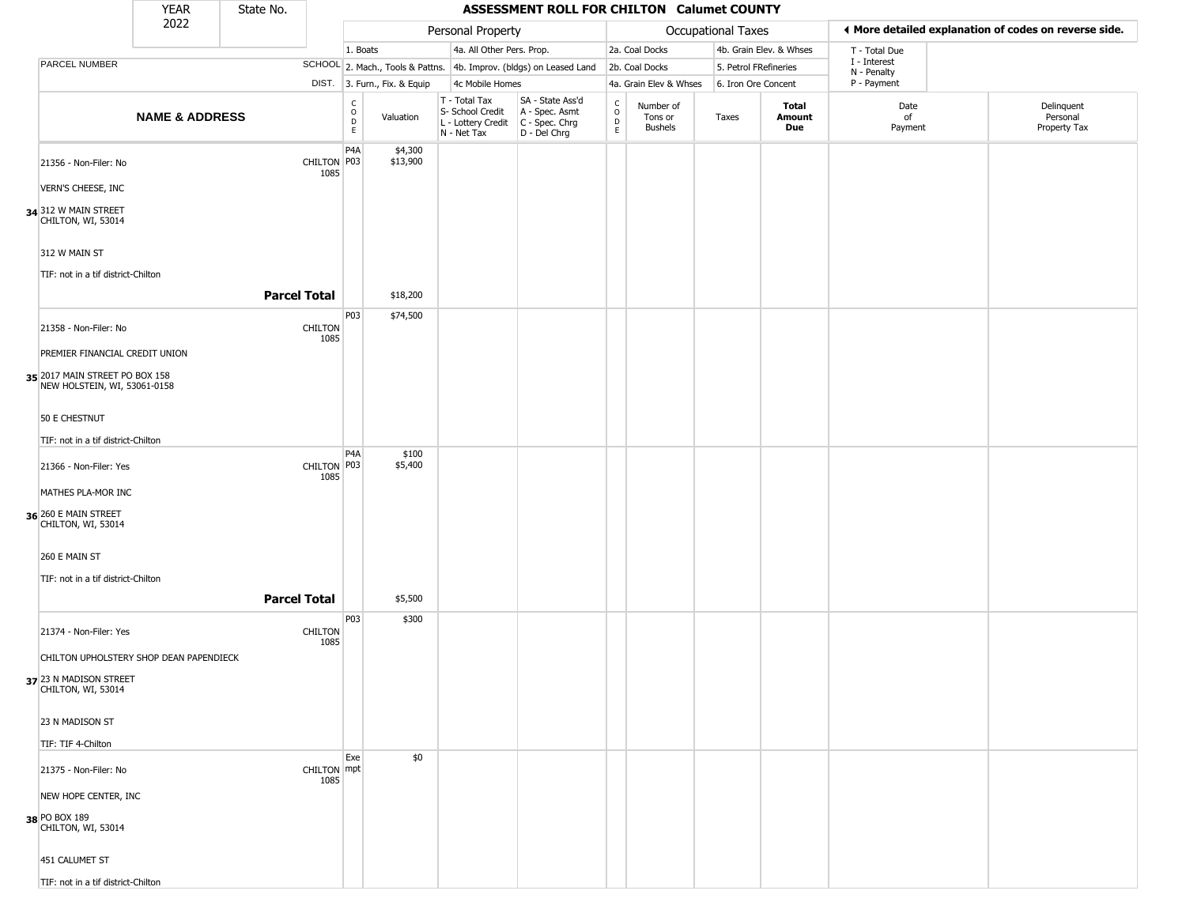| YEAR 2022 | State No. | ASSESSMENT ROLL FOR CHILTON Calumet COUNTY | | | | | | | | | |
|---|---|---|---|---|---|---|---|---|---|---|---|

| | | Personal Property | | | | Occupational Taxes | | | | ◀ More detailed explanation of codes on reverse side. | |
|---|---|---|---|---|---|---|---|---|---|---|---|
| PARCEL NUMBER | SCHOOL DIST. | 1. Boats<br>2. Mach., Tools & Pattns.<br>3. Furn., Fix. & Equip | | 4a. All Other Pers. Prop.<br>4b. Improv. (bldgs) on Leased Land<br>4c Mobile Homes | | 2a. Coal Docks<br>2b. Coal Docks<br>4a. Grain Elev & Whses | | 4b. Grain Elev. & Whses<br>5. Petrol FRefineries<br>6. Iron Ore Concent | | T - Total Due<br>I - Interest<br>N - Penalty<br>P - Payment | |
| NAME & ADDRESS | | CODE | Valuation | T - Total Tax<br>S- School Credit<br>L - Lottery Credit<br>N - Net Tax | SA - State Ass'd<br>A - Spec. Asmt<br>C - Spec. Chrg<br>D - Del Chrg | CODE | Number of Tons or Bushels | Taxes | Total Amount Due | Date of Payment | Delinquent Personal Property Tax |
| 21356 - Non-Filer: No<br>VERN'S CHEESE, INC<br>34 312 W MAIN STREET<br>CHILTON, WI, 53014<br>312 W MAIN ST<br>TIF: not in a tif district-Chilton | CHILTON 1085 | P4A<br>P03 | $4,300<br>$13,900 | | | | | | | | |
| **Parcel Total** | | | $18,200 | | | | | | | | |
| 21358 - Non-Filer: No<br>PREMIER FINANCIAL CREDIT UNION<br>35 2017 MAIN STREET PO BOX 158<br>NEW HOLSTEIN, WI, 53061-0158<br>50 E CHESTNUT<br>TIF: not in a tif district-Chilton | CHILTON 1085 | P03 | $74,500 | | | | | | | | |
| 21366 - Non-Filer: Yes<br>MATHES PLA-MOR INC<br>36 260 E MAIN STREET<br>CHILTON, WI, 53014<br>260 E MAIN ST<br>TIF: not in a tif district-Chilton | CHILTON 1085 | P4A<br>P03 | $100<br>$5,400 | | | | | | | | |
| **Parcel Total** | | | $5,500 | | | | | | | | |
| 21374 - Non-Filer: Yes<br>CHILTON UPHOLSTERY SHOP DEAN PAPENDIECK<br>37 23 N MADISON STREET<br>CHILTON, WI, 53014<br>23 N MADISON ST<br>TIF: TIF 4-Chilton | CHILTON 1085 | P03 | $300 | | | | | | | | |
| 21375 - Non-Filer: No<br>NEW HOPE CENTER, INC<br>38 PO BOX 189<br>CHILTON, WI, 53014<br>451 CALUMET ST<br>TIF: not in a tif district-Chilton | CHILTON 1085 | Exempt | $0 | | | | | | | | |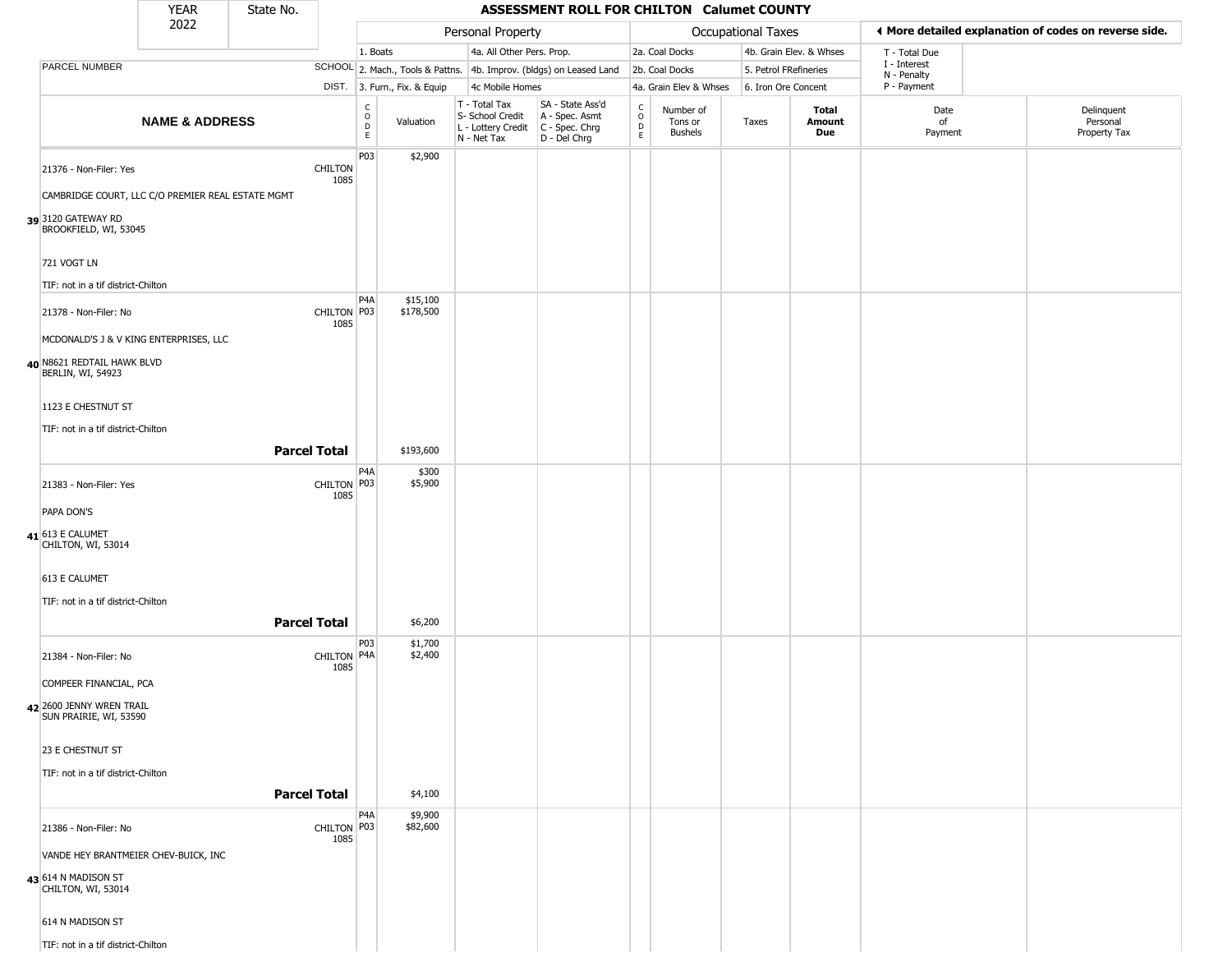| YEAR 2022 | State No. | ASSESSMENT ROLL FOR CHILTON Calumet COUNTY |
|---|---|---|

| | | Personal Property | | | | Occupational Taxes | | | | ◄ More detailed explanation of codes on reverse side. | |
|---|---|---|---|---|---|---|---|---|---|---|---|
| PARCEL NUMBER | SCHOOL DIST. | 1. Boats<br>2. Mach., Tools & Pattns.<br>3. Furn., Fix. & Equip | | 4a. All Other Pers. Prop.<br>4b. Improv. (bldgs) on Leased Land<br>4c Mobile Homes | | 2a. Coal Docks<br>2b. Coal Docks<br>4a. Grain Elev & Whses | | 4b. Grain Elev. & Whses<br>5. Petrol FRefineries<br>6. Iron Ore Concent | | T - Total Due<br>I - Interest<br>N - Penalty<br>P - Payment | |
| **NAME & ADDRESS** | | CODE | Valuation | T - Total Tax<br>S- School Credit<br>L - Lottery Credit<br>N - Net Tax | SA - State Ass'd<br>A - Spec. Asmt<br>C - Spec. Chrg<br>D - Del Chrg | CODE | Number of Tons or Bushels | Taxes | **Total Amount Due** | Date of Payment | Delinquent Personal Property Tax |
| 39 21376 - Non-Filer: Yes<br>CAMBRIDGE COURT, LLC C/O PREMIER REAL ESTATE MGMT<br>3120 GATEWAY RD<br>BROOKFIELD, WI, 53045<br>721 VOGT LN<br>TIF: not in a tif district-Chilton | CHILTON 1085 | P03 | $2,900 | | | | | | | | |
| 40 21378 - Non-Filer: No<br>MCDONALD'S J & V KING ENTERPRISES, LLC<br>N8621 REDTAIL HAWK BLVD<br>BERLIN, WI, 54923<br>1123 E CHESTNUT ST<br>TIF: not in a tif district-Chilton | CHILTON 1085 | P4A<br>P03 | $15,100<br>$178,500 | | | | | | | | |
| **Parcel Total** | | | $193,600 | | | | | | | | |
| 41 21383 - Non-Filer: Yes<br>PAPA DON'S<br>613 E CALUMET<br>CHILTON, WI, 53014<br>613 E CALUMET<br>TIF: not in a tif district-Chilton | CHILTON 1085 | P4A<br>P03 | $300<br>$5,900 | | | | | | | | |
| **Parcel Total** | | | $6,200 | | | | | | | | |
| 42 21384 - Non-Filer: No<br>COMPEER FINANCIAL, PCA<br>2600 JENNY WREN TRAIL<br>SUN PRAIRIE, WI, 53590<br>23 E CHESTNUT ST<br>TIF: not in a tif district-Chilton | CHILTON 1085 | P03<br>P4A | $1,700<br>$2,400 | | | | | | | | |
| **Parcel Total** | | | $4,100 | | | | | | | | |
| 43 21386 - Non-Filer: No<br>VANDE HEY BRANTMEIER CHEV-BUICK, INC<br>614 N MADISON ST<br>CHILTON, WI, 53014<br>614 N MADISON ST<br>TIF: not in a tif district-Chilton | CHILTON 1085 | P4A<br>P03 | $9,900<br>$82,600 | | | | | | | | |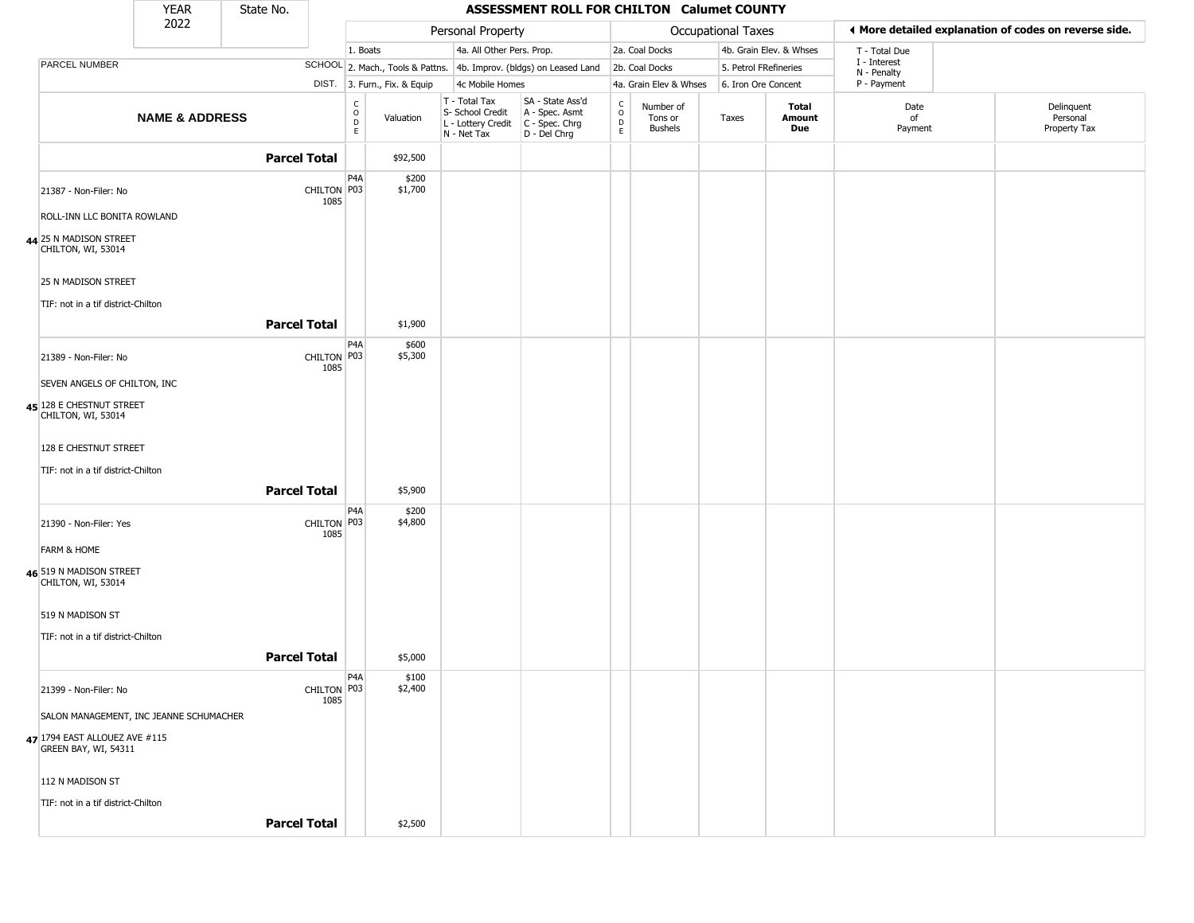# ASSESSMENT ROLL FOR CHILTON Calumet COUNTY

YEAR 2022 | State No.

| | | Personal Property | | | | Occupational Taxes | | | | ◄ More detailed explanation of codes on reverse side. | |
|---|---|---|---|---|---|---|---|---|---|---|---|
| PARCEL NUMBER | SCHOOL DIST. | 1. Boats<br>2. Mach., Tools & Pattns.<br>3. Furn., Fix. & Equip | | 4a. All Other Pers. Prop.<br>4b. Improv. (bldgs) on Leased Land<br>4c Mobile Homes | | 2a. Coal Docks<br>2b. Coal Docks<br>4a. Grain Elev & Whses | | 4b. Grain Elev. & Whses<br>5. Petrol FRefineries<br>6. Iron Ore Concent | | T - Total Due<br>I - Interest<br>N - Penalty<br>P - Payment | |

| NAME & ADDRESS | | CODE | Valuation | T - Total Tax<br>S- School Credit<br>L - Lottery Credit<br>N - Net Tax | SA - State Ass'd<br>A - Spec. Asmt<br>C - Spec. Chrg<br>D - Del Chrg | CODE | Number of Tons or Bushels | Taxes | Total Amount Due | Date of Payment | Delinquent Personal Property Tax |
|---|---|---|---|---|---|---|---|---|---|---|---|
| | **Parcel Total** | | $92,500 | | | | | | | | |
| 21387 - Non-Filer: No | CHILTON 1085 | P4A<br>P03 | $200<br>$1,700 | | | | | | | | |
| ROLL-INN LLC BONITA ROWLAND | | | | | | | | | | | |
| **44** 25 N MADISON STREET<br>CHILTON, WI, 53014 | | | | | | | | | | | |
| 25 N MADISON STREET | | | | | | | | | | | |
| TIF: not in a tif district-Chilton | | | | | | | | | | | |
| | **Parcel Total** | | $1,900 | | | | | | | | |
| 21389 - Non-Filer: No | CHILTON 1085 | P4A<br>P03 | $600<br>$5,300 | | | | | | | | |
| SEVEN ANGELS OF CHILTON, INC | | | | | | | | | | | |
| **45** 128 E CHESTNUT STREET<br>CHILTON, WI, 53014 | | | | | | | | | | | |
| 128 E CHESTNUT STREET | | | | | | | | | | | |
| TIF: not in a tif district-Chilton | | | | | | | | | | | |
| | **Parcel Total** | | $5,900 | | | | | | | | |
| 21390 - Non-Filer: Yes | CHILTON 1085 | P4A<br>P03 | $200<br>$4,800 | | | | | | | | |
| FARM & HOME | | | | | | | | | | | |
| **46** 519 N MADISON STREET<br>CHILTON, WI, 53014 | | | | | | | | | | | |
| 519 N MADISON ST | | | | | | | | | | | |
| TIF: not in a tif district-Chilton | | | | | | | | | | | |
| | **Parcel Total** | | $5,000 | | | | | | | | |
| 21399 - Non-Filer: No | CHILTON 1085 | P4A<br>P03 | $100<br>$2,400 | | | | | | | | |
| SALON MANAGEMENT, INC JEANNE SCHUMACHER | | | | | | | | | | | |
| **47** 1794 EAST ALLOUEZ AVE #115<br>GREEN BAY, WI, 54311 | | | | | | | | | | | |
| 112 N MADISON ST | | | | | | | | | | | |
| TIF: not in a tif district-Chilton | | | | | | | | | | | |
| | **Parcel Total** | | $2,500 | | | | | | | | |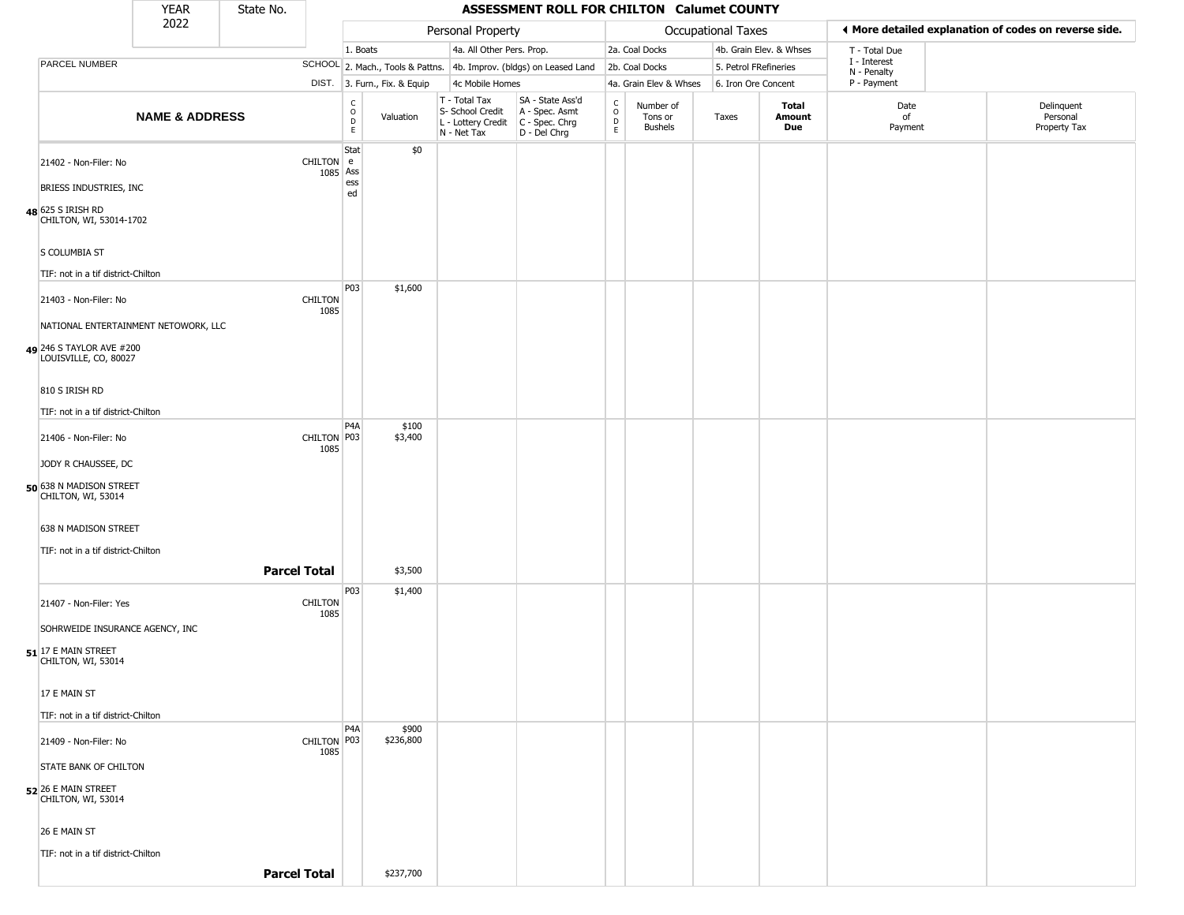| YEAR 2022 | State No. | ASSESSMENT ROLL FOR CHILTON Calumet COUNTY | | | | | | | | | |
|---|---|---|---|---|---|---|---|---|---|---|---|

| | | Personal Property | | | | Occupational Taxes | | | | ◀ More detailed explanation of codes on reverse side. | |
|---|---|---|---|---|---|---|---|---|---|---|---|
| PARCEL NUMBER | SCHOOL DIST. | 1. Boats<br>2. Mach., Tools & Pattns.<br>3. Furn., Fix. & Equip | | 4a. All Other Pers. Prop.<br>4b. Improv. (bldgs) on Leased Land<br>4c Mobile Homes | | 2a. Coal Docks<br>2b. Coal Docks<br>4a. Grain Elev & Whses | | 4b. Grain Elev. & Whses<br>5. Petrol FRefineries<br>6. Iron Ore Concent | | T - Total Due<br>I - Interest<br>N - Penalty<br>P - Payment | |
| **NAME & ADDRESS** | | CODE | Valuation | T - Total Tax<br>S- School Credit<br>L - Lottery Credit<br>N - Net Tax | SA - State Ass'd<br>A - Spec. Asmt<br>C - Spec. Chrg<br>D - Del Chrg | CODE | Number of Tons or Bushels | Taxes | **Total Amount Due** | Date of Payment | Delinquent Personal Property Tax |
| 21402 - Non-Filer: No<br>BRIESS INDUSTRIES, INC<br>**48** 625 S IRISH RD<br>CHILTON, WI, 53014-1702<br>S COLUMBIA ST<br>TIF: not in a tif district-Chilton | CHILTON 1085 | State Assessed | $0 | | | | | | | | |
| 21403 - Non-Filer: No<br>NATIONAL ENTERTAINMENT NETOWORK, LLC<br>**49** 246 S TAYLOR AVE #200<br>LOUISVILLE, CO, 80027<br>810 S IRISH RD<br>TIF: not in a tif district-Chilton | CHILTON 1085 | P03 | $1,600 | | | | | | | | |
| 21406 - Non-Filer: No<br>JODY R CHAUSSEE, DC<br>**50** 638 N MADISON STREET<br>CHILTON, WI, 53014<br>638 N MADISON STREET<br>TIF: not in a tif district-Chilton | CHILTON 1085 | P4A<br>P03 | $100<br>$3,400 | | | | | | | | |
| **Parcel Total** | | | $3,500 | | | | | | | | |
| 21407 - Non-Filer: Yes<br>SOHRWEIDE INSURANCE AGENCY, INC<br>**51** 17 E MAIN STREET<br>CHILTON, WI, 53014<br>17 E MAIN ST<br>TIF: not in a tif district-Chilton | CHILTON 1085 | P03 | $1,400 | | | | | | | | |
| 21409 - Non-Filer: No<br>STATE BANK OF CHILTON<br>**52** 26 E MAIN STREET<br>CHILTON, WI, 53014<br>26 E MAIN ST<br>TIF: not in a tif district-Chilton | CHILTON 1085 | P4A<br>P03 | $900<br>$236,800 | | | | | | | | |
| **Parcel Total** | | | $237,700 | | | | | | | | |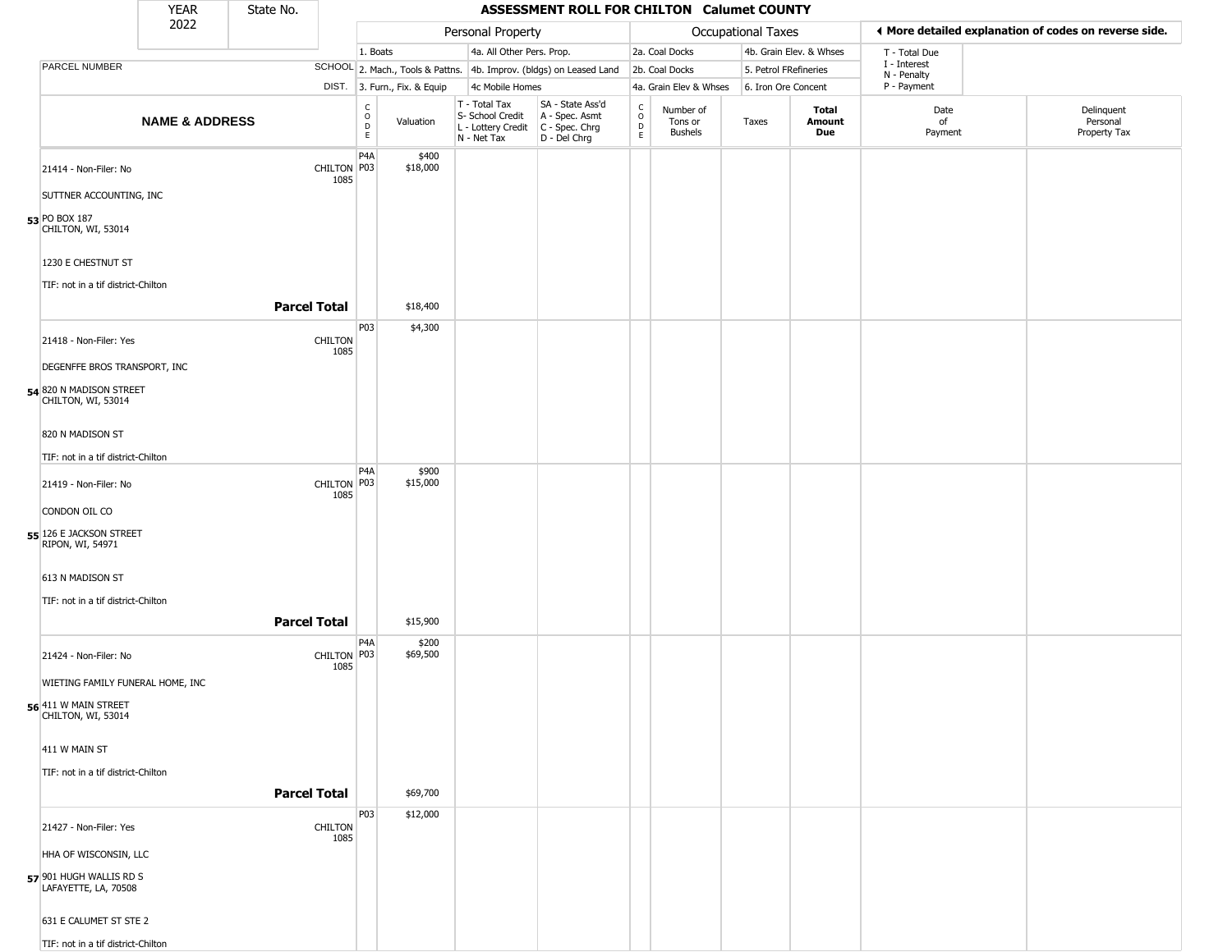| YEAR 2022 | State No. | ASSESSMENT ROLL FOR CHILTON Calumet COUNTY |
|---|---|---|

| | | Personal Property | | | | Occupational Taxes | | | | ◀ More detailed explanation of codes on reverse side. | |
|---|---|---|---|---|---|---|---|---|---|---|---|
| PARCEL NUMBER | SCHOOL DIST. | 1. Boats<br>2. Mach., Tools & Pattns.<br>3. Furn., Fix. & Equip | | 4a. All Other Pers. Prop.<br>4b. Improv. (bldgs) on Leased Land<br>4c Mobile Homes | | 2a. Coal Docks<br>2b. Coal Docks<br>4a. Grain Elev & Whses | | 4b. Grain Elev. & Whses<br>5. Petrol FRefineries<br>6. Iron Ore Concent | | T - Total Due<br>I - Interest<br>N - Penalty<br>P - Payment | |
| **NAME & ADDRESS** | | CODE | Valuation | T - Total Tax<br>S- School Credit<br>L - Lottery Credit<br>N - Net Tax | SA - State Ass'd<br>A - Spec. Asmt<br>C - Spec. Chrg<br>D - Del Chrg | CODE | Number of Tons or Bushels | Taxes | **Total Amount Due** | Date of Payment | Delinquent Personal Property Tax |
| **53** 21414 - Non-Filer: No<br>SUTTNER ACCOUNTING, INC<br>PO BOX 187<br>CHILTON, WI, 53014<br>1230 E CHESTNUT ST<br>TIF: not in a tif district-Chilton | CHILTON 1085 | P4A<br>P03 | $400<br>$18,000 | | | | | | | | |
| **Parcel Total** | | | $18,400 | | | | | | | | |
| **54** 21418 - Non-Filer: Yes<br>DEGENFFE BROS TRANSPORT, INC<br>820 N MADISON STREET<br>CHILTON, WI, 53014<br>820 N MADISON ST<br>TIF: not in a tif district-Chilton | CHILTON 1085 | P03 | $4,300 | | | | | | | | |
| **55** 21419 - Non-Filer: No<br>CONDON OIL CO<br>126 E JACKSON STREET<br>RIPON, WI, 54971<br>613 N MADISON ST<br>TIF: not in a tif district-Chilton | CHILTON 1085 | P4A<br>P03 | $900<br>$15,000 | | | | | | | | |
| **Parcel Total** | | | $15,900 | | | | | | | | |
| **56** 21424 - Non-Filer: No<br>WIETING FAMILY FUNERAL HOME, INC<br>411 W MAIN STREET<br>CHILTON, WI, 53014<br>411 W MAIN ST<br>TIF: not in a tif district-Chilton | CHILTON 1085 | P4A<br>P03 | $200<br>$69,500 | | | | | | | | |
| **Parcel Total** | | | $69,700 | | | | | | | | |
| **57** 21427 - Non-Filer: Yes<br>HHA OF WISCONSIN, LLC<br>901 HUGH WALLIS RD S<br>LAFAYETTE, LA, 70508<br>631 E CALUMET ST STE 2<br>TIF: not in a tif district-Chilton | CHILTON 1085 | P03 | $12,000 | | | | | | | | |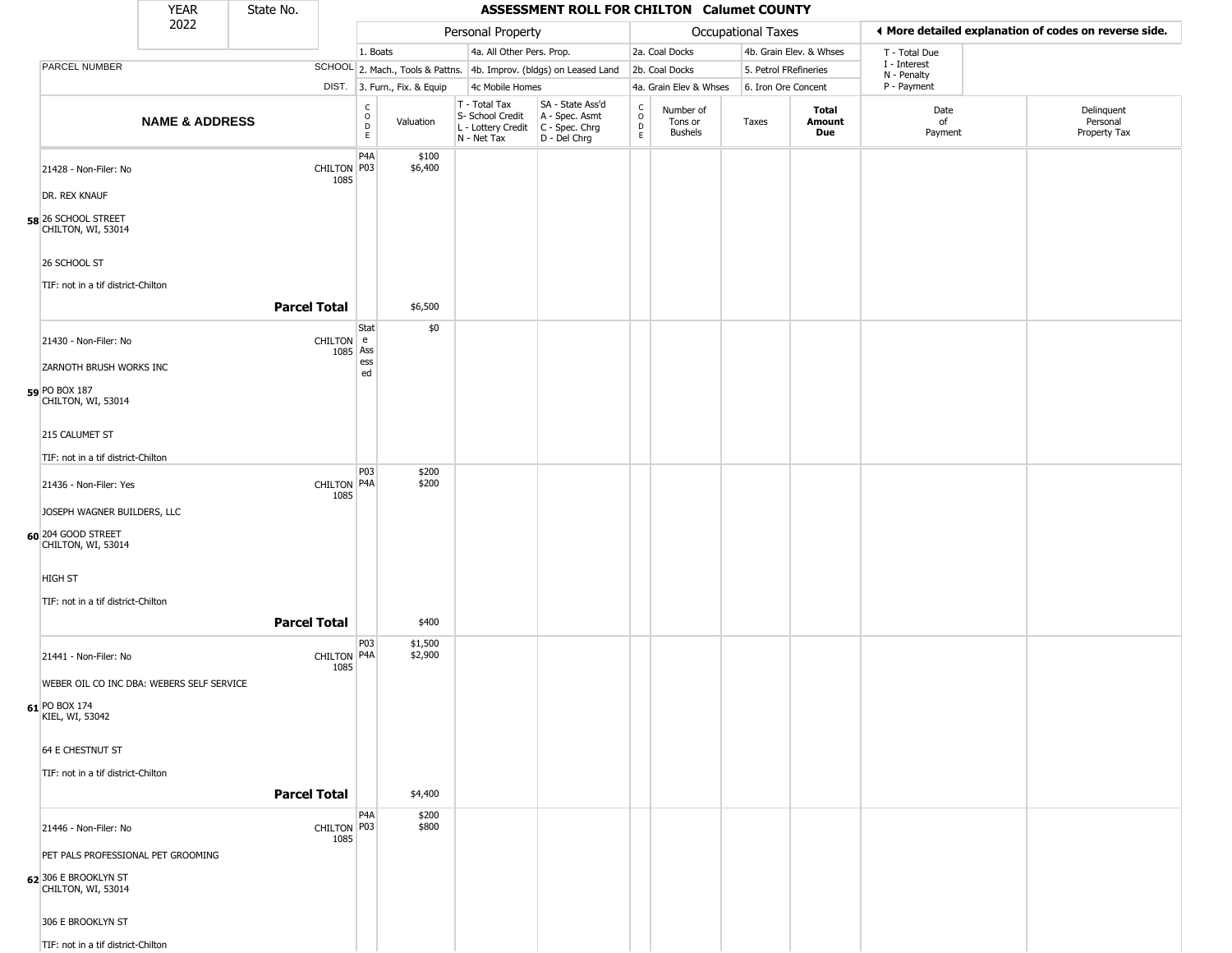| YEAR 2022 | State No. | ASSESSMENT ROLL FOR CHILTON Calumet COUNTY | | | | | | | | | | |
|---|---|---|---|---|---|---|---|---|---|---|---|---|

| | Personal Property | | | | Occupational Taxes | | | | ◄ More detailed explanation of codes on reverse side. | |
|---|---|---|---|---|---|---|---|---|---|---|
| PARCEL NUMBER SCHOOL DIST. | 1. Boats | 4a. All Other Pers. Prop. | | | 2a. Coal Docks | 4b. Grain Elev. & Whses | | | T - Total Due | |
| | 2. Mach., Tools & Pattns. | 4b. Improv. (bldgs) on Leased Land | | | 2b. Coal Docks | 5. Petrol FRefineries | | | I - Interest | |
| | 3. Furn., Fix. & Equip | 4c Mobile Homes | | | 4a. Grain Elev & Whses | 6. Iron Ore Concent | | | N - Penalty / P - Payment | |

| NAME & ADDRESS | | CODE | Valuation | T - Total Tax / S- School Credit / L - Lottery Credit / N - Net Tax | SA - State Ass'd / A - Spec. Asmt / C - Spec. Chrg / D - Del Chrg | CODE | Number of Tons or Bushels | Taxes | Total Amount Due | Date of Payment | Delinquent Personal Property Tax |
|---|---|---|---|---|---|---|---|---|---|---|---|
| 21428 - Non-Filer: No | CHILTON 1085 | P4A<br>P03 | $100<br>$6,400 | | | | | | | | |
| DR. REX KNAUF | | | | | | | | | | | |
| 58 26 SCHOOL STREET CHILTON, WI, 53014 | | | | | | | | | | | |
| 26 SCHOOL ST | | | | | | | | | | | |
| TIF: not in a tif district-Chilton | | | | | | | | | | | |
| | **Parcel Total** | | $6,500 | | | | | | | | |
| 21430 - Non-Filer: No | CHILTON 1085 | State Assessed | $0 | | | | | | | | |
| ZARNOTH BRUSH WORKS INC | | | | | | | | | | | |
| 59 PO BOX 187 CHILTON, WI, 53014 | | | | | | | | | | | |
| 215 CALUMET ST | | | | | | | | | | | |
| TIF: not in a tif district-Chilton | | | | | | | | | | | |
| 21436 - Non-Filer: Yes | CHILTON 1085 | P03<br>P4A | $200<br>$200 | | | | | | | | |
| JOSEPH WAGNER BUILDERS, LLC | | | | | | | | | | | |
| 60 204 GOOD STREET CHILTON, WI, 53014 | | | | | | | | | | | |
| HIGH ST | | | | | | | | | | | |
| TIF: not in a tif district-Chilton | | | | | | | | | | | |
| | **Parcel Total** | | $400 | | | | | | | | |
| 21441 - Non-Filer: No | CHILTON 1085 | P03<br>P4A | $1,500<br>$2,900 | | | | | | | | |
| WEBER OIL CO INC DBA: WEBERS SELF SERVICE | | | | | | | | | | | |
| 61 PO BOX 174 KIEL, WI, 53042 | | | | | | | | | | | |
| 64 E CHESTNUT ST | | | | | | | | | | | |
| TIF: not in a tif district-Chilton | | | | | | | | | | | |
| | **Parcel Total** | | $4,400 | | | | | | | | |
| 21446 - Non-Filer: No | CHILTON 1085 | P4A<br>P03 | $200<br>$800 | | | | | | | | |
| PET PALS PROFESSIONAL PET GROOMING | | | | | | | | | | | |
| 62 306 E BROOKLYN ST CHILTON, WI, 53014 | | | | | | | | | | | |
| 306 E BROOKLYN ST | | | | | | | | | | | |
| TIF: not in a tif district-Chilton | | | | | | | | | | | |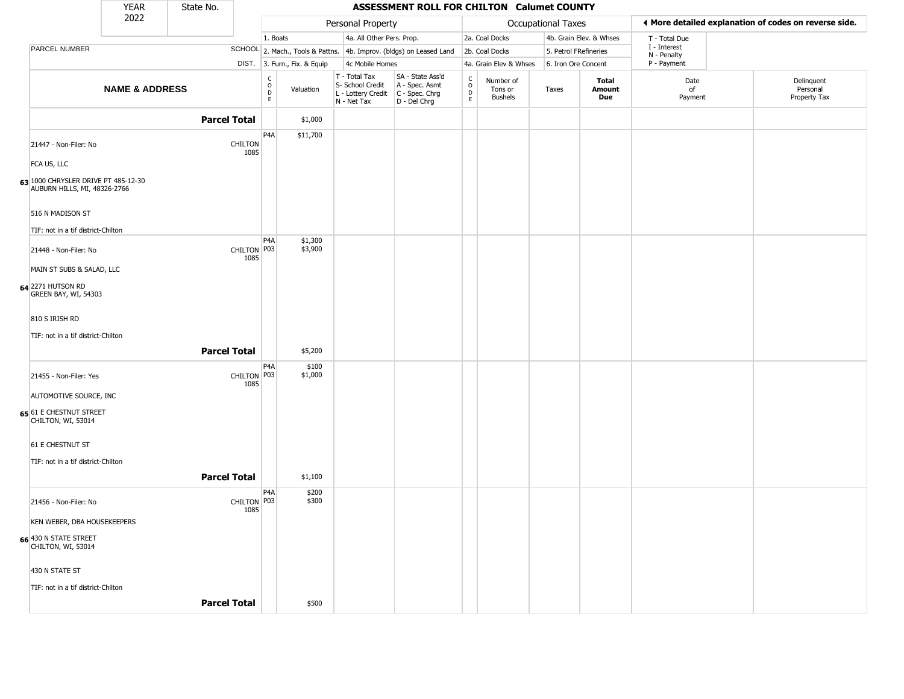# ASSESSMENT ROLL FOR CHILTON Calumet COUNTY

| YEAR | State No. |
|---|---|
| 2022 | |

| Personal Property | | Occupational Taxes | |
|---|---|---|---|
| 1. Boats | 4a. All Other Pers. Prop. | 2a. Coal Docks | 4b. Grain Elev. & Whses |
| 2. Mach., Tools & Pattns. | 4b. Improv. (bldgs) on Leased Land | 2b. Coal Docks | 5. Petrol FRefineries |
| 3. Furn., Fix. & Equip | 4c Mobile Homes | 4a. Grain Elev & Whses | 6. Iron Ore Concent |

◄ More detailed explanation of codes on reverse side.

T - Total Due
I - Interest
N - Penalty
P - Payment

| | NAME & ADDRESS | PARCEL NUMBER / SCHOOL DIST. | CODE | Valuation | T - Total Tax S- School Credit L - Lottery Credit N - Net Tax | SA - State Ass'd A - Spec. Asmt C - Spec. Chrg D - Del Chrg | CODE | Number of Tons or Bushels | Taxes | Total Amount Due | Date of Payment | Delinquent Personal Property Tax |
|---|---|---|---|---|---|---|---|---|---|---|---|---|
| | **Parcel Total** | | | $1,000 | | | | | | | | |
| 63 | 21447 - Non-Filer: No<br>FCA US, LLC<br>1000 CHRYSLER DRIVE PT 485-12-30<br>AUBURN HILLS, MI, 48326-2766<br>516 N MADISON ST<br>TIF: not in a tif district-Chilton | CHILTON 1085 | P4A | $11,700 | | | | | | | | |
| 64 | 21448 - Non-Filer: No<br>MAIN ST SUBS & SALAD, LLC<br>2271 HUTSON RD<br>GREEN BAY, WI, 54303<br>810 S IRISH RD<br>TIF: not in a tif district-Chilton | CHILTON 1085 | P4A<br>P03 | $1,300<br>$3,900 | | | | | | | | |
| | **Parcel Total** | | | $5,200 | | | | | | | | |
| 65 | 21455 - Non-Filer: Yes<br>AUTOMOTIVE SOURCE, INC<br>61 E CHESTNUT STREET<br>CHILTON, WI, 53014<br>61 E CHESTNUT ST<br>TIF: not in a tif district-Chilton | CHILTON 1085 | P4A<br>P03 | $100<br>$1,000 | | | | | | | | |
| | **Parcel Total** | | | $1,100 | | | | | | | | |
| 66 | 21456 - Non-Filer: No<br>KEN WEBER, DBA HOUSEKEEPERS<br>430 N STATE STREET<br>CHILTON, WI, 53014<br>430 N STATE ST<br>TIF: not in a tif district-Chilton | CHILTON 1085 | P4A<br>P03 | $200<br>$300 | | | | | | | | |
| | **Parcel Total** | | | $500 | | | | | | | | |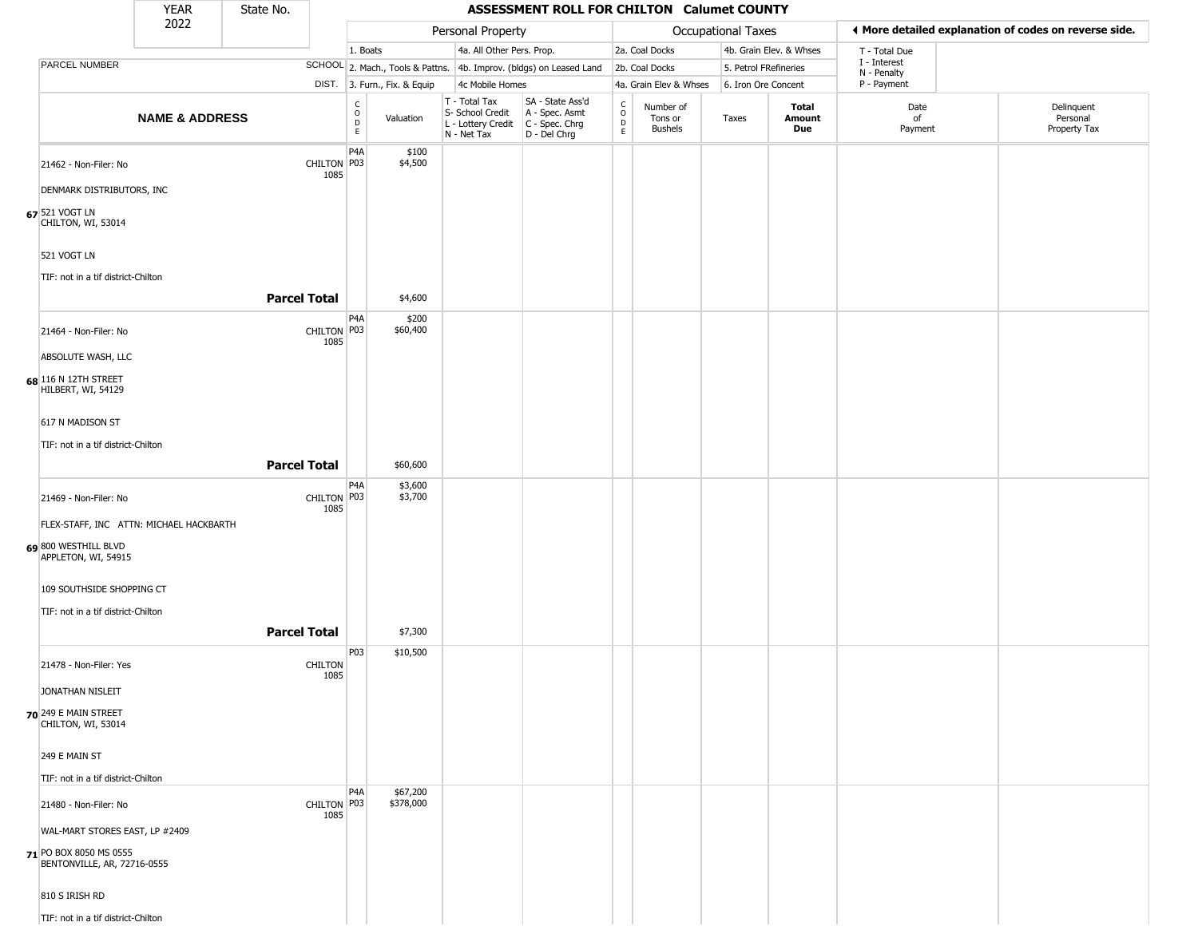# ASSESSMENT ROLL FOR CHILTON Calumet COUNTY

YEAR 2022 | State No.

| PARCEL NUMBER / NAME & ADDRESS | SCHOOL DIST. | CODE | Valuation | T - Total Tax / S- School Credit / L - Lottery Credit / N - Net Tax | SA - State Ass'd / A - Spec. Asmt / C - Spec. Chrg / D - Del Chrg | CODE | Number of Tons or Bushels | Taxes | Total Amount Due | Date of Payment | Delinquent Personal Property Tax |
|---|---|---|---|---|---|---|---|---|---|---|---|
| **Personal Property:** 1. Boats; 2. Mach., Tools & Pattns.; 3. Furn., Fix. & Equip; 4a. All Other Pers. Prop.; 4b. Improv. (bldgs) on Leased Land; 4c Mobile Homes | | | | | | **Occupational Taxes:** 2a. Coal Docks; 2b. Coal Docks; 4a. Grain Elev & Whses; 4b. Grain Elev. & Whses; 5. Petrol FRefineries; 6. Iron Ore Concent | | | | T - Total Due; I - Interest; N - Penalty; P - Payment | |
| 67 21462 - Non-Filer: No<br>DENMARK DISTRIBUTORS, INC<br>521 VOGT LN<br>CHILTON, WI, 53014<br>521 VOGT LN<br>TIF: not in a tif district-Chilton | CHILTON 1085 | P4A<br>P03 | \$100<br>\$4,500 | | | | | | | | |
| **Parcel Total** | | | \$4,600 | | | | | | | | |
| 68 21464 - Non-Filer: No<br>ABSOLUTE WASH, LLC<br>116 N 12TH STREET<br>HILBERT, WI, 54129<br>617 N MADISON ST<br>TIF: not in a tif district-Chilton | CHILTON 1085 | P4A<br>P03 | \$200<br>\$60,400 | | | | | | | | |
| **Parcel Total** | | | \$60,600 | | | | | | | | |
| 69 21469 - Non-Filer: No<br>FLEX-STAFF, INC ATTN: MICHAEL HACKBARTH<br>800 WESTHILL BLVD<br>APPLETON, WI, 54915<br>109 SOUTHSIDE SHOPPING CT<br>TIF: not in a tif district-Chilton | CHILTON 1085 | P4A<br>P03 | \$3,600<br>\$3,700 | | | | | | | | |
| **Parcel Total** | | | \$7,300 | | | | | | | | |
| 70 21478 - Non-Filer: Yes<br>JONATHAN NISLEIT<br>249 E MAIN STREET<br>CHILTON, WI, 53014<br>249 E MAIN ST<br>TIF: not in a tif district-Chilton | CHILTON 1085 | P03 | \$10,500 | | | | | | | | |
| 71 21480 - Non-Filer: No<br>WAL-MART STORES EAST, LP #2409<br>PO BOX 8050 MS 0555<br>BENTONVILLE, AR, 72716-0555<br>810 S IRISH RD<br>TIF: not in a tif district-Chilton | CHILTON 1085 | P4A<br>P03 | \$67,200<br>\$378,000 | | | | | | | | |

◄ More detailed explanation of codes on reverse side.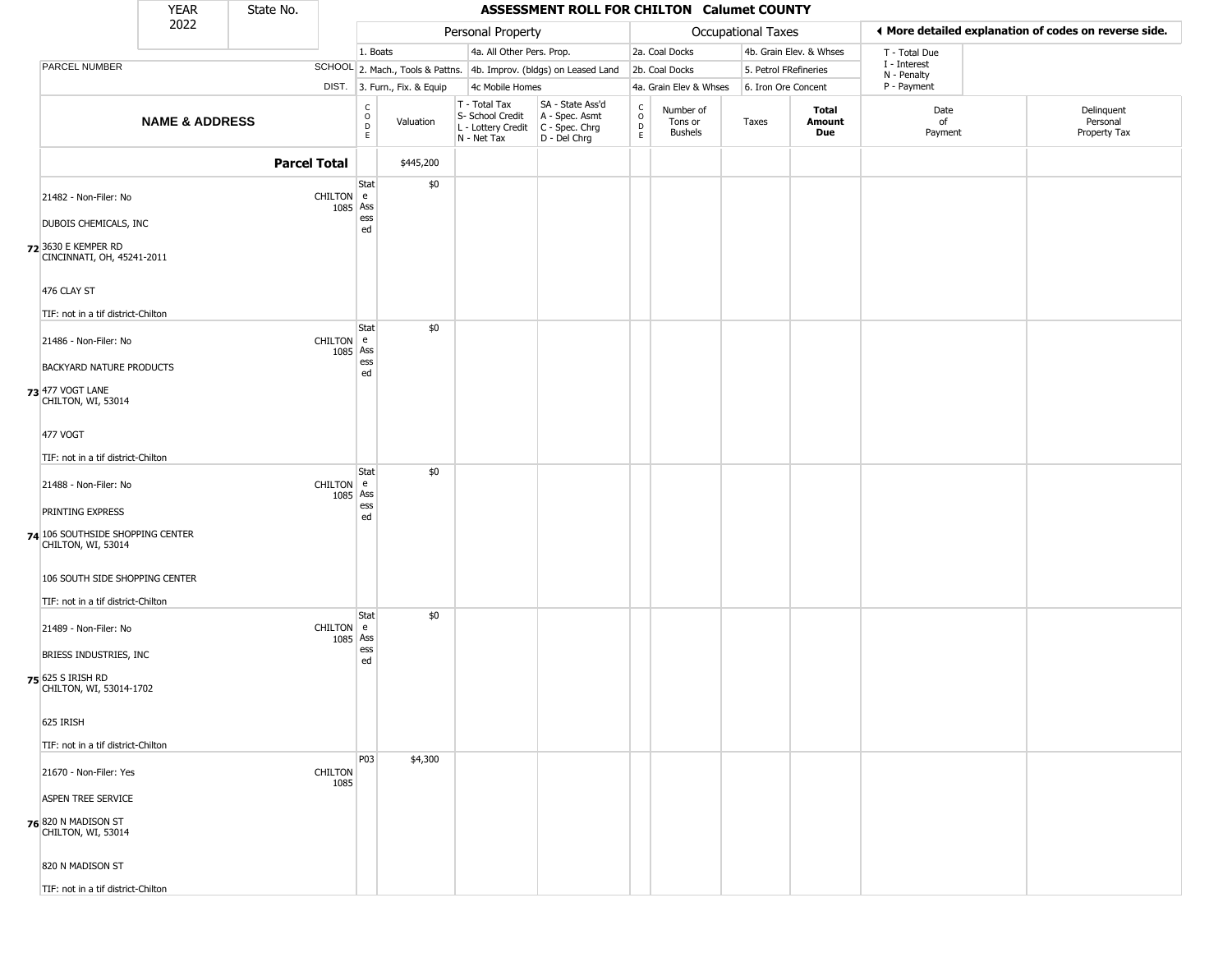| YEAR 2022 | State No. | | ASSESSMENT ROLL FOR CHILTON Calumet COUNTY | | | | | | | | | |
|---|---|---|---|---|---|---|---|---|---|---|---|---|

| | | Personal Property | | | | Occupational Taxes | | | | ◂ More detailed explanation of codes on reverse side. | |
|---|---|---|---|---|---|---|---|---|---|---|---|
| PARCEL NUMBER | SCHOOL DIST. | 1. Boats<br>2. Mach., Tools & Pattns.<br>3. Furn., Fix. & Equip | | 4a. All Other Pers. Prop.<br>4b. Improv. (bldgs) on Leased Land<br>4c Mobile Homes | | 2a. Coal Docks<br>2b. Coal Docks<br>4a. Grain Elev & Whses | | 4b. Grain Elev. & Whses<br>5. Petrol FRefineries<br>6. Iron Ore Concent | | T - Total Due<br>I - Interest<br>N - Penalty<br>P - Payment | |
| **NAME & ADDRESS** | | CODE | Valuation | T - Total Tax<br>S- School Credit<br>L - Lottery Credit<br>N - Net Tax | SA - State Ass'd<br>A - Spec. Asmt<br>C - Spec. Chrg<br>D - Del Chrg | CODE | Number of Tons or Bushels | Taxes | **Total Amount Due** | Date of Payment | Delinquent Personal Property Tax |
| **Parcel Total** | | | $445,200 | | | | | | | | |
| 72 21482 - Non-Filer: No<br>DUBOIS CHEMICALS, INC<br>3630 E KEMPER RD<br>CINCINNATI, OH, 45241-2011<br>476 CLAY ST<br>TIF: not in a tif district-Chilton | CHILTON 1085 | State Assessed | $0 | | | | | | | | |
| 73 21486 - Non-Filer: No<br>BACKYARD NATURE PRODUCTS<br>477 VOGT LANE<br>CHILTON, WI, 53014<br>477 VOGT<br>TIF: not in a tif district-Chilton | CHILTON 1085 | State Assessed | $0 | | | | | | | | |
| 74 21488 - Non-Filer: No<br>PRINTING EXPRESS<br>106 SOUTHSIDE SHOPPING CENTER<br>CHILTON, WI, 53014<br>106 SOUTH SIDE SHOPPING CENTER<br>TIF: not in a tif district-Chilton | CHILTON 1085 | State Assessed | $0 | | | | | | | | |
| 75 21489 - Non-Filer: No<br>BRIESS INDUSTRIES, INC<br>625 S IRISH RD<br>CHILTON, WI, 53014-1702<br>625 IRISH<br>TIF: not in a tif district-Chilton | CHILTON 1085 | State Assessed | $0 | | | | | | | | |
| 76 21670 - Non-Filer: Yes<br>ASPEN TREE SERVICE<br>820 N MADISON ST<br>CHILTON, WI, 53014<br>820 N MADISON ST<br>TIF: not in a tif district-Chilton | CHILTON 1085 | P03 | $4,300 | | | | | | | | |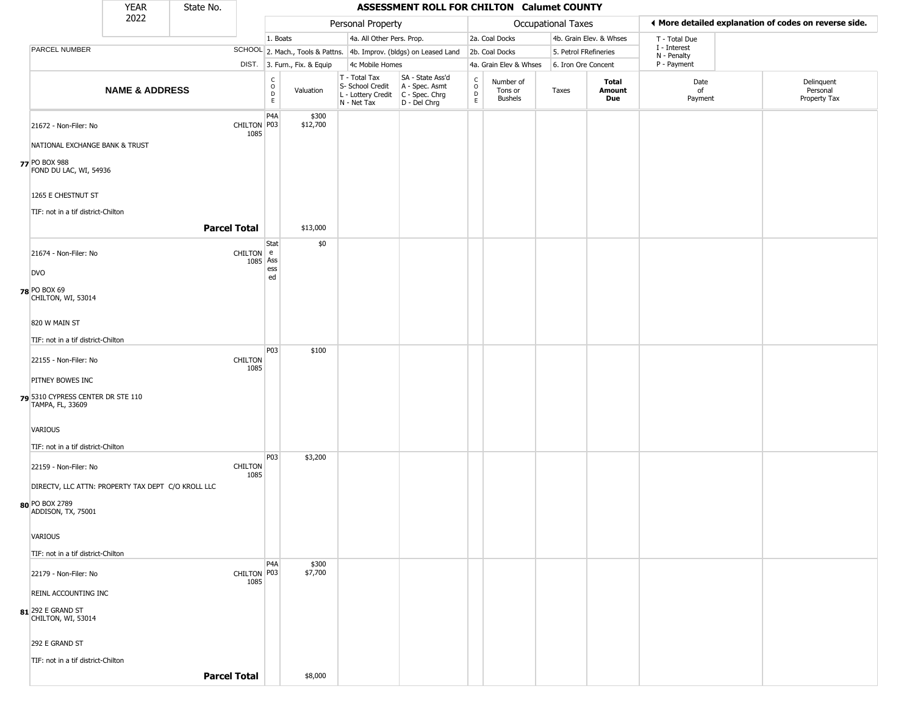| YEAR 2022 | State No. | | **ASSESSMENT ROLL FOR CHILTON Calumet COUNTY** | | | | | | | | | | |
|---|---|---|---|---|---|---|---|---|---|---|---|---|---|
| | | | Personal Property | | | | Occupational Taxes | | | | ◄ More detailed explanation of codes on reverse side. | | |
| | | | 1. Boats | | 4a. All Other Pers. Prop. | | 2a. Coal Docks | | 4b. Grain Elev. & Whses | | T - Total Due | | |
| PARCEL NUMBER | | SCHOOL | 2. Mach., Tools & Pattns. | | 4b. Improv. (bldgs) on Leased Land | | 2b. Coal Docks | | 5. Petrol FRefineries | | I - Interest N - Penalty | | |
| | | DIST. | 3. Furn., Fix. & Equip | | 4c Mobile Homes | | 4a. Grain Elev & Whses | | 6. Iron Ore Concent | | P - Payment | | |
| **NAME & ADDRESS** | | | CODE | Valuation | T - Total Tax S- School Credit L - Lottery Credit N - Net Tax | SA - State Ass'd A - Spec. Asmt C - Spec. Chrg D - Del Chrg | CODE | Number of Tons or Bushels | Taxes | **Total Amount Due** | Date of Payment | Delinquent Personal Property Tax | |
| 77 | 21672 - Non-Filer: No<br>NATIONAL EXCHANGE BANK & TRUST<br>PO BOX 988<br>FOND DU LAC, WI, 54936<br>1265 E CHESTNUT ST<br>TIF: not in a tif district-Chilton | CHILTON 1085 | P4A<br>P03 | $300<br>$12,700 | | | | | | | | | |
| | **Parcel Total** | | | $13,000 | | | | | | | | | |
| 78 | 21674 - Non-Filer: No<br>DVO<br>PO BOX 69<br>CHILTON, WI, 53014<br>820 W MAIN ST<br>TIF: not in a tif district-Chilton | CHILTON 1085 | State Assessed | $0 | | | | | | | | | |
| 79 | 22155 - Non-Filer: No<br>PITNEY BOWES INC<br>5310 CYPRESS CENTER DR STE 110<br>TAMPA, FL, 33609<br>VARIOUS<br>TIF: not in a tif district-Chilton | CHILTON 1085 | P03 | $100 | | | | | | | | | |
| 80 | 22159 - Non-Filer: No<br>DIRECTV, LLC ATTN: PROPERTY TAX DEPT C/O KROLL LLC<br>PO BOX 2789<br>ADDISON, TX, 75001<br>VARIOUS<br>TIF: not in a tif district-Chilton | CHILTON 1085 | P03 | $3,200 | | | | | | | | | |
| 81 | 22179 - Non-Filer: No<br>REINL ACCOUNTING INC<br>292 E GRAND ST<br>CHILTON, WI, 53014<br>292 E GRAND ST<br>TIF: not in a tif district-Chilton | CHILTON 1085 | P4A<br>P03 | $300<br>$7,700 | | | | | | | | | |
| | **Parcel Total** | | | $8,000 | | | | | | | | | |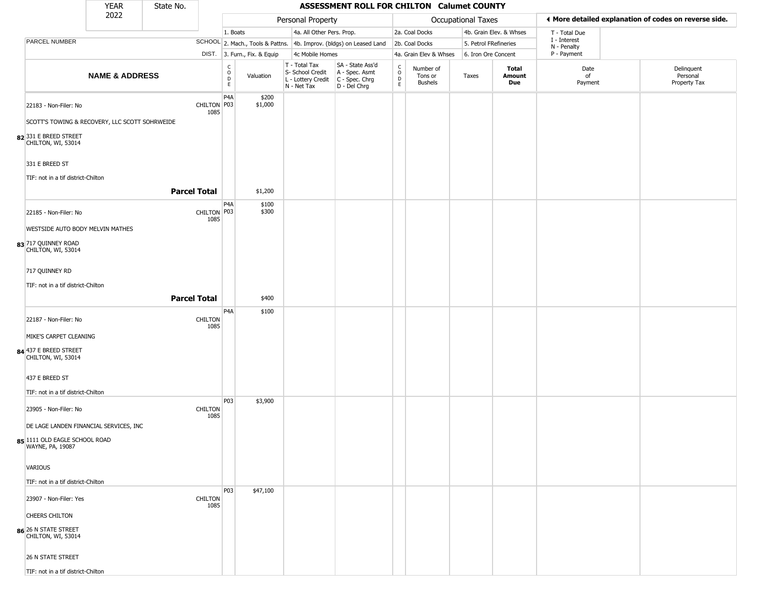| YEAR 2022 | State No. | ASSESSMENT ROLL FOR CHILTON Calumet COUNTY | | | | | | | | | | |
|---|---|---|---|---|---|---|---|---|---|---|---|---|

| | | Personal Property | | | | | Occupational Taxes | | | | ◀ More detailed explanation of codes on reverse side. | |
|---|---|---|---|---|---|---|---|---|---|---|---|---|
| PARCEL NUMBER | SCHOOL DIST. | 1. Boats<br>2. Mach., Tools & Pattns.<br>3. Furn., Fix. & Equip | | 4a. All Other Pers. Prop.<br>4b. Improv. (bldgs) on Leased Land<br>4c Mobile Homes | | | 2a. Coal Docks<br>2b. Coal Docks<br>4a. Grain Elev & Whses | | 4b. Grain Elev. & Whses<br>5. Petrol FRefineries<br>6. Iron Ore Concent | | T - Total Due<br>I - Interest<br>N - Penalty<br>P - Payment | |
| **NAME & ADDRESS** | | CODE | Valuation | T - Total Tax<br>S- School Credit<br>L - Lottery Credit<br>N - Net Tax | SA - State Ass'd<br>A - Spec. Asmt<br>C - Spec. Chrg<br>D - Del Chrg | CODE | Number of Tons or Bushels | Taxes | **Total Amount Due** | Date of Payment | Delinquent Personal Property Tax |
| 22183 - Non-Filer: No<br>SCOTT'S TOWING & RECOVERY, LLC SCOTT SOHRWEIDE<br>82 331 E BREED STREET<br>CHILTON, WI, 53014<br>331 E BREED ST<br>TIF: not in a tif district-Chilton | CHILTON 1085 | P4A<br>P03 | $200<br>$1,000 | | | | | | | | |
| **Parcel Total** | | | $1,200 | | | | | | | | |
| 22185 - Non-Filer: No<br>WESTSIDE AUTO BODY MELVIN MATHES<br>83 717 QUINNEY ROAD<br>CHILTON, WI, 53014<br>717 QUINNEY RD<br>TIF: not in a tif district-Chilton | CHILTON 1085 | P4A<br>P03 | $100<br>$300 | | | | | | | | |
| **Parcel Total** | | | $400 | | | | | | | | |
| 22187 - Non-Filer: No<br>MIKE'S CARPET CLEANING<br>84 437 E BREED STREET<br>CHILTON, WI, 53014<br>437 E BREED ST<br>TIF: not in a tif district-Chilton | CHILTON 1085 | P4A | $100 | | | | | | | | |
| 23905 - Non-Filer: No<br>DE LAGE LANDEN FINANCIAL SERVICES, INC<br>85 1111 OLD EAGLE SCHOOL ROAD<br>WAYNE, PA, 19087<br>VARIOUS<br>TIF: not in a tif district-Chilton | CHILTON 1085 | P03 | $3,900 | | | | | | | | |
| 23907 - Non-Filer: Yes<br>CHEERS CHILTON<br>86 26 N STATE STREET<br>CHILTON, WI, 53014<br>26 N STATE STREET<br>TIF: not in a tif district-Chilton | CHILTON 1085 | P03 | $47,100 | | | | | | | | |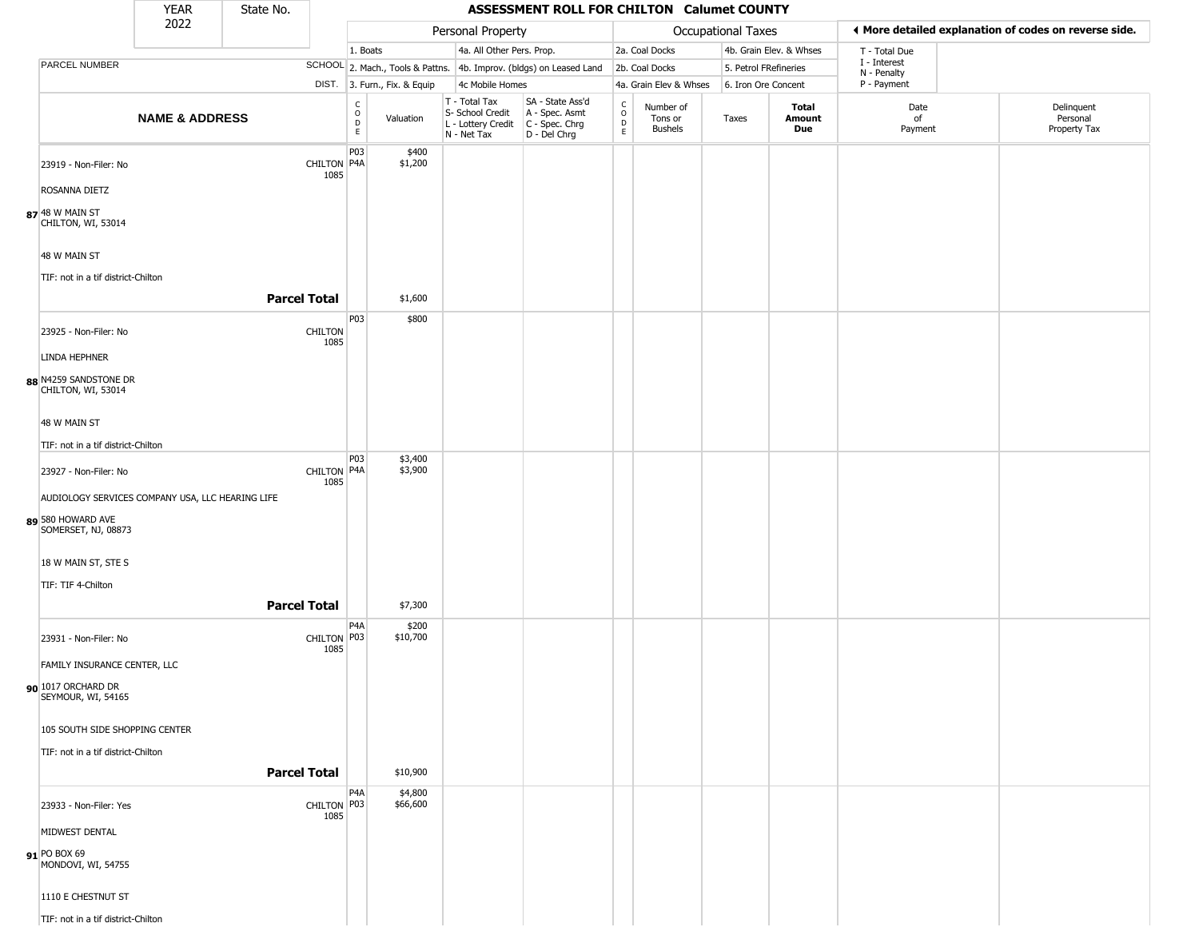| YEAR 2022 | State No. | ASSESSMENT ROLL FOR CHILTON Calumet COUNTY |
|---|---|---|

| | | Personal Property | | | | Occupational Taxes | | | | ◄ More detailed explanation of codes on reverse side. | |
|---|---|---|---|---|---|---|---|---|---|---|---|
| PARCEL NUMBER | SCHOOL DIST. | 1. Boats<br>2. Mach., Tools & Pattns.<br>3. Furn., Fix. & Equip | | 4a. All Other Pers. Prop.<br>4b. Improv. (bldgs) on Leased Land<br>4c Mobile Homes | | 2a. Coal Docks<br>2b. Coal Docks<br>4a. Grain Elev & Whses | | 4b. Grain Elev. & Whses<br>5. Petrol FRefineries<br>6. Iron Ore Concent | | T - Total Due<br>I - Interest<br>N - Penalty<br>P - Payment | |
| **NAME & ADDRESS** | | CODE | Valuation | T - Total Tax<br>S- School Credit<br>L - Lottery Credit<br>N - Net Tax | SA - State Ass'd<br>A - Spec. Asmt<br>C - Spec. Chrg<br>D - Del Chrg | CODE | Number of Tons or Bushels | Taxes | **Total Amount Due** | Date of Payment | Delinquent Personal Property Tax |
| 23919 - Non-Filer: No<br>ROSANNA DIETZ<br>**87** 48 W MAIN ST<br>CHILTON, WI, 53014<br>48 W MAIN ST<br>TIF: not in a tif district-Chilton | CHILTON 1085 | P03<br>P4A | $400<br>$1,200 | | | | | | | | |
| **Parcel Total** | | | $1,600 | | | | | | | | |
| 23925 - Non-Filer: No<br>LINDA HEPHNER<br>**88** N4259 SANDSTONE DR<br>CHILTON, WI, 53014<br>48 W MAIN ST<br>TIF: not in a tif district-Chilton | CHILTON 1085 | P03 | $800 | | | | | | | | |
| 23927 - Non-Filer: No<br>AUDIOLOGY SERVICES COMPANY USA, LLC HEARING LIFE<br>**89** 580 HOWARD AVE<br>SOMERSET, NJ, 08873<br>18 W MAIN ST, STE S<br>TIF: TIF 4-Chilton | CHILTON 1085 | P03<br>P4A | $3,400<br>$3,900 | | | | | | | | |
| **Parcel Total** | | | $7,300 | | | | | | | | |
| 23931 - Non-Filer: No<br>FAMILY INSURANCE CENTER, LLC<br>**90** 1017 ORCHARD DR<br>SEYMOUR, WI, 54165<br>105 SOUTH SIDE SHOPPING CENTER<br>TIF: not in a tif district-Chilton | CHILTON 1085 | P4A<br>P03 | $200<br>$10,700 | | | | | | | | |
| **Parcel Total** | | | $10,900 | | | | | | | | |
| 23933 - Non-Filer: Yes<br>MIDWEST DENTAL<br>**91** PO BOX 69<br>MONDOVI, WI, 54755<br>1110 E CHESTNUT ST<br>TIF: not in a tif district-Chilton | CHILTON 1085 | P4A<br>P03 | $4,800<br>$66,600 | | | | | | | | |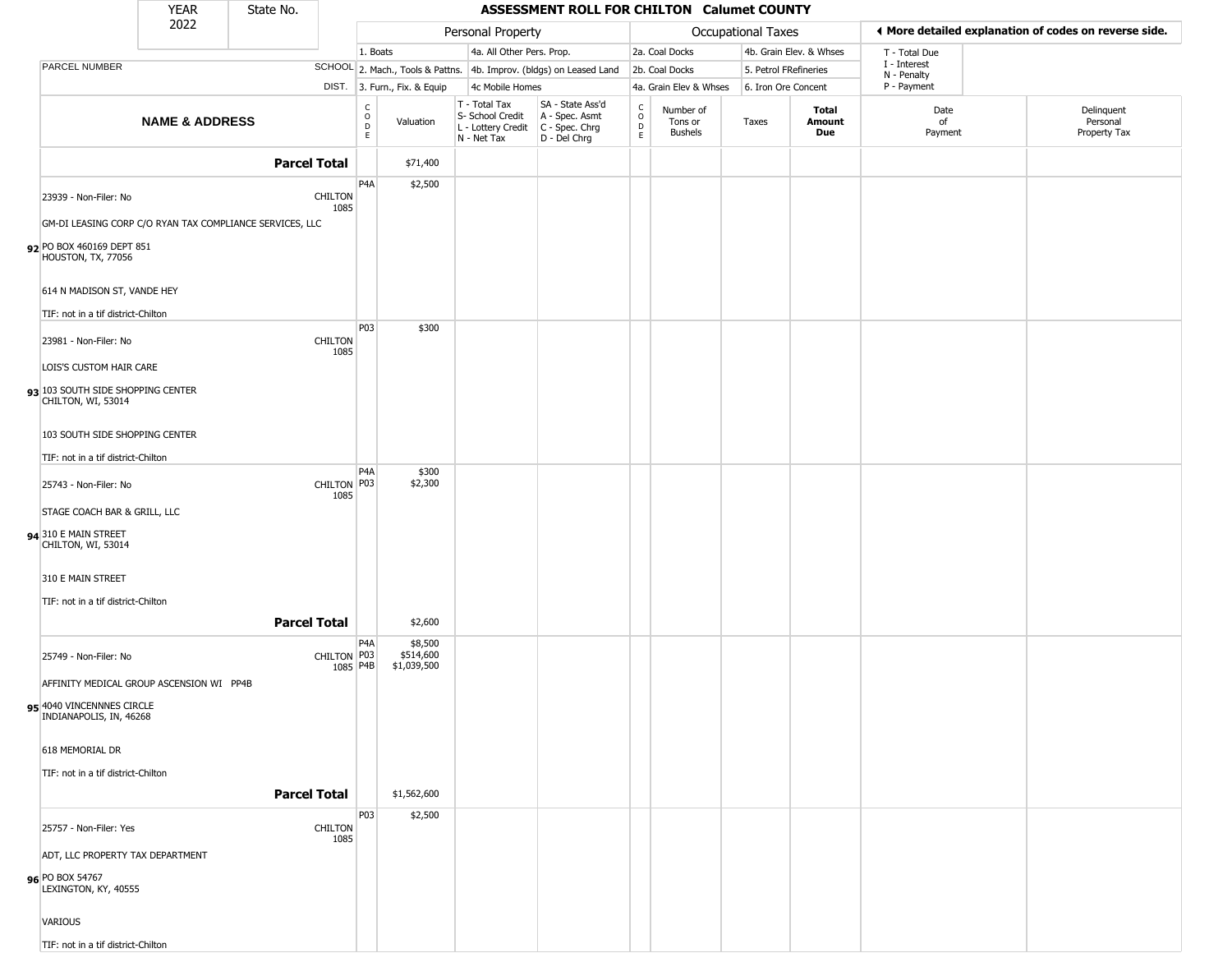| YEAR 2022 | State No. | ASSESSMENT ROLL FOR CHILTON Calumet COUNTY | | | | | | | | | | |
|---|---|---|---|---|---|---|---|---|---|---|---|---|
| | | Personal Property | | | | | Occupational Taxes | | | | ◄ More detailed explanation of codes on reverse side. | |
| | | 1. Boats | | 4a. All Other Pers. Prop. | | | 2a. Coal Docks | | 4b. Grain Elev. & Whses | | T - Total Due<br>I - Interest<br>N - Penalty<br>P - Payment | |
| PARCEL NUMBER | SCHOOL | 2. Mach., Tools & Pattns. | | 4b. Improv. (bldgs) on Leased Land | | | 2b. Coal Docks | | 5. Petrol FRefineries | | | |
| | DIST. | 3. Furn., Fix. & Equip | | 4c Mobile Homes | | | 4a. Grain Elev & Whses | | 6. Iron Ore Concent | | | |
| **NAME & ADDRESS** | | CODE | Valuation | T - Total Tax<br>S- School Credit<br>L - Lottery Credit<br>N - Net Tax | SA - State Ass'd<br>A - Spec. Asmt<br>C - Spec. Chrg<br>D - Del Chrg | CODE | Number of Tons or Bushels | Taxes | **Total Amount Due** | Date of Payment | Delinquent Personal Property Tax | |
| **Parcel Total** | | | $71,400 | | | | | | | | | |
| 23939 - Non-Filer: No<br>GM-DI LEASING CORP C/O RYAN TAX COMPLIANCE SERVICES, LLC<br>**92** PO BOX 460169 DEPT 851<br>HOUSTON, TX, 77056<br>614 N MADISON ST, VANDE HEY<br>TIF: not in a tif district-Chilton | CHILTON 1085 | P4A | $2,500 | | | | | | | | | |
| 23981 - Non-Filer: No<br>LOIS'S CUSTOM HAIR CARE<br>**93** 103 SOUTH SIDE SHOPPING CENTER<br>CHILTON, WI, 53014<br>103 SOUTH SIDE SHOPPING CENTER<br>TIF: not in a tif district-Chilton | CHILTON 1085 | P03 | $300 | | | | | | | | | |
| 25743 - Non-Filer: No<br>STAGE COACH BAR & GRILL, LLC<br>**94** 310 E MAIN STREET<br>CHILTON, WI, 53014<br>310 E MAIN STREET<br>TIF: not in a tif district-Chilton | CHILTON 1085 | P4A<br>P03 | $300<br>$2,300 | | | | | | | | | |
| **Parcel Total** | | | $2,600 | | | | | | | | | |
| 25749 - Non-Filer: No<br>AFFINITY MEDICAL GROUP ASCENSION WI PP4B<br>**95** 4040 VINCENNNES CIRCLE<br>INDIANAPOLIS, IN, 46268<br>618 MEMORIAL DR<br>TIF: not in a tif district-Chilton | CHILTON 1085 | P4A<br>P03<br>P4B | $8,500<br>$514,600<br>$1,039,500 | | | | | | | | | |
| **Parcel Total** | | | $1,562,600 | | | | | | | | | |
| 25757 - Non-Filer: Yes<br>ADT, LLC PROPERTY TAX DEPARTMENT<br>**96** PO BOX 54767<br>LEXINGTON, KY, 40555<br>VARIOUS<br>TIF: not in a tif district-Chilton | CHILTON 1085 | P03 | $2,500 | | | | | | | | | |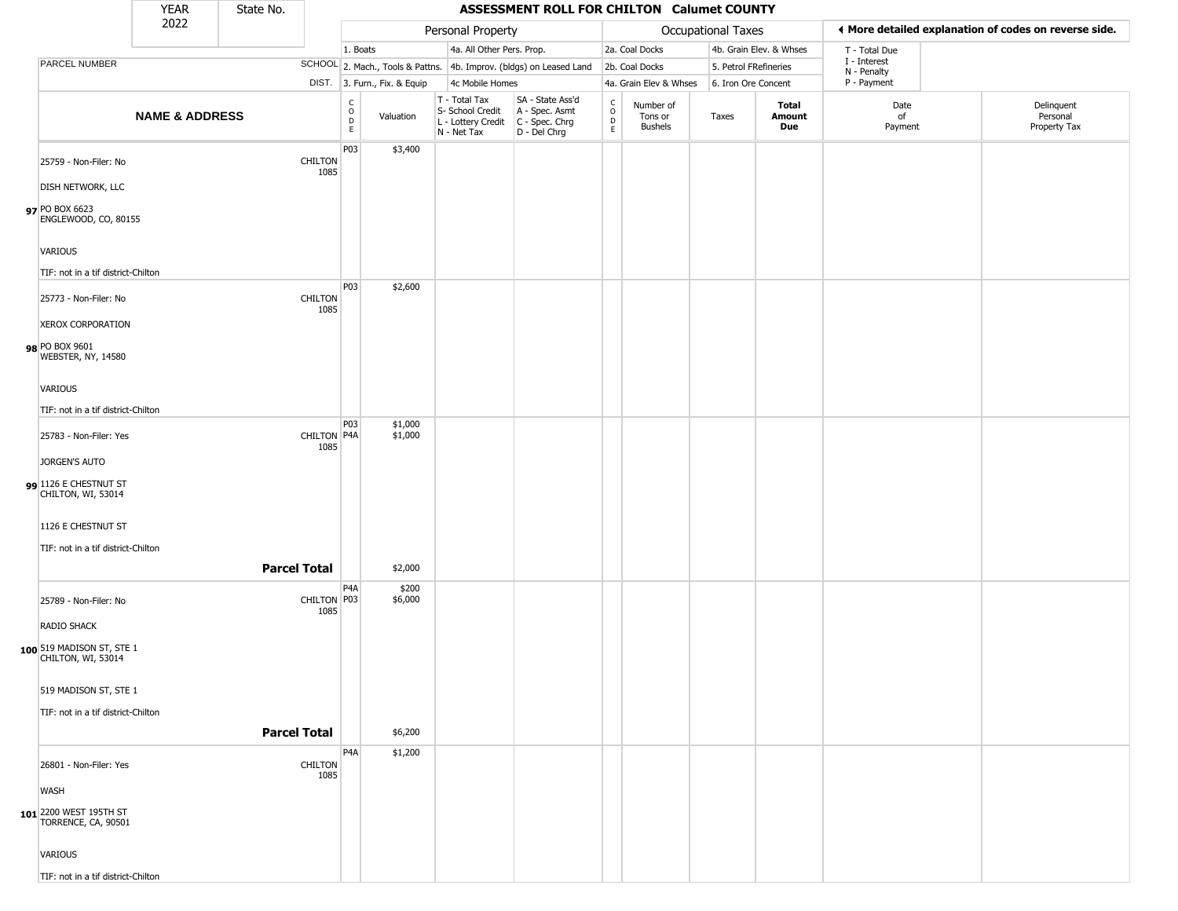# ASSESSMENT ROLL FOR CHILTON Calumet COUNTY

| YEAR | State No. |
|---|---|
| 2022 | |

| | | Personal Property | | | | Occupational Taxes | | | | ◀ More detailed explanation of codes on reverse side. | |
|---|---|---|---|---|---|---|---|---|---|---|---|
| PARCEL NUMBER | SCHOOL DIST. | 1. Boats<br>2. Mach., Tools & Pattns.<br>3. Furn., Fix. & Equip | | 4a. All Other Pers. Prop.<br>4b. Improv. (bldgs) on Leased Land<br>4c Mobile Homes | | 2a. Coal Docks<br>2b. Coal Docks<br>4a. Grain Elev & Whses | | 4b. Grain Elev. & Whses<br>5. Petrol FRefineries<br>6. Iron Ore Concent | | T - Total Due<br>I - Interest<br>N - Penalty<br>P - Payment | |
| **NAME & ADDRESS** | | CODE | Valuation | T - Total Tax<br>S- School Credit<br>L - Lottery Credit<br>N - Net Tax | SA - State Ass'd<br>A - Spec. Asmt<br>C - Spec. Chrg<br>D - Del Chrg | CODE | Number of Tons or Bushels | Taxes | **Total Amount Due** | Date of Payment | Delinquent Personal Property Tax |
| **97** 25759 - Non-Filer: No<br>DISH NETWORK, LLC<br>PO BOX 6623<br>ENGLEWOOD, CO, 80155<br>VARIOUS<br>TIF: not in a tif district-Chilton | CHILTON 1085 | P03 | $3,400 | | | | | | | | |
| **98** 25773 - Non-Filer: No<br>XEROX CORPORATION<br>PO BOX 9601<br>WEBSTER, NY, 14580<br>VARIOUS<br>TIF: not in a tif district-Chilton | CHILTON 1085 | P03 | $2,600 | | | | | | | | |
| **99** 25783 - Non-Filer: Yes<br>JORGEN'S AUTO<br>1126 E CHESTNUT ST<br>CHILTON, WI, 53014<br>1126 E CHESTNUT ST<br>TIF: not in a tif district-Chilton | CHILTON 1085 | P03<br>P4A | $1,000<br>$1,000 | | | | | | | | |
| | **Parcel Total** | | $2,000 | | | | | | | | |
| **100** 25789 - Non-Filer: No<br>RADIO SHACK<br>519 MADISON ST, STE 1<br>CHILTON, WI, 53014<br>519 MADISON ST, STE 1<br>TIF: not in a tif district-Chilton | CHILTON 1085 | P4A<br>P03 | $200<br>$6,000 | | | | | | | | |
| | **Parcel Total** | | $6,200 | | | | | | | | |
| **101** 26801 - Non-Filer: Yes<br>WASH<br>2200 WEST 195TH ST<br>TORRENCE, CA, 90501<br>VARIOUS<br>TIF: not in a tif district-Chilton | CHILTON 1085 | P4A | $1,200 | | | | | | | | |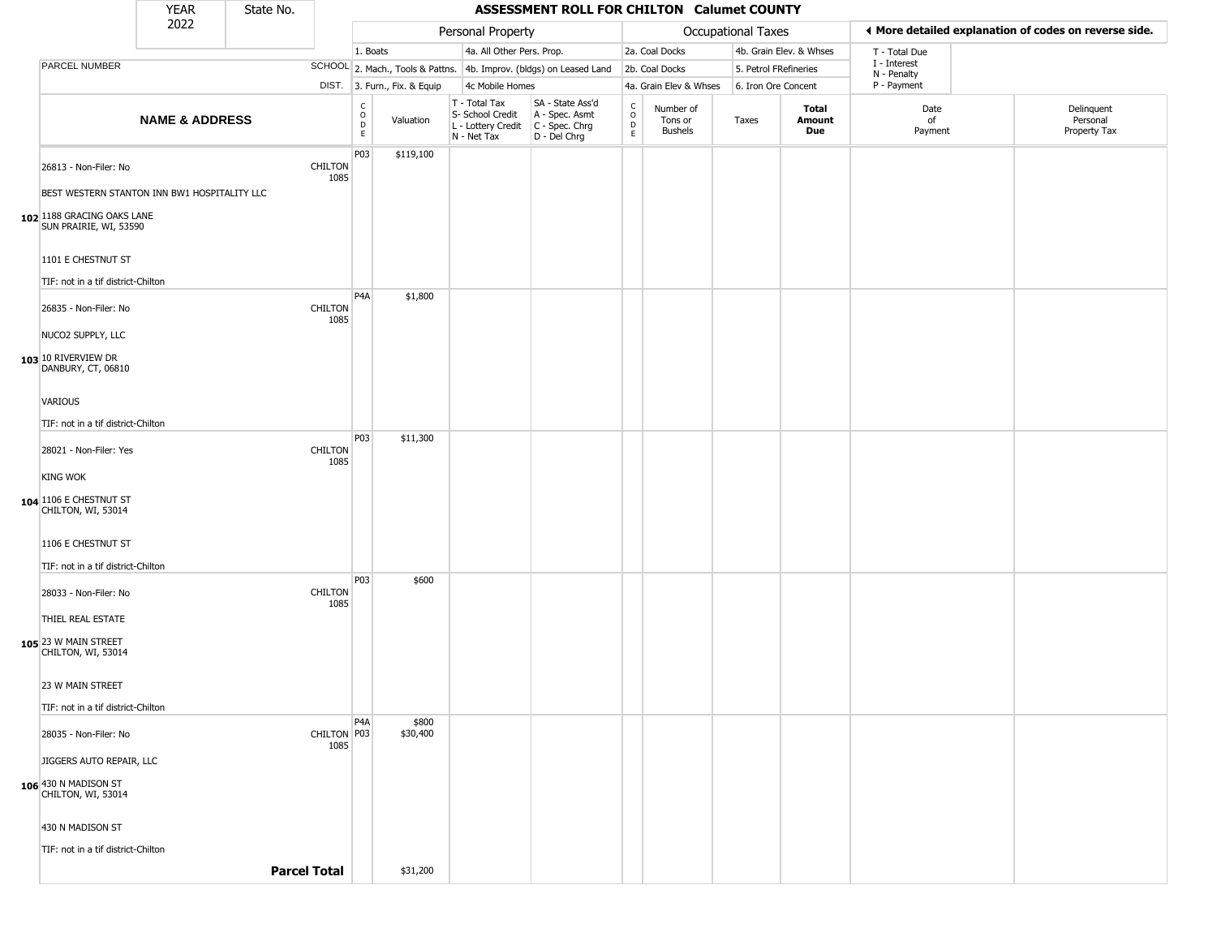# ASSESSMENT ROLL FOR CHILTON Calumet COUNTY

| YEAR | State No. |
|---|---|
| 2022 | |

| | | Personal Property | | | | Occupational Taxes | | | | ◀ More detailed explanation of codes on reverse side. | |
|---|---|---|---|---|---|---|---|---|---|---|---|
| | | 1. Boats | | 4a. All Other Pers. Prop. | | 2a. Coal Docks | | 4b. Grain Elev. & Whses | | T - Total Due | |
| PARCEL NUMBER | SCHOOL | 2. Mach., Tools & Pattns. | | 4b. Improv. (bldgs) on Leased Land | | 2b. Coal Docks | | 5. Petrol FRefineries | | I - Interest; N - Penalty | |
| | DIST. | 3. Furn., Fix. & Equip | | 4c Mobile Homes | | 4a. Grain Elev & Whses | | 6. Iron Ore Concent | | P - Payment | |
| **NAME & ADDRESS** | | CODE | Valuation | T - Total Tax; S- School Credit; L - Lottery Credit; N - Net Tax | SA - State Ass'd; A - Spec. Asmt; C - Spec. Chrg; D - Del Chrg | CODE | Number of Tons or Bushels | Taxes | **Total Amount Due** | Date of Payment | Delinquent Personal Property Tax |
| **102** 26813 - Non-Filer: No<br>BEST WESTERN STANTON INN BW1 HOSPITALITY LLC<br>1188 GRACING OAKS LANE<br>SUN PRAIRIE, WI, 53590<br>1101 E CHESTNUT ST<br>TIF: not in a tif district-Chilton | CHILTON 1085 | P03 | $119,100 | | | | | | | | |
| **103** 26835 - Non-Filer: No<br>NUCO2 SUPPLY, LLC<br>10 RIVERVIEW DR<br>DANBURY, CT, 06810<br>VARIOUS<br>TIF: not in a tif district-Chilton | CHILTON 1085 | P4A | $1,800 | | | | | | | | |
| **104** 28021 - Non-Filer: Yes<br>KING WOK<br>1106 E CHESTNUT ST<br>CHILTON, WI, 53014<br>1106 E CHESTNUT ST<br>TIF: not in a tif district-Chilton | CHILTON 1085 | P03 | $11,300 | | | | | | | | |
| **105** 28033 - Non-Filer: No<br>THIEL REAL ESTATE<br>23 W MAIN STREET<br>CHILTON, WI, 53014<br>23 W MAIN STREET<br>TIF: not in a tif district-Chilton | CHILTON 1085 | P03 | $600 | | | | | | | | |
| **106** 28035 - Non-Filer: No<br>JIGGERS AUTO REPAIR, LLC<br>430 N MADISON ST<br>CHILTON, WI, 53014<br>430 N MADISON ST<br>TIF: not in a tif district-Chilton | CHILTON 1085 | P4A<br>P03 | $800<br>$30,400 | | | | | | | | |
| | **Parcel Total** | | $31,200 | | | | | | | | |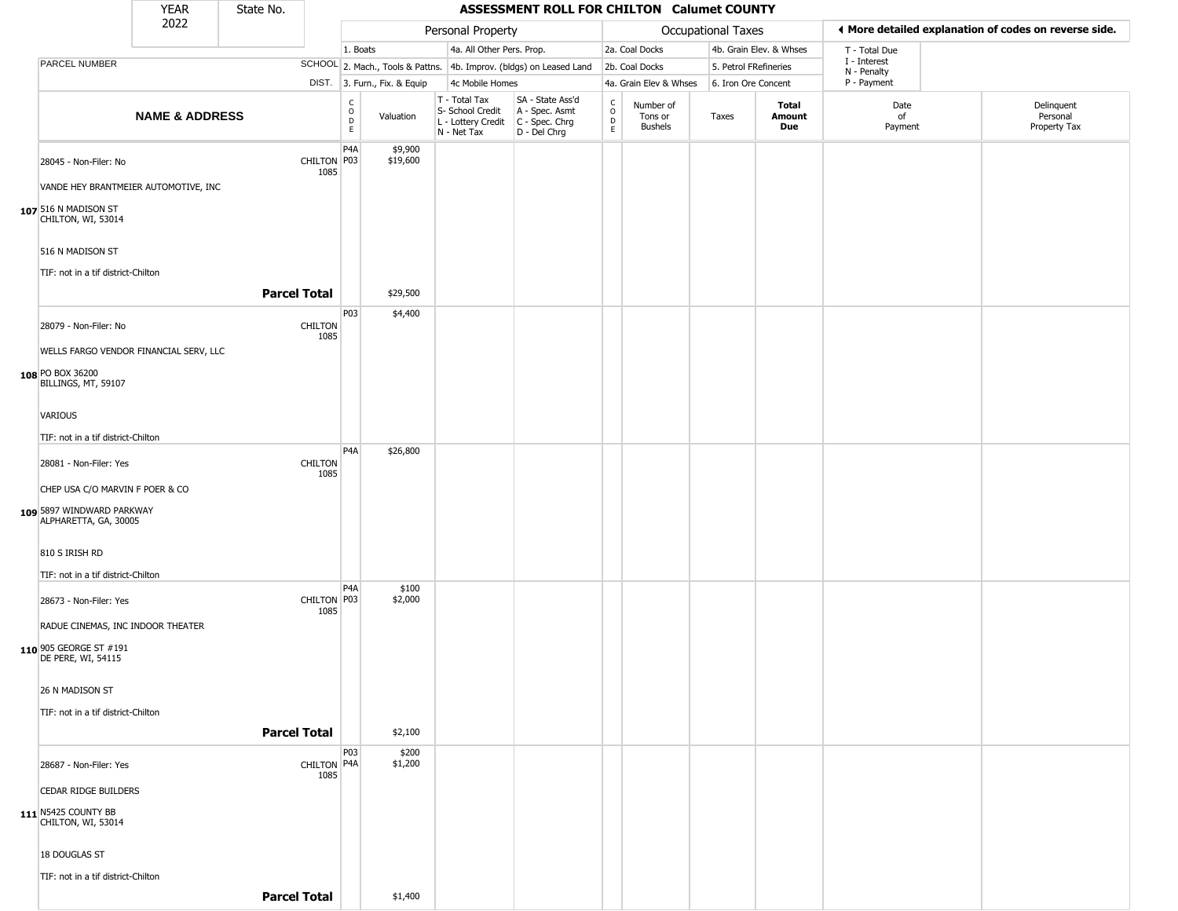# ASSESSMENT ROLL FOR CHILTON Calumet COUNTY

YEAR 2022 | State No.

| PARCEL NUMBER / NAME & ADDRESS | SCHOOL DIST. | CODE | Valuation | T - Total Tax, S- School Credit, L - Lottery Credit, N - Net Tax | SA - State Ass'd, A - Spec. Asmt, C - Spec. Chrg, D - Del Chrg | CODE | Number of Tons or Bushels | Taxes | Total Amount Due | Date of Payment | Delinquent Personal Property Tax |
|---|---|---|---|---|---|---|---|---|---|---|---|
| Personal Property: 1. Boats; 2. Mach., Tools & Pattns.; 3. Furn., Fix. & Equip; 4a. All Other Pers. Prop.; 4b. Improv. (bldgs) on Leased Land; 4c Mobile Homes | | | | | | Occupational Taxes: 2a. Coal Docks; 2b. Coal Docks; 4a. Grain Elev & Whses; 4b. Grain Elev. & Whses; 5. Petrol FRefineries; 6. Iron Ore Concent | | | | T - Total Due; I - Interest; N - Penalty; P - Payment | |
| **107** 28045 - Non-Filer: No<br>VANDE HEY BRANTMEIER AUTOMOTIVE, INC<br>516 N MADISON ST<br>CHILTON, WI, 53014<br>516 N MADISON ST<br>TIF: not in a tif district-Chilton | CHILTON 1085 | P4A<br>P03 | $9,900<br>$19,600 | | | | | | | | |
| **Parcel Total** | | | $29,500 | | | | | | | | |
| **108** 28079 - Non-Filer: No<br>WELLS FARGO VENDOR FINANCIAL SERV, LLC<br>PO BOX 36200<br>BILLINGS, MT, 59107<br>VARIOUS<br>TIF: not in a tif district-Chilton | CHILTON 1085 | P03 | $4,400 | | | | | | | | |
| **109** 28081 - Non-Filer: Yes<br>CHEP USA C/O MARVIN F POER & CO<br>5897 WINDWARD PARKWAY<br>ALPHARETTA, GA, 30005<br>810 S IRISH RD<br>TIF: not in a tif district-Chilton | CHILTON 1085 | P4A | $26,800 | | | | | | | | |
| **110** 28673 - Non-Filer: Yes<br>RADUE CINEMAS, INC INDOOR THEATER<br>905 GEORGE ST #191<br>DE PERE, WI, 54115<br>26 N MADISON ST<br>TIF: not in a tif district-Chilton | CHILTON 1085 | P4A<br>P03 | $100<br>$2,000 | | | | | | | | |
| **Parcel Total** | | | $2,100 | | | | | | | | |
| **111** 28687 - Non-Filer: Yes<br>CEDAR RIDGE BUILDERS<br>N5425 COUNTY BB<br>CHILTON, WI, 53014<br>18 DOUGLAS ST<br>TIF: not in a tif district-Chilton | CHILTON 1085 | P03<br>P4A | $200<br>$1,200 | | | | | | | | |
| **Parcel Total** | | | $1,400 | | | | | | | | |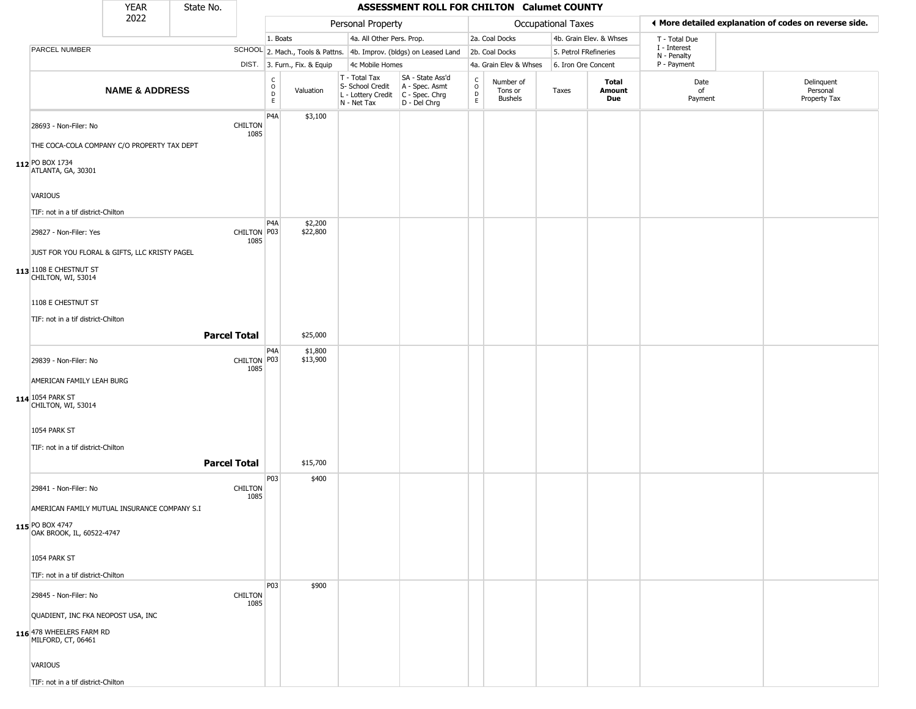| YEAR 2022 | State No. | ASSESSMENT ROLL FOR CHILTON Calumet COUNTY | | | | | | | | | |
|---|---|---|---|---|---|---|---|---|---|---|---|

| | | Personal Property | | | | Occupational Taxes | | | | ◀ More detailed explanation of codes on reverse side. | |
|---|---|---|---|---|---|---|---|---|---|---|---|
| PARCEL NUMBER | SCHOOL DIST. | 1. Boats<br>2. Mach., Tools & Pattns.<br>3. Furn., Fix. & Equip | | 4a. All Other Pers. Prop.<br>4b. Improv. (bldgs) on Leased Land<br>4c Mobile Homes | | 2a. Coal Docks<br>2b. Coal Docks<br>4a. Grain Elev & Whses | | 4b. Grain Elev. & Whses<br>5. Petrol FRefineries<br>6. Iron Ore Concent | | T - Total Due<br>I - Interest<br>N - Penalty<br>P - Payment | |
| NAME & ADDRESS | | CODE | Valuation | T - Total Tax<br>S- School Credit<br>L - Lottery Credit<br>N - Net Tax | SA - State Ass'd<br>A - Spec. Asmt<br>C - Spec. Chrg<br>D - Del Chrg | CODE | Number of Tons or Bushels | Taxes | Total Amount Due | Date of Payment | Delinquent Personal Property Tax |
| **112** 28693 - Non-Filer: No<br>THE COCA-COLA COMPANY C/O PROPERTY TAX DEPT<br>PO BOX 1734<br>ATLANTA, GA, 30301<br>VARIOUS<br>TIF: not in a tif district-Chilton | CHILTON 1085 | P4A | $3,100 | | | | | | | | |
| **113** 29827 - Non-Filer: Yes<br>JUST FOR YOU FLORAL & GIFTS, LLC KRISTY PAGEL<br>1108 E CHESTNUT ST<br>CHILTON, WI, 53014<br>1108 E CHESTNUT ST<br>TIF: not in a tif district-Chilton | CHILTON 1085 | P4A<br>P03 | $2,200<br>$22,800 | | | | | | | | |
| **Parcel Total** | | | $25,000 | | | | | | | | |
| **114** 29839 - Non-Filer: No<br>AMERICAN FAMILY LEAH BURG<br>1054 PARK ST<br>CHILTON, WI, 53014<br>1054 PARK ST<br>TIF: not in a tif district-Chilton | CHILTON 1085 | P4A<br>P03 | $1,800<br>$13,900 | | | | | | | | |
| **Parcel Total** | | | $15,700 | | | | | | | | |
| **115** 29841 - Non-Filer: No<br>AMERICAN FAMILY MUTUAL INSURANCE COMPANY S.I<br>PO BOX 4747<br>OAK BROOK, IL, 60522-4747<br>1054 PARK ST<br>TIF: not in a tif district-Chilton | CHILTON 1085 | P03 | $400 | | | | | | | | |
| **116** 29845 - Non-Filer: No<br>QUADIENT, INC FKA NEOPOST USA, INC<br>478 WHEELERS FARM RD<br>MILFORD, CT, 06461<br>VARIOUS<br>TIF: not in a tif district-Chilton | CHILTON 1085 | P03 | $900 | | | | | | | | |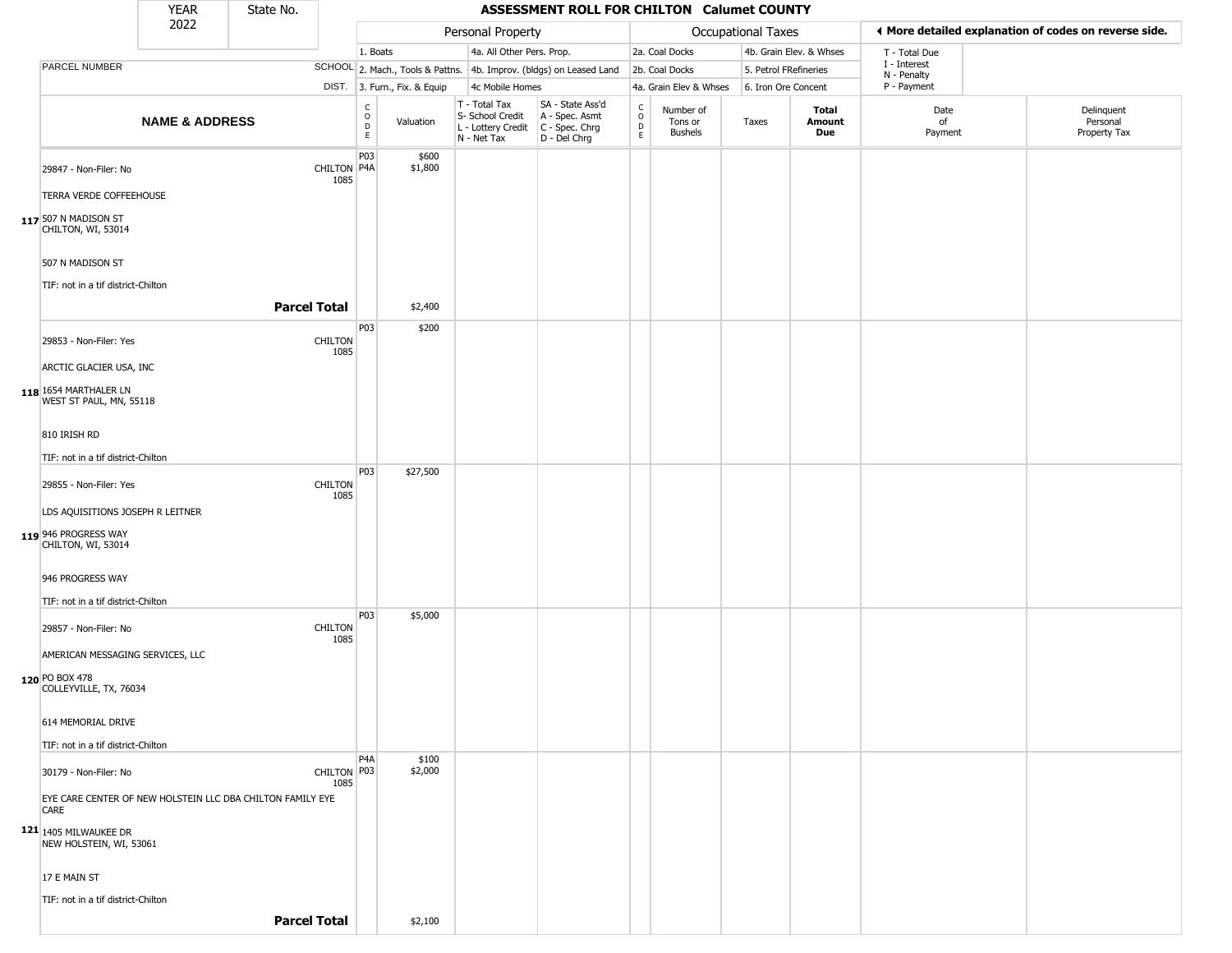# ASSESSMENT ROLL FOR CHILTON Calumet COUNTY

| YEAR 2022 | State No. | | Personal Property | | | | Occupational Taxes | | | | ◀ More detailed explanation of codes on reverse side. | |
|---|---|---|---|---|---|---|---|---|---|---|---|---|
| | | | 1. Boats | | 4a. All Other Pers. Prop. | | 2a. Coal Docks | | 4b. Grain Elev. & Whses | | T - Total Due | |
| PARCEL NUMBER | SCHOOL | | 2. Mach., Tools & Pattns. | | 4b. Improv. (bldgs) on Leased Land | | 2b. Coal Docks | | 5. Petrol FRefineries | | I - Interest N - Penalty | |
| | DIST. | | 3. Furn., Fix. & Equip | | 4c Mobile Homes | | 4a. Grain Elev & Whses | | 6. Iron Ore Concent | | P - Payment | |
| **NAME & ADDRESS** | | CODE | Valuation | T - Total Tax S- School Credit L - Lottery Credit N - Net Tax | SA - State Ass'd A - Spec. Asmt C - Spec. Chrg D - Del Chrg | CODE | Number of Tons or Bushels | Taxes | **Total Amount Due** | Date of Payment | Delinquent Personal Property Tax | |
| 117 29847 - Non-Filer: No<br>TERRA VERDE COFFEEHOUSE<br>507 N MADISON ST<br>CHILTON, WI, 53014<br>507 N MADISON ST<br>TIF: not in a tif district-Chilton | CHILTON 1085 | P03<br>P4A | $600<br>$1,800 | | | | | | | | | |
| **Parcel Total** | | | $2,400 | | | | | | | | | |
| 118 29853 - Non-Filer: Yes<br>ARCTIC GLACIER USA, INC<br>1654 MARTHALER LN<br>WEST ST PAUL, MN, 55118<br>810 IRISH RD<br>TIF: not in a tif district-Chilton | CHILTON 1085 | P03 | $200 | | | | | | | | | |
| 119 29855 - Non-Filer: Yes<br>LDS AQUISITIONS JOSEPH R LEITNER<br>946 PROGRESS WAY<br>CHILTON, WI, 53014<br>946 PROGRESS WAY<br>TIF: not in a tif district-Chilton | CHILTON 1085 | P03 | $27,500 | | | | | | | | | |
| 120 29857 - Non-Filer: No<br>AMERICAN MESSAGING SERVICES, LLC<br>PO BOX 478<br>COLLEYVILLE, TX, 76034<br>614 MEMORIAL DRIVE<br>TIF: not in a tif district-Chilton | CHILTON 1085 | P03 | $5,000 | | | | | | | | | |
| 121 30179 - Non-Filer: No<br>EYE CARE CENTER OF NEW HOLSTEIN LLC DBA CHILTON FAMILY EYE CARE<br>1405 MILWAUKEE DR<br>NEW HOLSTEIN, WI, 53061<br>17 E MAIN ST<br>TIF: not in a tif district-Chilton | CHILTON 1085 | P4A<br>P03 | $100<br>$2,000 | | | | | | | | | |
| **Parcel Total** | | | $2,100 | | | | | | | | | |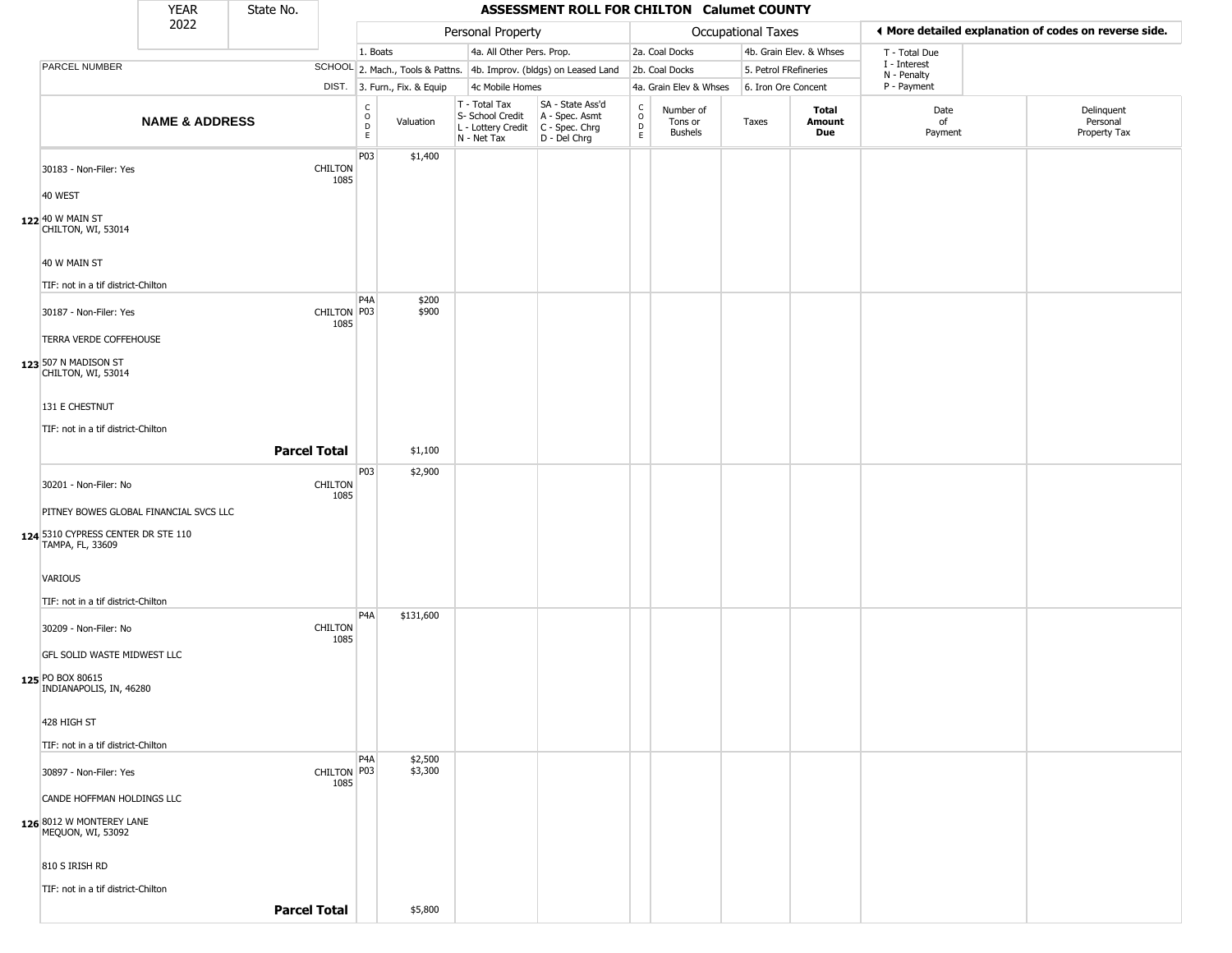# ASSESSMENT ROLL FOR CHILTON Calumet COUNTY

YEAR 2022 | State No.

| | | Personal Property | | | | Occupational Taxes | | | | ◄ More detailed explanation of codes on reverse side. | |
|---|---|---|---|---|---|---|---|---|---|---|---|
| PARCEL NUMBER | SCHOOL DIST. | 1. Boats<br>2. Mach., Tools & Pattns.<br>3. Furn., Fix. & Equip | | 4a. All Other Pers. Prop.<br>4b. Improv. (bldgs) on Leased Land<br>4c Mobile Homes | | 2a. Coal Docks<br>2b. Coal Docks<br>4a. Grain Elev & Whses | | 4b. Grain Elev. & Whses<br>5. Petrol FRefineries<br>6. Iron Ore Concent | | T - Total Due<br>I - Interest<br>N - Penalty<br>P - Payment | |
| **NAME & ADDRESS** | | CODE | Valuation | T - Total Tax<br>S- School Credit<br>L - Lottery Credit<br>N - Net Tax | SA - State Ass'd<br>A - Spec. Asmt<br>C - Spec. Chrg<br>D - Del Chrg | CODE | Number of Tons or Bushels | Taxes | **Total Amount Due** | Date of Payment | Delinquent Personal Property Tax |
| **122** 30183 - Non-Filer: Yes<br>40 WEST<br>40 W MAIN ST<br>CHILTON, WI, 53014<br>40 W MAIN ST<br>TIF: not in a tif district-Chilton | CHILTON 1085 | P03 | $1,400 | | | | | | | | |
| **123** 30187 - Non-Filer: Yes<br>TERRA VERDE COFFEHOUSE<br>507 N MADISON ST<br>CHILTON, WI, 53014<br>131 E CHESTNUT<br>TIF: not in a tif district-Chilton | CHILTON 1085 | P4A<br>P03 | $200<br>$900 | | | | | | | | |
| **Parcel Total** | | | $1,100 | | | | | | | | |
| **124** 30201 - Non-Filer: No<br>PITNEY BOWES GLOBAL FINANCIAL SVCS LLC<br>5310 CYPRESS CENTER DR STE 110<br>TAMPA, FL, 33609<br>VARIOUS<br>TIF: not in a tif district-Chilton | CHILTON 1085 | P03 | $2,900 | | | | | | | | |
| **125** 30209 - Non-Filer: No<br>GFL SOLID WASTE MIDWEST LLC<br>PO BOX 80615<br>INDIANAPOLIS, IN, 46280<br>428 HIGH ST<br>TIF: not in a tif district-Chilton | CHILTON 1085 | P4A | $131,600 | | | | | | | | |
| **126** 30897 - Non-Filer: Yes<br>CANDE HOFFMAN HOLDINGS LLC<br>8012 W MONTEREY LANE<br>MEQUON, WI, 53092<br>810 S IRISH RD<br>TIF: not in a tif district-Chilton | CHILTON 1085 | P4A<br>P03 | $2,500<br>$3,300 | | | | | | | | |
| **Parcel Total** | | | $5,800 | | | | | | | | |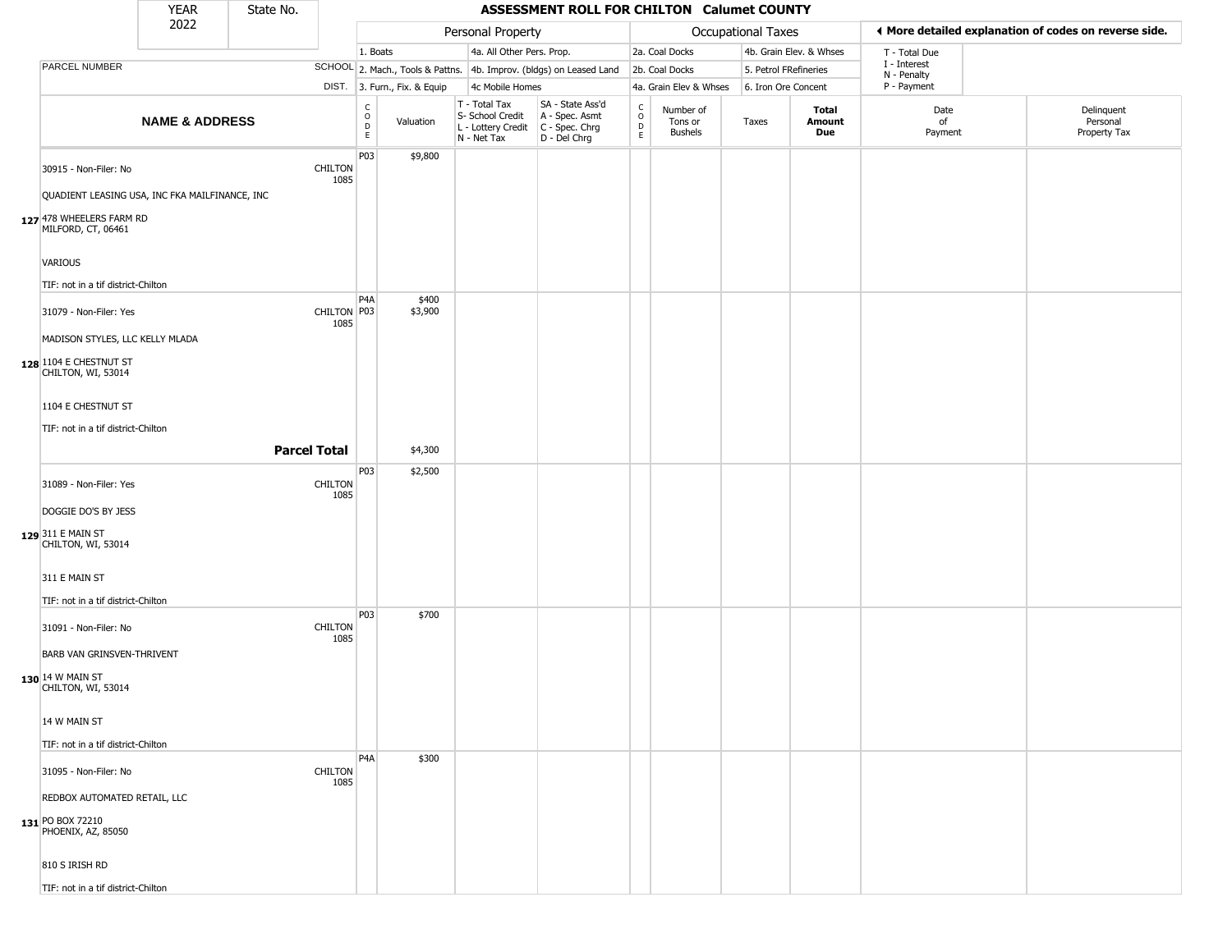| YEAR 2022 | State No. | ASSESSMENT ROLL FOR CHILTON Calumet COUNTY | | | | | | | | | | |
|---|---|---|---|---|---|---|---|---|---|---|---|---|

| | | Personal Property | | | | Occupational Taxes | | | | | ◄ More detailed explanation of codes on reverse side. | |
|---|---|---|---|---|---|---|---|---|---|---|---|---|
| PARCEL NUMBER | SCHOOL DIST. | 1. Boats<br>2. Mach., Tools & Pattns.<br>3. Furn., Fix. & Equip | | 4a. All Other Pers. Prop.<br>4b. Improv. (bldgs) on Leased Land<br>4c Mobile Homes | | 2a. Coal Docks<br>2b. Coal Docks<br>4a. Grain Elev & Whses | | 4b. Grain Elev. & Whses<br>5. Petrol FRefineries<br>6. Iron Ore Concent | | | T - Total Due<br>I - Interest<br>N - Penalty<br>P - Payment | |
| **NAME & ADDRESS** | | CODE | Valuation | T - Total Tax<br>S- School Credit<br>L - Lottery Credit<br>N - Net Tax | SA - State Ass'd<br>A - Spec. Asmt<br>C - Spec. Chrg<br>D - Del Chrg | CODE | Number of Tons or Bushels | Taxes | **Total Amount Due** | Date of Payment | Delinquent Personal Property Tax |
| 30915 - Non-Filer: No<br>QUADIENT LEASING USA, INC FKA MAILFINANCE, INC<br>**127** 478 WHEELERS FARM RD<br>MILFORD, CT, 06461<br>VARIOUS<br>TIF: not in a tif district-Chilton | CHILTON 1085 | P03 | $9,800 | | | | | | | | |
| 31079 - Non-Filer: Yes<br>MADISON STYLES, LLC KELLY MLADA<br>**128** 1104 E CHESTNUT ST<br>CHILTON, WI, 53014<br>1104 E CHESTNUT ST<br>TIF: not in a tif district-Chilton | CHILTON 1085 | P4A<br>P03 | $400<br>$3,900 | | | | | | | | |
| **Parcel Total** | | | $4,300 | | | | | | | | |
| 31089 - Non-Filer: Yes<br>DOGGIE DO'S BY JESS<br>**129** 311 E MAIN ST<br>CHILTON, WI, 53014<br>311 E MAIN ST<br>TIF: not in a tif district-Chilton | CHILTON 1085 | P03 | $2,500 | | | | | | | | |
| 31091 - Non-Filer: No<br>BARB VAN GRINSVEN-THRIVENT<br>**130** 14 W MAIN ST<br>CHILTON, WI, 53014<br>14 W MAIN ST<br>TIF: not in a tif district-Chilton | CHILTON 1085 | P03 | $700 | | | | | | | | |
| 31095 - Non-Filer: No<br>REDBOX AUTOMATED RETAIL, LLC<br>**131** PO BOX 72210<br>PHOENIX, AZ, 85050<br>810 S IRISH RD<br>TIF: not in a tif district-Chilton | CHILTON 1085 | P4A | $300 | | | | | | | | |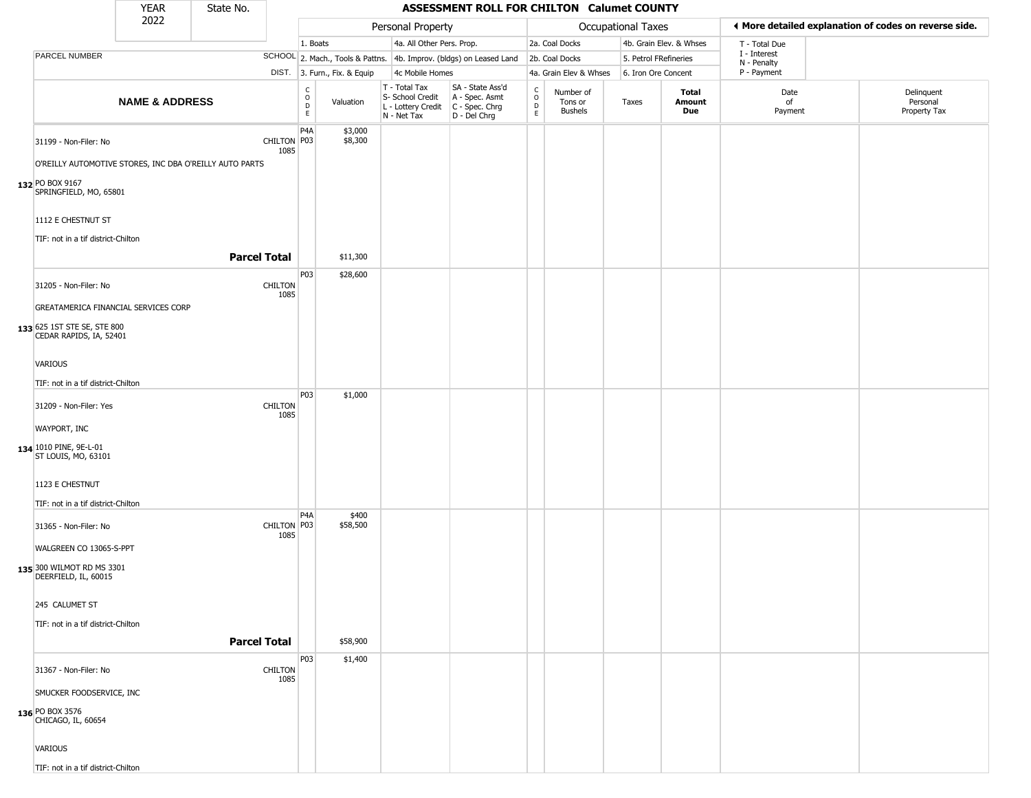| YEAR 2022 | State No. | | ASSESSMENT ROLL FOR CHILTON Calumet COUNTY | | | | | | | | | |
|---|---|---|---|---|---|---|---|---|---|---|---|---|
| | | | Personal Property | | | | Occupational Taxes | | | | ◀ More detailed explanation of codes on reverse side. | |
| | | | 1. Boats | | 4a. All Other Pers. Prop. | | 2a. Coal Docks | | 4b. Grain Elev. & Whses | | T - Total Due | |
| PARCEL NUMBER | SCHOOL | | 2. Mach., Tools & Pattns. | | 4b. Improv. (bldgs) on Leased Land | | 2b. Coal Docks | | 5. Petrol FRefineries | | I - Interest | |
| | DIST. | | 3. Furn., Fix. & Equip | | 4c Mobile Homes | | 4a. Grain Elev & Whses | | 6. Iron Ore Concent | | N - Penalty / P - Payment | |
| **NAME & ADDRESS** | | CODE | Valuation | T - Total Tax / S- School Credit / L - Lottery Credit / N - Net Tax | SA - State Ass'd / A - Spec. Asmt / C - Spec. Chrg / D - Del Chrg | CODE | Number of Tons or Bushels | Taxes | **Total Amount Due** | Date of Payment | Delinquent Personal Property Tax | |
| **132** 31199 - Non-Filer: No<br>O'REILLY AUTOMOTIVE STORES, INC DBA O'REILLY AUTO PARTS<br>PO BOX 9167<br>SPRINGFIELD, MO, 65801<br>1112 E CHESTNUT ST<br>TIF: not in a tif district-Chilton | CHILTON 1085 | P4A<br>P03 | $3,000<br>$8,300 | | | | | | | | | |
| **Parcel Total** | | | $11,300 | | | | | | | | | |
| **133** 31205 - Non-Filer: No<br>GREATAMERICA FINANCIAL SERVICES CORP<br>625 1ST STE SE, STE 800<br>CEDAR RAPIDS, IA, 52401<br>VARIOUS<br>TIF: not in a tif district-Chilton | CHILTON 1085 | P03 | $28,600 | | | | | | | | | |
| **134** 31209 - Non-Filer: Yes<br>WAYPORT, INC<br>1010 PINE, 9E-L-01<br>ST LOUIS, MO, 63101<br>1123 E CHESTNUT<br>TIF: not in a tif district-Chilton | CHILTON 1085 | P03 | $1,000 | | | | | | | | | |
| **135** 31365 - Non-Filer: No<br>WALGREEN CO 13065-S-PPT<br>300 WILMOT RD MS 3301<br>DEERFIELD, IL, 60015<br>245 CALUMET ST<br>TIF: not in a tif district-Chilton | CHILTON 1085 | P4A<br>P03 | $400<br>$58,500 | | | | | | | | | |
| **Parcel Total** | | | $58,900 | | | | | | | | | |
| **136** 31367 - Non-Filer: No<br>SMUCKER FOODSERVICE, INC<br>PO BOX 3576<br>CHICAGO, IL, 60654<br>VARIOUS<br>TIF: not in a tif district-Chilton | CHILTON 1085 | P03 | $1,400 | | | | | | | | | |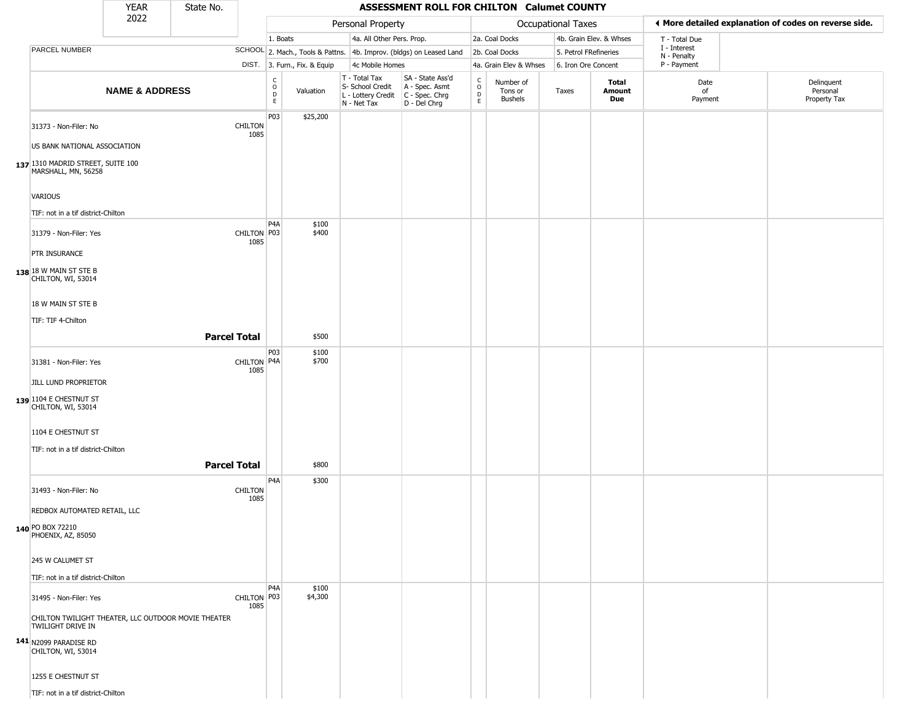| YEAR 2022 | State No. | | ASSESSMENT ROLL FOR CHILTON Calumet COUNTY | | | | | | | | | | |
|---|---|---|---|---|---|---|---|---|---|---|---|---|---|

| | | Personal Property | | | | | Occupational Taxes | | | | ◂ More detailed explanation of codes on reverse side. | |
|---|---|---|---|---|---|---|---|---|---|---|---|---|
| | | 1. Boats | | 4a. All Other Pers. Prop. | | 2a. Coal Docks | | 4b. Grain Elev. & Whses | | | T - Total Due<br>I - Interest<br>N - Penalty<br>P - Payment | |
| PARCEL NUMBER | SCHOOL | 2. Mach., Tools & Pattns. | | 4b. Improv. (bldgs) on Leased Land | | 2b. Coal Docks | | 5. Petrol FRefineries | | | | |
| | DIST. | 3. Furn., Fix. & Equip | | 4c Mobile Homes | | 4a. Grain Elev & Whses | | 6. Iron Ore Concent | | | | |
| **NAME & ADDRESS** | | CODE | Valuation | T - Total Tax<br>S- School Credit<br>L - Lottery Credit<br>N - Net Tax | SA - State Ass'd<br>A - Spec. Asmt<br>C - Spec. Chrg<br>D - Del Chrg | CODE | Number of Tons or Bushels | Taxes | **Total Amount Due** | Date of Payment | Delinquent Personal Property Tax | |
| **137** 31373 - Non-Filer: No<br>US BANK NATIONAL ASSOCIATION<br>1310 MADRID STREET, SUITE 100<br>MARSHALL, MN, 56258<br>VARIOUS<br>TIF: not in a tif district-Chilton | CHILTON 1085 | P03 | $25,200 | | | | | | | | | |
| **138** 31379 - Non-Filer: Yes<br>PTR INSURANCE<br>18 W MAIN ST STE B<br>CHILTON, WI, 53014<br>18 W MAIN ST STE B<br>TIF: TIF 4-Chilton | CHILTON 1085 | P4A<br>P03 | $100<br>$400 | | | | | | | | | |
| **Parcel Total** | | | $500 | | | | | | | | | |
| **139** 31381 - Non-Filer: Yes<br>JILL LUND PROPRIETOR<br>1104 E CHESTNUT ST<br>CHILTON, WI, 53014<br>1104 E CHESTNUT ST<br>TIF: not in a tif district-Chilton | CHILTON 1085 | P03<br>P4A | $100<br>$700 | | | | | | | | | |
| **Parcel Total** | | | $800 | | | | | | | | | |
| **140** 31493 - Non-Filer: No<br>REDBOX AUTOMATED RETAIL, LLC<br>PO BOX 72210<br>PHOENIX, AZ, 85050<br>245 W CALUMET ST<br>TIF: not in a tif district-Chilton | CHILTON 1085 | P4A | $300 | | | | | | | | | |
| **141** 31495 - Non-Filer: Yes<br>CHILTON TWILIGHT THEATER, LLC OUTDOOR MOVIE THEATER TWILIGHT DRIVE IN<br>N2099 PARADISE RD<br>CHILTON, WI, 53014<br>1255 E CHESTNUT ST<br>TIF: not in a tif district-Chilton | CHILTON 1085 | P4A<br>P03 | $100<br>$4,300 | | | | | | | | | |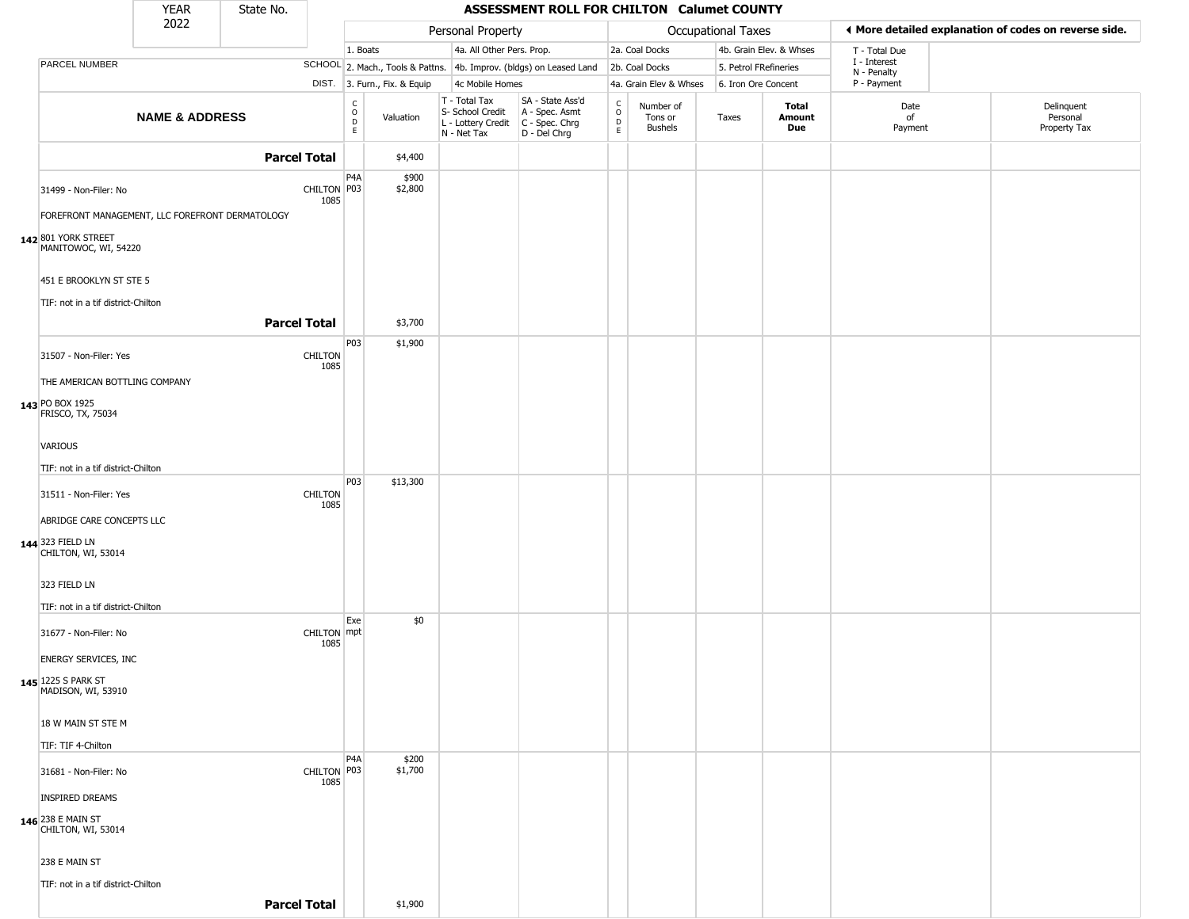| YEAR 2022 | State No. | ASSESSMENT ROLL FOR CHILTON Calumet COUNTY | | | | | | | | | |
|---|---|---|---|---|---|---|---|---|---|---|---|

| | | Personal Property | | | | Occupational Taxes | | | | ◄ More detailed explanation of codes on reverse side. | |
|---|---|---|---|---|---|---|---|---|---|---|---|
| PARCEL NUMBER | SCHOOL DIST. | 1. Boats<br>2. Mach., Tools & Pattns.<br>3. Furn., Fix. & Equip | | 4a. All Other Pers. Prop.<br>4b. Improv. (bldgs) on Leased Land<br>4c Mobile Homes | | 2a. Coal Docks<br>2b. Coal Docks<br>4a. Grain Elev & Whses | | 4b. Grain Elev. & Whses<br>5. Petrol FRefineries<br>6. Iron Ore Concent | | T - Total Due<br>I - Interest<br>N - Penalty<br>P - Payment | |
| NAME & ADDRESS | | CODE | Valuation | T - Total Tax<br>S- School Credit<br>L - Lottery Credit<br>N - Net Tax | SA - State Ass'd<br>A - Spec. Asmt<br>C - Spec. Chrg<br>D - Del Chrg | CODE | Number of Tons or Bushels | Taxes | Total Amount Due | Date of Payment | Delinquent Personal Property Tax |
| **Parcel Total** | | | $4,400 | | | | | | | | |
| **142** 31499 - Non-Filer: No<br>FOREFRONT MANAGEMENT, LLC FOREFRONT DERMATOLOGY<br>801 YORK STREET<br>MANITOWOC, WI, 54220<br>451 E BROOKLYN ST STE 5<br>TIF: not in a tif district-Chilton | CHILTON 1085 | P4A<br>P03 | $900<br>$2,800 | | | | | | | | |
| **Parcel Total** | | | $3,700 | | | | | | | | |
| **143** 31507 - Non-Filer: Yes<br>THE AMERICAN BOTTLING COMPANY<br>PO BOX 1925<br>FRISCO, TX, 75034<br>VARIOUS<br>TIF: not in a tif district-Chilton | CHILTON 1085 | P03 | $1,900 | | | | | | | | |
| **144** 31511 - Non-Filer: Yes<br>ABRIDGE CARE CONCEPTS LLC<br>323 FIELD LN<br>CHILTON, WI, 53014<br>323 FIELD LN<br>TIF: not in a tif district-Chilton | CHILTON 1085 | P03 | $13,300 | | | | | | | | |
| **145** 31677 - Non-Filer: No<br>ENERGY SERVICES, INC<br>1225 S PARK ST<br>MADISON, WI, 53910<br>18 W MAIN ST STE M<br>TIF: TIF 4-Chilton | CHILTON 1085 | Exempt | $0 | | | | | | | | |
| **146** 31681 - Non-Filer: No<br>INSPIRED DREAMS<br>238 E MAIN ST<br>CHILTON, WI, 53014<br>238 E MAIN ST<br>TIF: not in a tif district-Chilton | CHILTON 1085 | P4A<br>P03 | $200<br>$1,700 | | | | | | | | |
| **Parcel Total** | | | $1,900 | | | | | | | | |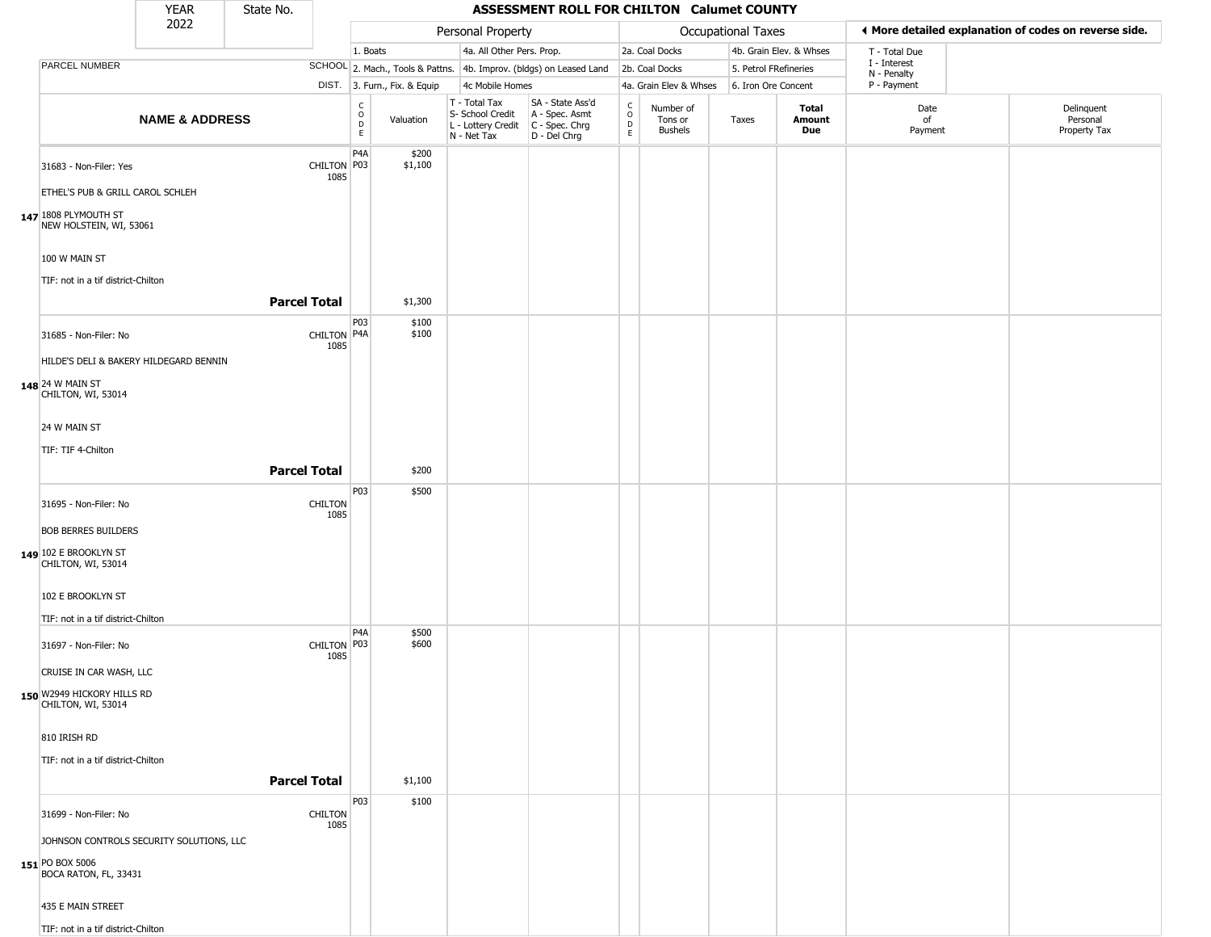| YEAR 2022 | State No. | ASSESSMENT ROLL FOR CHILTON Calumet COUNTY | | | | | | | | | |
|---|---|---|---|---|---|---|---|---|---|---|---|

| PARCEL NUMBER / NAME & ADDRESS | | SCHOOL DIST. | CODE | Valuation | T - Total Tax / S- School Credit / L - Lottery Credit / N - Net Tax | SA - State Ass'd / A - Spec. Asmt / C - Spec. Chrg / D - Del Chrg | CODE | Number of Tons or Bushels | Taxes | Total Amount Due | Date of Payment | Delinquent Personal Property Tax |
|---|---|---|---|---|---|---|---|---|---|---|---|---|
| 147 | 31683 - Non-Filer: Yes<br>ETHEL'S PUB & GRILL CAROL SCHLEH<br>1808 PLYMOUTH ST<br>NEW HOLSTEIN, WI, 53061<br>100 W MAIN ST<br>TIF: not in a tif district-Chilton | CHILTON 1085 | P4A<br>P03 | $200<br>$1,100 | | | | | | | | |
| | **Parcel Total** | | | $1,300 | | | | | | | | |
| 148 | 31685 - Non-Filer: No<br>HILDE'S DELI & BAKERY HILDEGARD BENNIN<br>24 W MAIN ST<br>CHILTON, WI, 53014<br>24 W MAIN ST<br>TIF: TIF 4-Chilton | CHILTON 1085 | P03<br>P4A | $100<br>$100 | | | | | | | | |
| | **Parcel Total** | | | $200 | | | | | | | | |
| 149 | 31695 - Non-Filer: No<br>BOB BERRES BUILDERS<br>102 E BROOKLYN ST<br>CHILTON, WI, 53014<br>102 E BROOKLYN ST<br>TIF: not in a tif district-Chilton | CHILTON 1085 | P03 | $500 | | | | | | | | |
| 150 | 31697 - Non-Filer: No<br>CRUISE IN CAR WASH, LLC<br>W2949 HICKORY HILLS RD<br>CHILTON, WI, 53014<br>810 IRISH RD<br>TIF: not in a tif district-Chilton | CHILTON 1085 | P4A<br>P03 | $500<br>$600 | | | | | | | | |
| | **Parcel Total** | | | $1,100 | | | | | | | | |
| 151 | 31699 - Non-Filer: No<br>JOHNSON CONTROLS SECURITY SOLUTIONS, LLC<br>PO BOX 5006<br>BOCA RATON, FL, 33431<br>435 E MAIN STREET<br>TIF: not in a tif district-Chilton | CHILTON 1085 | P03 | $100 | | | | | | | | |

Personal Property: 1. Boats; 2. Mach., Tools & Pattns.; 3. Furn., Fix. & Equip; 4a. All Other Pers. Prop.; 4b. Improv. (bldgs) on Leased Land; 4c Mobile Homes

Occupational Taxes: 2a. Coal Docks; 2b. Coal Docks; 4a. Grain Elev & Whses; 4b. Grain Elev. & Whses; 5. Petrol FRefineries; 6. Iron Ore Concent

◄ More detailed explanation of codes on reverse side.

T - Total Due; I - Interest; N - Penalty; P - Payment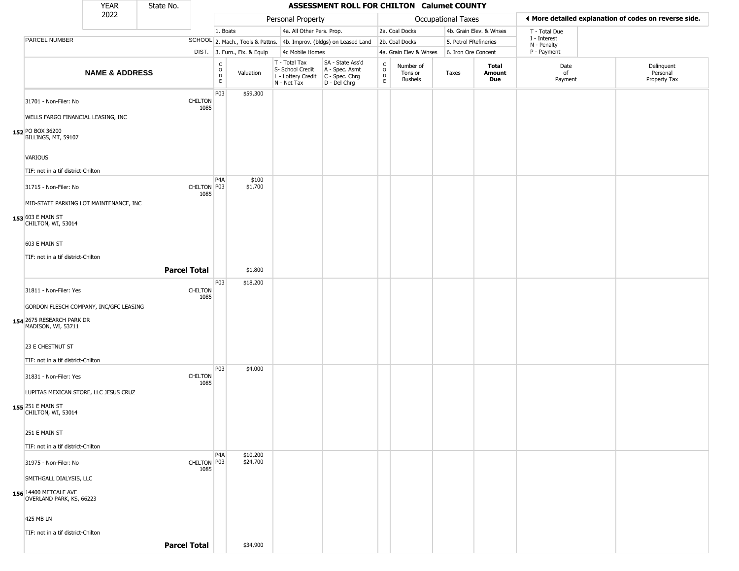# ASSESSMENT ROLL FOR CHILTON Calumet COUNTY

YEAR 2022 | State No.

| | | Personal Property | | | | Occupational Taxes | | | | ◀ More detailed explanation of codes on reverse side. | |
|---|---|---|---|---|---|---|---|---|---|---|---|
| PARCEL NUMBER | SCHOOL DIST. | 1. Boats<br>2. Mach., Tools & Pattns.<br>3. Furn., Fix. & Equip | | 4a. All Other Pers. Prop.<br>4b. Improv. (bldgs) on Leased Land<br>4c Mobile Homes | | 2a. Coal Docks<br>2b. Coal Docks<br>4a. Grain Elev & Whses | | 4b. Grain Elev. & Whses<br>5. Petrol FRefineries<br>6. Iron Ore Concent | | T - Total Due<br>I - Interest<br>N - Penalty<br>P - Payment | |
| **NAME & ADDRESS** | | CODE | Valuation | T - Total Tax<br>S- School Credit<br>L - Lottery Credit<br>N - Net Tax | SA - State Ass'd<br>A - Spec. Asmt<br>C - Spec. Chrg<br>D - Del Chrg | CODE | Number of Tons or Bushels | Taxes | **Total Amount Due** | Date of Payment | Delinquent Personal Property Tax |
| 152 31701 - Non-Filer: No<br>WELLS FARGO FINANCIAL LEASING, INC<br>PO BOX 36200<br>BILLINGS, MT, 59107<br>VARIOUS<br>TIF: not in a tif district-Chilton | CHILTON 1085 | P03 | $59,300 | | | | | | | | |
| 153 31715 - Non-Filer: No<br>MID-STATE PARKING LOT MAINTENANCE, INC<br>603 E MAIN ST<br>CHILTON, WI, 53014<br>603 E MAIN ST<br>TIF: not in a tif district-Chilton | CHILTON 1085 | P4A<br>P03 | $100<br>$1,700 | | | | | | | | |
| | **Parcel Total** | | $1,800 | | | | | | | | |
| 154 31811 - Non-Filer: Yes<br>GORDON FLESCH COMPANY, INC/GFC LEASING<br>2675 RESEARCH PARK DR<br>MADISON, WI, 53711<br>23 E CHESTNUT ST<br>TIF: not in a tif district-Chilton | CHILTON 1085 | P03 | $18,200 | | | | | | | | |
| 155 31831 - Non-Filer: Yes<br>LUPITAS MEXICAN STORE, LLC JESUS CRUZ<br>251 E MAIN ST<br>CHILTON, WI, 53014<br>251 E MAIN ST<br>TIF: not in a tif district-Chilton | CHILTON 1085 | P03 | $4,000 | | | | | | | | |
| 156 31975 - Non-Filer: No<br>SMITHGALL DIALYSIS, LLC<br>14400 METCALF AVE<br>OVERLAND PARK, KS, 66223<br>425 MB LN<br>TIF: not in a tif district-Chilton | CHILTON 1085 | P4A<br>P03 | $10,200<br>$24,700 | | | | | | | | |
| | **Parcel Total** | | $34,900 | | | | | | | | |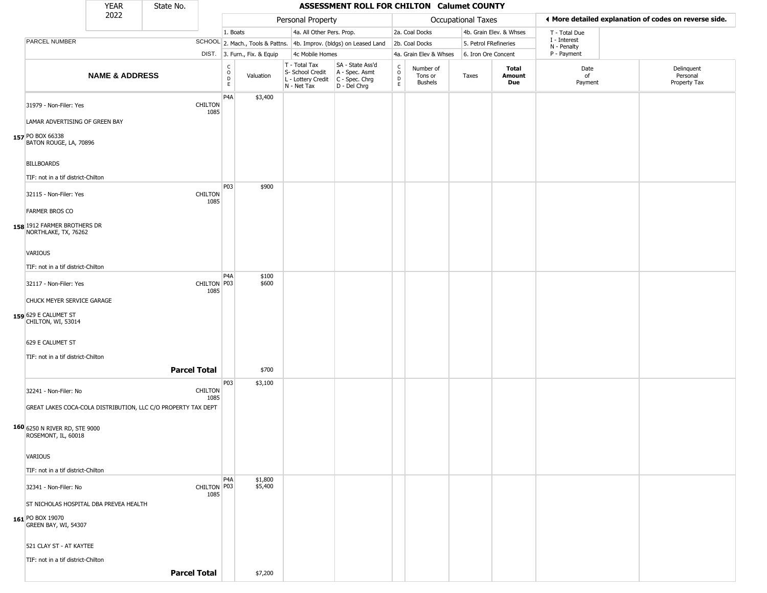# ASSESSMENT ROLL FOR CHILTON Calumet COUNTY

YEAR: 2022 | State No.

| | | Personal Property | | | | | Occupational Taxes | | | | ◄ More detailed explanation of codes on reverse side. | |
|---|---|---|---|---|---|---|---|---|---|---|---|---|
| PARCEL NUMBER | SCHOOL DIST. | 1. Boats; 2. Mach., Tools & Pattns.; 3. Furn., Fix. & Equip | | 4a. All Other Pers. Prop.; 4b. Improv. (bldgs) on Leased Land; 4c Mobile Homes | | | 2a. Coal Docks; 2b. Coal Docks; 4a. Grain Elev & Whses | | 4b. Grain Elev. & Whses; 5. Petrol FRefineries; 6. Iron Ore Concent | | T - Total Due; I - Interest; N - Penalty; P - Payment | |
| **NAME & ADDRESS** | | CODE | Valuation | T - Total Tax; S- School Credit; L - Lottery Credit; N - Net Tax | SA - State Ass'd; A - Spec. Asmt; C - Spec. Chrg; D - Del Chrg | CODE | Number of Tons or Bushels | Taxes | **Total Amount Due** | Date of Payment | Delinquent Personal Property Tax | |
| **157** 31979 - Non-Filer: Yes; LAMAR ADVERTISING OF GREEN BAY; PO BOX 66338; BATON ROUGE, LA, 70896; BILLBOARDS; TIF: not in a tif district-Chilton | CHILTON 1085 | P4A | $3,400 | | | | | | | | | |
| **158** 32115 - Non-Filer: Yes; FARMER BROS CO; 1912 FARMER BROTHERS DR; NORTHLAKE, TX, 76262; VARIOUS; TIF: not in a tif district-Chilton | CHILTON 1085 | P03 | $900 | | | | | | | | | |
| **159** 32117 - Non-Filer: Yes; CHUCK MEYER SERVICE GARAGE; 629 E CALUMET ST; CHILTON, WI, 53014; 629 E CALUMET ST; TIF: not in a tif district-Chilton | CHILTON 1085 | P4A; P03 | $100; $600 | | | | | | | | | |
| **Parcel Total** | | | $700 | | | | | | | | | |
| **160** 32241 - Non-Filer: No; GREAT LAKES COCA-COLA DISTRIBUTION, LLC C/O PROPERTY TAX DEPT; 6250 N RIVER RD, STE 9000; ROSEMONT, IL, 60018; VARIOUS; TIF: not in a tif district-Chilton | CHILTON 1085 | P03 | $3,100 | | | | | | | | | |
| **161** 32341 - Non-Filer: No; ST NICHOLAS HOSPITAL DBA PREVEA HEALTH; PO BOX 19070; GREEN BAY, WI, 54307; 521 CLAY ST - AT KAYTEE; TIF: not in a tif district-Chilton | CHILTON 1085 | P4A; P03 | $1,800; $5,400 | | | | | | | | | |
| **Parcel Total** | | | $7,200 | | | | | | | | | |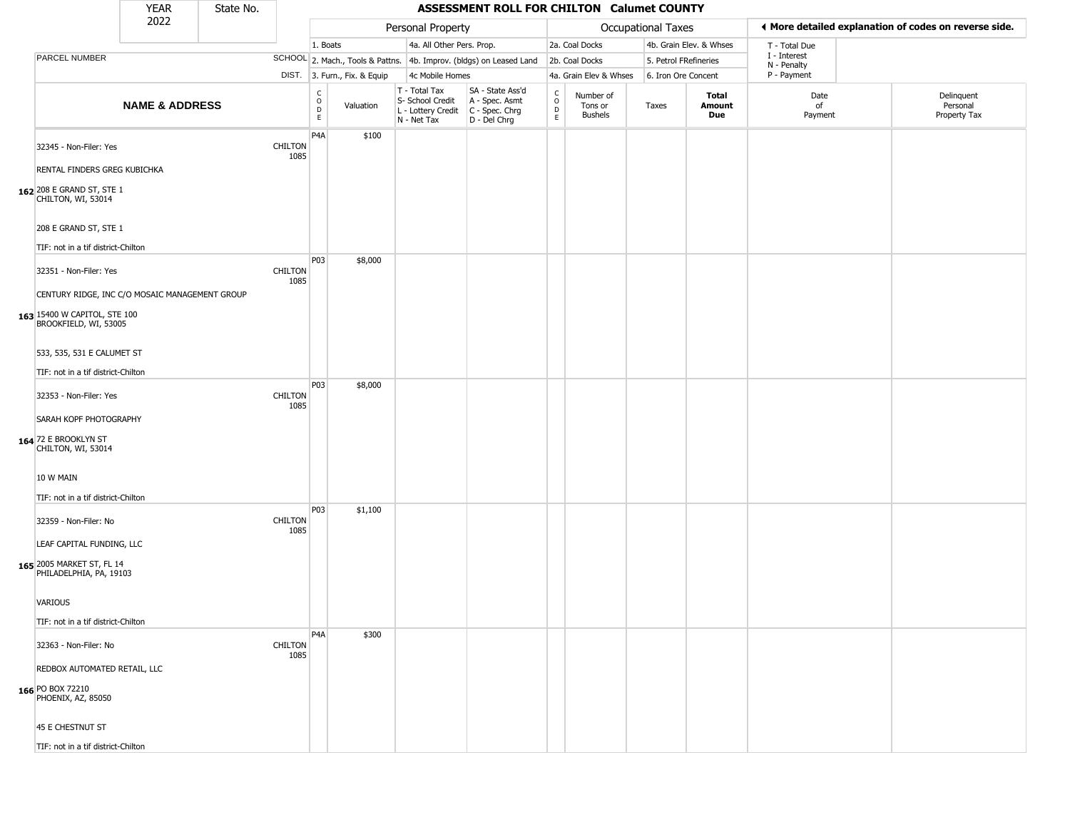# ASSESSMENT ROLL FOR CHILTON Calumet COUNTY

| YEAR | State No. |
|---|---|
| 2022 | |

**Personal Property**
1. Boats
2. Mach., Tools & Pattns.
3. Furn., Fix. & Equip
4a. All Other Pers. Prop.
4b. Improv. (bldgs) on Leased Land
4c Mobile Homes

**Occupational Taxes**
2a. Coal Docks
2b. Coal Docks
4a. Grain Elev & Whses
4b. Grain Elev. & Whses
5. Petrol FRefineries
6. Iron Ore Concent

◄ More detailed explanation of codes on reverse side.

T - Total Due
I - Interest
N - Penalty
P - Payment

| | NAME & ADDRESS | SCHOOL DIST. | CODE | Valuation | T - Total Tax S- School Credit L - Lottery Credit N - Net Tax | SA - State Ass'd A - Spec. Asmt C - Spec. Chrg D - Del Chrg | CODE | Number of Tons or Bushels | Taxes | Total Amount Due | Date of Payment | Delinquent Personal Property Tax |
|---|---|---|---|---|---|---|---|---|---|---|---|---|
| 162 | 32345 - Non-Filer: Yes<br>RENTAL FINDERS GREG KUBICHKA<br>208 E GRAND ST, STE 1<br>CHILTON, WI, 53014<br>208 E GRAND ST, STE 1<br>TIF: not in a tif district-Chilton | CHILTON 1085 | P4A | $100 | | | | | | | | |
| 163 | 32351 - Non-Filer: Yes<br>CENTURY RIDGE, INC C/O MOSAIC MANAGEMENT GROUP<br>15400 W CAPITOL, STE 100<br>BROOKFIELD, WI, 53005<br>533, 535, 531 E CALUMET ST<br>TIF: not in a tif district-Chilton | CHILTON 1085 | P03 | $8,000 | | | | | | | | |
| 164 | 32353 - Non-Filer: Yes<br>SARAH KOPF PHOTOGRAPHY<br>72 E BROOKLYN ST<br>CHILTON, WI, 53014<br>10 W MAIN<br>TIF: not in a tif district-Chilton | CHILTON 1085 | P03 | $8,000 | | | | | | | | |
| 165 | 32359 - Non-Filer: No<br>LEAF CAPITAL FUNDING, LLC<br>2005 MARKET ST, FL 14<br>PHILADELPHIA, PA, 19103<br>VARIOUS<br>TIF: not in a tif district-Chilton | CHILTON 1085 | P03 | $1,100 | | | | | | | | |
| 166 | 32363 - Non-Filer: No<br>REDBOX AUTOMATED RETAIL, LLC<br>PO BOX 72210<br>PHOENIX, AZ, 85050<br>45 E CHESTNUT ST<br>TIF: not in a tif district-Chilton | CHILTON 1085 | P4A | $300 | | | | | | | | |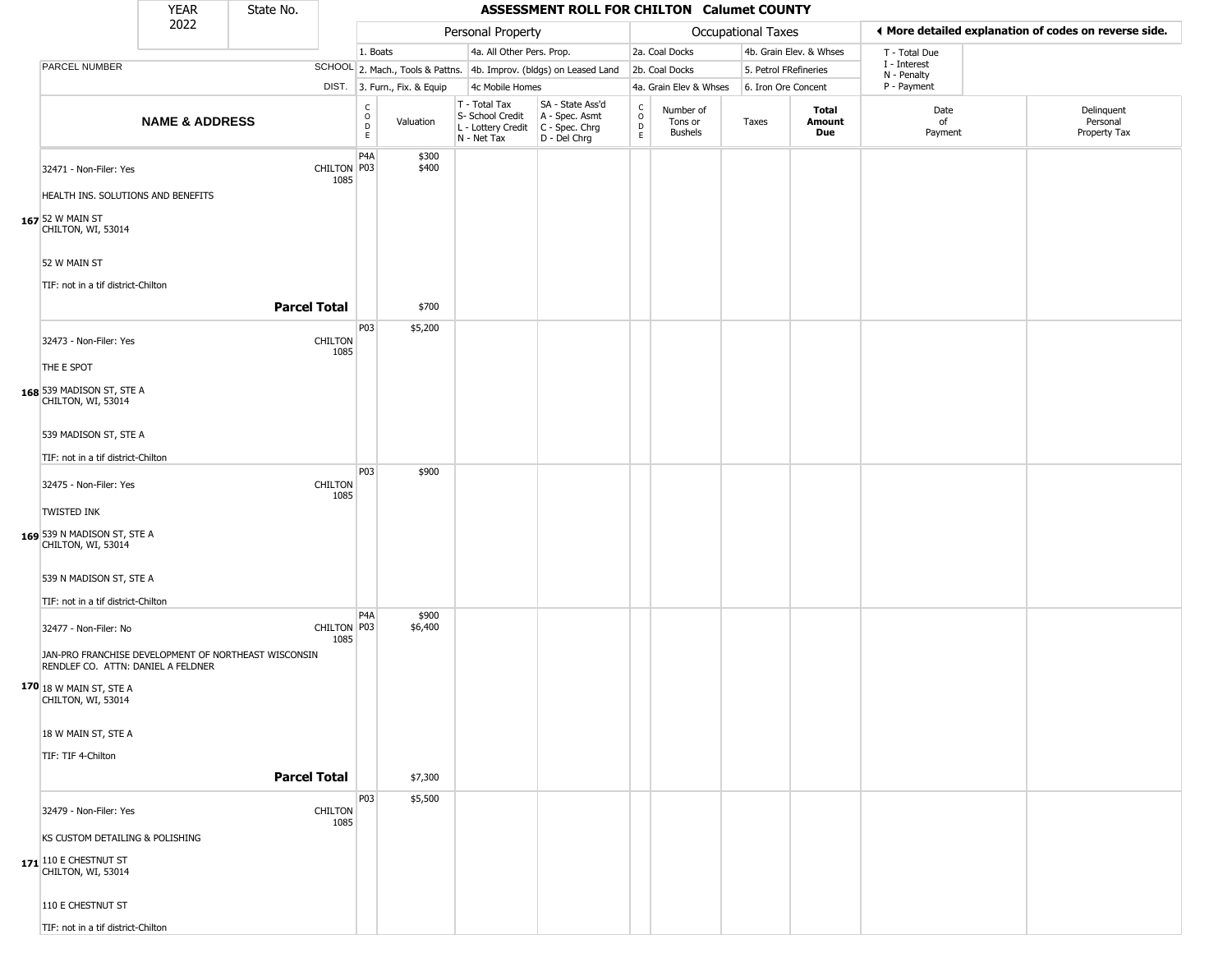| YEAR 2022 | State No. |
|---|---|

# ASSESSMENT ROLL FOR CHILTON Calumet COUNTY

| | | Personal Property | | | | Occupational Taxes | | | | ◄ More detailed explanation of codes on reverse side. | |
|---|---|---|---|---|---|---|---|---|---|---|---|
| PARCEL NUMBER | SCHOOL DIST. | 1. Boats<br>2. Mach., Tools & Pattns.<br>3. Furn., Fix. & Equip | | 4a. All Other Pers. Prop.<br>4b. Improv. (bldgs) on Leased Land<br>4c Mobile Homes | | 2a. Coal Docks<br>2b. Coal Docks<br>4a. Grain Elev & Whses | | 4b. Grain Elev. & Whses<br>5. Petrol FRefineries<br>6. Iron Ore Concent | | T - Total Due<br>I - Interest<br>N - Penalty<br>P - Payment | |
| **NAME & ADDRESS** | | CODE | Valuation | T - Total Tax<br>S- School Credit<br>L - Lottery Credit<br>N - Net Tax | SA - State Ass'd<br>A - Spec. Asmt<br>C - Spec. Chrg<br>D - Del Chrg | CODE | Number of Tons or Bushels | Taxes | **Total Amount Due** | Date of Payment | Delinquent Personal Property Tax |
| 167 32471 - Non-Filer: Yes<br>HEALTH INS. SOLUTIONS AND BENEFITS<br>52 W MAIN ST<br>CHILTON, WI, 53014<br>52 W MAIN ST<br>TIF: not in a tif district-Chilton | CHILTON 1085 | P4A<br>P03 | $300<br>$400 | | | | | | | | |
| **Parcel Total** | | | $700 | | | | | | | | |
| 168 32473 - Non-Filer: Yes<br>THE E SPOT<br>539 MADISON ST, STE A<br>CHILTON, WI, 53014<br>539 MADISON ST, STE A<br>TIF: not in a tif district-Chilton | CHILTON 1085 | P03 | $5,200 | | | | | | | | |
| 169 32475 - Non-Filer: Yes<br>TWISTED INK<br>539 N MADISON ST, STE A<br>CHILTON, WI, 53014<br>539 N MADISON ST, STE A<br>TIF: not in a tif district-Chilton | CHILTON 1085 | P03 | $900 | | | | | | | | |
| 170 32477 - Non-Filer: No<br>JAN-PRO FRANCHISE DEVELOPMENT OF NORTHEAST WISCONSIN<br>RENDLEF CO. ATTN: DANIEL A FELDNER<br>18 W MAIN ST, STE A<br>CHILTON, WI, 53014<br>18 W MAIN ST, STE A<br>TIF: TIF 4-Chilton | CHILTON 1085 | P4A<br>P03 | $900<br>$6,400 | | | | | | | | |
| **Parcel Total** | | | $7,300 | | | | | | | | |
| 171 32479 - Non-Filer: Yes<br>KS CUSTOM DETAILING & POLISHING<br>110 E CHESTNUT ST<br>CHILTON, WI, 53014<br>110 E CHESTNUT ST<br>TIF: not in a tif district-Chilton | CHILTON 1085 | P03 | $5,500 | | | | | | | | |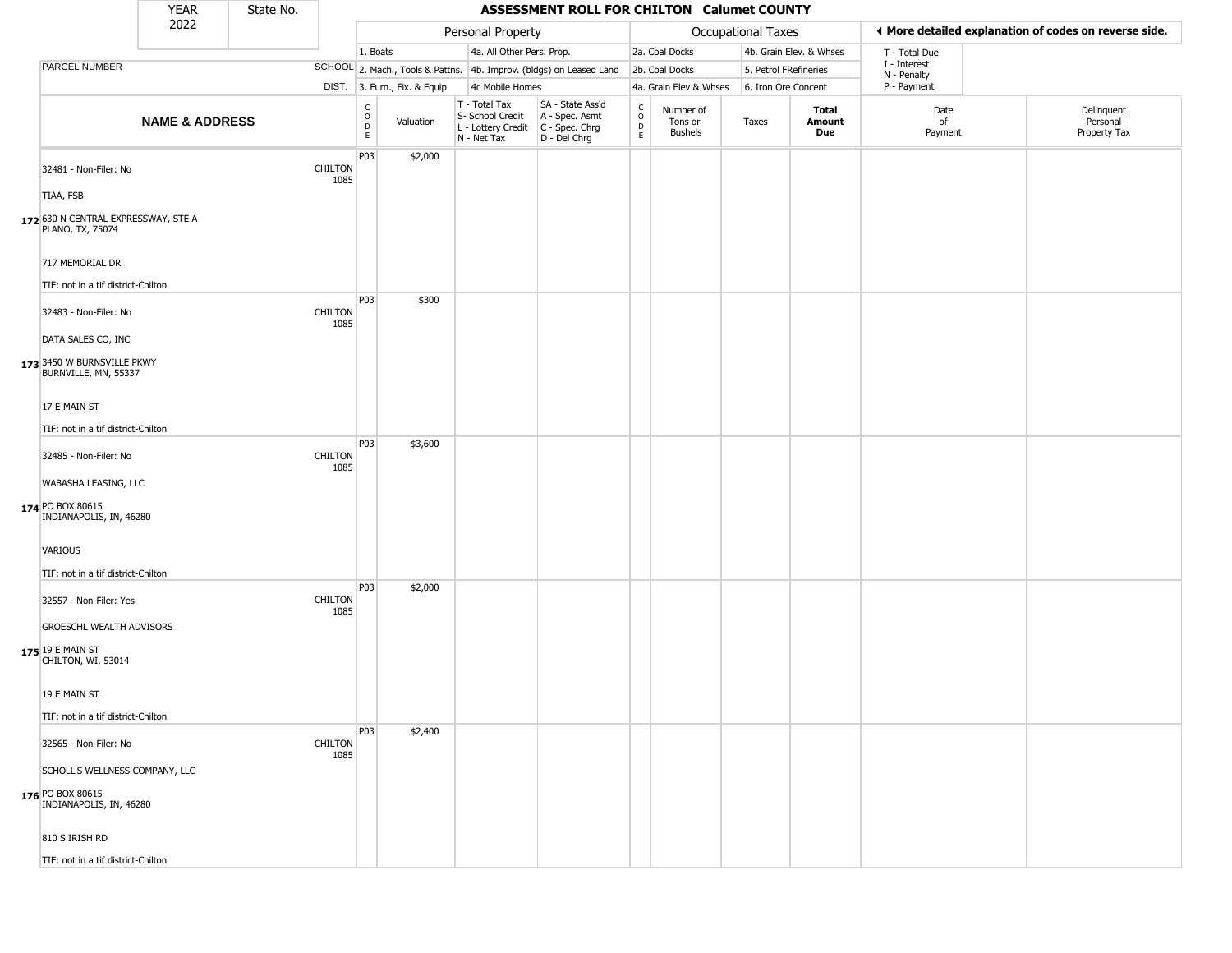| YEAR 2022 | State No. | | **ASSESSMENT ROLL FOR CHILTON Calumet COUNTY** | | | | | | | | | |
|---|---|---|---|---|---|---|---|---|---|---|---|---|

| | | Personal Property | | | | | Occupational Taxes | | | | ◀ More detailed explanation of codes on reverse side. | |
|---|---|---|---|---|---|---|---|---|---|---|---|---|
| PARCEL NUMBER | SCHOOL DIST. | 1. Boats<br>2. Mach., Tools & Pattns.<br>3. Furn., Fix. & Equip | | 4a. All Other Pers. Prop.<br>4b. Improv. (bldgs) on Leased Land<br>4c Mobile Homes | | | 2a. Coal Docks<br>2b. Coal Docks<br>4a. Grain Elev & Whses | | 4b. Grain Elev. & Whses<br>5. Petrol FRefineries<br>6. Iron Ore Concent | | T - Total Due<br>I - Interest<br>N - Penalty<br>P - Payment | |
| **NAME & ADDRESS** | | CODE | Valuation | T - Total Tax<br>S- School Credit<br>L - Lottery Credit<br>N - Net Tax | SA - State Ass'd<br>A - Spec. Asmt<br>C - Spec. Chrg<br>D - Del Chrg | CODE | Number of Tons or Bushels | Taxes | **Total Amount Due** | Date of Payment | Delinquent Personal Property Tax |
| 32481 - Non-Filer: No<br>TIAA, FSB<br>172 630 N CENTRAL EXPRESSWAY, STE A<br>PLANO, TX, 75074<br>717 MEMORIAL DR<br>TIF: not in a tif district-Chilton | CHILTON 1085 | P03 | $2,000 | | | | | | | | |
| 32483 - Non-Filer: No<br>DATA SALES CO, INC<br>173 3450 W BURNSVILLE PKWY<br>BURNVILLE, MN, 55337<br>17 E MAIN ST<br>TIF: not in a tif district-Chilton | CHILTON 1085 | P03 | $300 | | | | | | | | |
| 32485 - Non-Filer: No<br>WABASHA LEASING, LLC<br>174 PO BOX 80615<br>INDIANAPOLIS, IN, 46280<br>VARIOUS<br>TIF: not in a tif district-Chilton | CHILTON 1085 | P03 | $3,600 | | | | | | | | |
| 32557 - Non-Filer: Yes<br>GROESCHL WEALTH ADVISORS<br>175 19 E MAIN ST<br>CHILTON, WI, 53014<br>19 E MAIN ST<br>TIF: not in a tif district-Chilton | CHILTON 1085 | P03 | $2,000 | | | | | | | | |
| 32565 - Non-Filer: No<br>SCHOLL'S WELLNESS COMPANY, LLC<br>176 PO BOX 80615<br>INDIANAPOLIS, IN, 46280<br>810 S IRISH RD<br>TIF: not in a tif district-Chilton | CHILTON 1085 | P03 | $2,400 | | | | | | | | |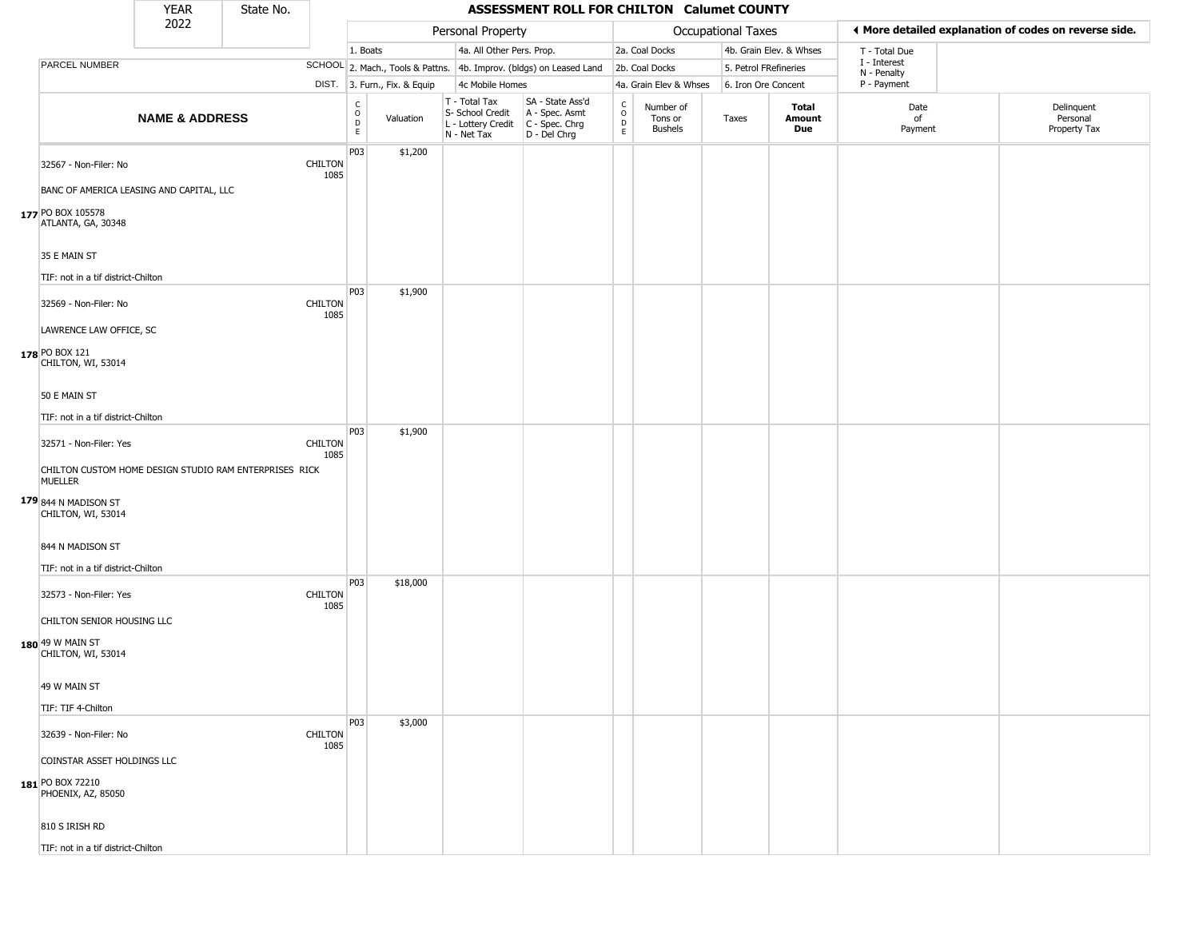| YEAR 2022 | State No. | ASSESSMENT ROLL FOR CHILTON Calumet COUNTY |
|---|---|---|

| | | Personal Property | | | | Occupational Taxes | | | | ◀ More detailed explanation of codes on reverse side. | |
|---|---|---|---|---|---|---|---|---|---|---|---|
| PARCEL NUMBER | SCHOOL DIST. | 1. Boats | | 4a. All Other Pers. Prop. | | 2a. Coal Docks | | 4b. Grain Elev. & Whses | | T - Total Due | |
| | | 2. Mach., Tools & Pattns. | | 4b. Improv. (bldgs) on Leased Land | | 2b. Coal Docks | | 5. Petrol FRefineries | | I - Interest | |
| | | 3. Furn., Fix. & Equip | | 4c Mobile Homes | | 4a. Grain Elev & Whses | | 6. Iron Ore Concent | | N - Penalty | |
| | | | | | | | | | | P - Payment | |

| | NAME & ADDRESS | SCHOOL DIST. | CODE | Valuation | T - Total Tax S- School Credit L - Lottery Credit N - Net Tax | SA - State Ass'd A - Spec. Asmt C - Spec. Chrg D - Del Chrg | CODE | Number of Tons or Bushels | Taxes | Total Amount Due | Date of Payment | Delinquent Personal Property Tax |
|---|---|---|---|---|---|---|---|---|---|---|---|---|
| 177 | 32567 - Non-Filer: No<br>BANC OF AMERICA LEASING AND CAPITAL, LLC<br>PO BOX 105578<br>ATLANTA, GA, 30348<br>35 E MAIN ST<br>TIF: not in a tif district-Chilton | CHILTON 1085 | P03 | $1,200 | | | | | | | | |
| 178 | 32569 - Non-Filer: No<br>LAWRENCE LAW OFFICE, SC<br>PO BOX 121<br>CHILTON, WI, 53014<br>50 E MAIN ST<br>TIF: not in a tif district-Chilton | CHILTON 1085 | P03 | $1,900 | | | | | | | | |
| 179 | 32571 - Non-Filer: Yes<br>CHILTON CUSTOM HOME DESIGN STUDIO RAM ENTERPRISES RICK MUELLER<br>844 N MADISON ST<br>CHILTON, WI, 53014<br>844 N MADISON ST<br>TIF: not in a tif district-Chilton | CHILTON 1085 | P03 | $1,900 | | | | | | | | |
| 180 | 32573 - Non-Filer: Yes<br>CHILTON SENIOR HOUSING LLC<br>49 W MAIN ST<br>CHILTON, WI, 53014<br>49 W MAIN ST<br>TIF: TIF 4-Chilton | CHILTON 1085 | P03 | $18,000 | | | | | | | | |
| 181 | 32639 - Non-Filer: No<br>COINSTAR ASSET HOLDINGS LLC<br>PO BOX 72210<br>PHOENIX, AZ, 85050<br>810 S IRISH RD<br>TIF: not in a tif district-Chilton | CHILTON 1085 | P03 | $3,000 | | | | | | | | |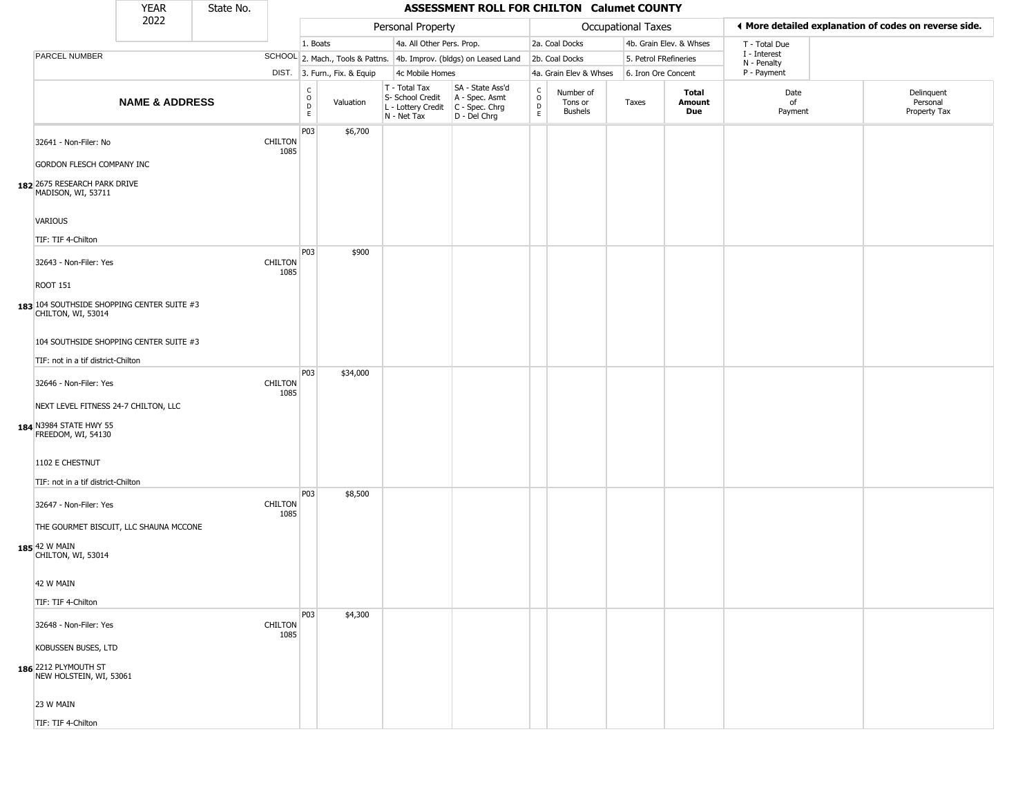| YEAR 2022 | State No. | | ASSESSMENT ROLL FOR CHILTON Calumet COUNTY | | | | | | | | | | |
|---|---|---|---|---|---|---|---|---|---|---|---|---|---|

| PARCEL NUMBER | SCHOOL DIST. | Personal Property | | | | Occupational Taxes | | | | More detailed explanation of codes on reverse side. | |
|---|---|---|---|---|---|---|---|---|---|---|---|
| | | 1. Boats | | 4a. All Other Pers. Prop. | | 2a. Coal Docks | | 4b. Grain Elev. & Whses | | T - Total Due | |
| | | 2. Mach., Tools & Pattns. | | 4b. Improv. (bldgs) on Leased Land | | 2b. Coal Docks | | 5. Petrol FRefineries | | I - Interest | |
| | | 3. Furn., Fix. & Equip | | 4c Mobile Homes | | 4a. Grain Elev & Whses | | 6. Iron Ore Concent | | N - Penalty / P - Payment | |

| | NAME & ADDRESS | SCHOOL DIST. | CODE | Valuation | T - Total Tax / S- School Credit / L - Lottery Credit / N - Net Tax | SA - State Ass'd / A - Spec. Asmt / C - Spec. Chrg / D - Del Chrg | CODE | Number of Tons or Bushels | Taxes | Total Amount Due | Date of Payment | Delinquent Personal Property Tax |
|---|---|---|---|---|---|---|---|---|---|---|---|---|
| 182 | 32641 - Non-Filer: No<br>GORDON FLESCH COMPANY INC<br>2675 RESEARCH PARK DRIVE<br>MADISON, WI, 53711<br>VARIOUS<br>TIF: TIF 4-Chilton | CHILTON 1085 | P03 | $6,700 | | | | | | | | |
| 183 | 32643 - Non-Filer: Yes<br>ROOT 151<br>104 SOUTHSIDE SHOPPING CENTER SUITE #3<br>CHILTON, WI, 53014<br>104 SOUTHSIDE SHOPPING CENTER SUITE #3<br>TIF: not in a tif district-Chilton | CHILTON 1085 | P03 | $900 | | | | | | | | |
| 184 | 32646 - Non-Filer: Yes<br>NEXT LEVEL FITNESS 24-7 CHILTON, LLC<br>N3984 STATE HWY 55<br>FREEDOM, WI, 54130<br>1102 E CHESTNUT<br>TIF: not in a tif district-Chilton | CHILTON 1085 | P03 | $34,000 | | | | | | | | |
| 185 | 32647 - Non-Filer: Yes<br>THE GOURMET BISCUIT, LLC SHAUNA MCCONE<br>42 W MAIN<br>CHILTON, WI, 53014<br>42 W MAIN<br>TIF: TIF 4-Chilton | CHILTON 1085 | P03 | $8,500 | | | | | | | | |
| 186 | 32648 - Non-Filer: Yes<br>KOBUSSEN BUSES, LTD<br>2212 PLYMOUTH ST<br>NEW HOLSTEIN, WI, 53061<br>23 W MAIN<br>TIF: TIF 4-Chilton | CHILTON 1085 | P03 | $4,300 | | | | | | | | |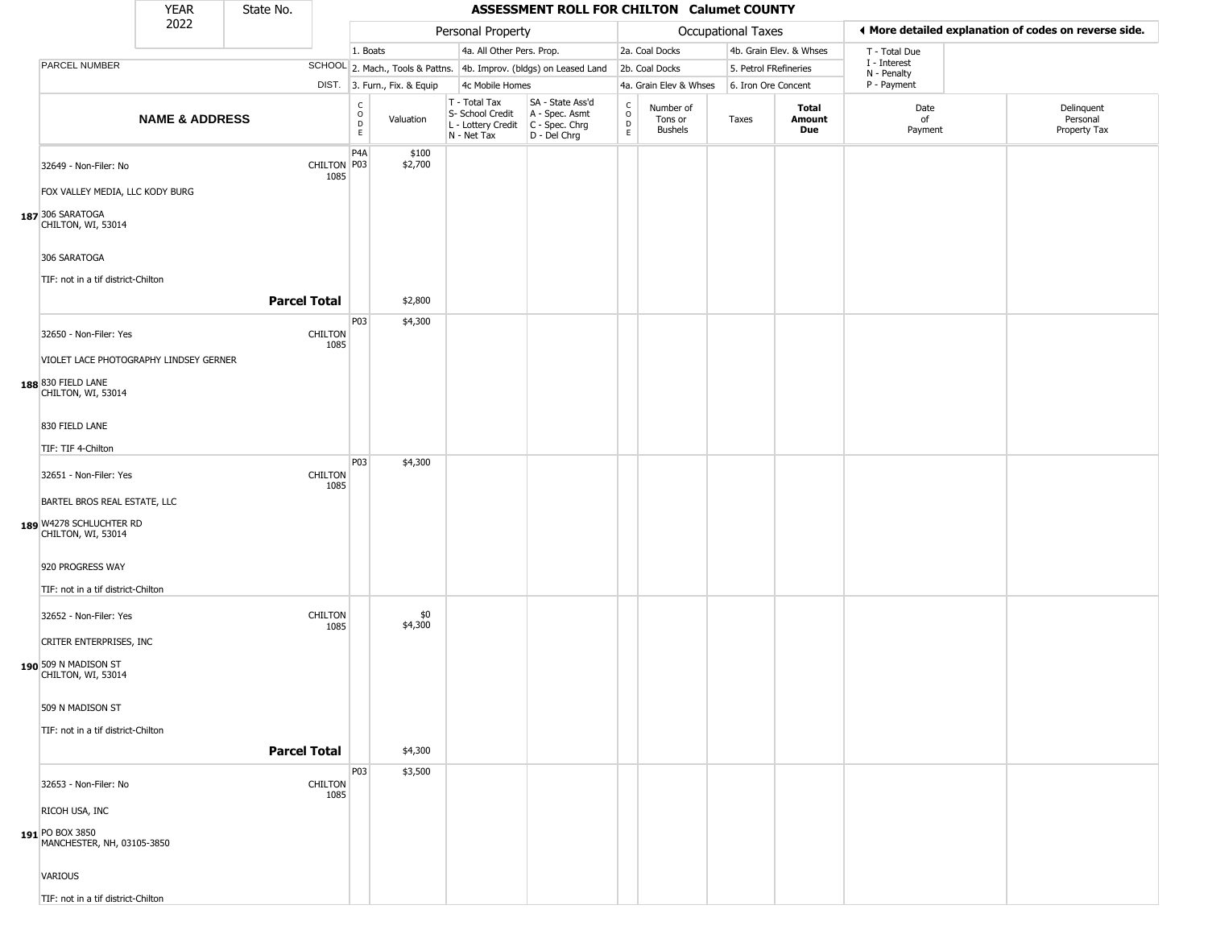| YEAR 2022 | State No. | ASSESSMENT ROLL FOR CHILTON Calumet COUNTY |
|---|---|---|

| | | Personal Property | | | | Occupational Taxes | | | | ◀ More detailed explanation of codes on reverse side. | |
|---|---|---|---|---|---|---|---|---|---|---|---|
| PARCEL NUMBER | SCHOOL DIST. | 1. Boats | | 4a. All Other Pers. Prop. | | 2a. Coal Docks | | 4b. Grain Elev. & Whses | | T - Total Due, I - Interest, N - Penalty, P - Payment | |
| | | 2. Mach., Tools & Pattns. | | 4b. Improv. (bldgs) on Leased Land | | 2b. Coal Docks | | 5. Petrol FRefineries | | | |
| | | 3. Furn., Fix. & Equip | | 4c Mobile Homes | | 4a. Grain Elev & Whses | | 6. Iron Ore Concent | | | |
| **NAME & ADDRESS** | | CODE | Valuation | T - Total Tax, S- School Credit, L - Lottery Credit, N - Net Tax | SA - State Ass'd, A - Spec. Asmt, C - Spec. Chrg, D - Del Chrg | CODE | Number of Tons or Bushels | Taxes | **Total Amount Due** | Date of Payment | Delinquent Personal Property Tax |
| 187 32649 - Non-Filer: No<br>FOX VALLEY MEDIA, LLC KODY BURG<br>306 SARATOGA<br>CHILTON, WI, 53014<br>306 SARATOGA<br>TIF: not in a tif district-Chilton | CHILTON 1085 | P4A<br>P03 | $100<br>$2,700 | | | | | | | | |
| **Parcel Total** | | | $2,800 | | | | | | | | |
| 188 32650 - Non-Filer: Yes<br>VIOLET LACE PHOTOGRAPHY LINDSEY GERNER<br>830 FIELD LANE<br>CHILTON, WI, 53014<br>830 FIELD LANE<br>TIF: TIF 4-Chilton | CHILTON 1085 | P03 | $4,300 | | | | | | | | |
| 189 32651 - Non-Filer: Yes<br>BARTEL BROS REAL ESTATE, LLC<br>W4278 SCHLUCHTER RD<br>CHILTON, WI, 53014<br>920 PROGRESS WAY<br>TIF: not in a tif district-Chilton | CHILTON 1085 | P03 | $4,300 | | | | | | | | |
| 190 32652 - Non-Filer: Yes<br>CRITER ENTERPRISES, INC<br>509 N MADISON ST<br>CHILTON, WI, 53014<br>509 N MADISON ST<br>TIF: not in a tif district-Chilton | CHILTON 1085 | | $0<br>$4,300 | | | | | | | | |
| **Parcel Total** | | | $4,300 | | | | | | | | |
| 191 32653 - Non-Filer: No<br>RICOH USA, INC<br>PO BOX 3850<br>MANCHESTER, NH, 03105-3850<br>VARIOUS<br>TIF: not in a tif district-Chilton | CHILTON 1085 | P03 | $3,500 | | | | | | | | |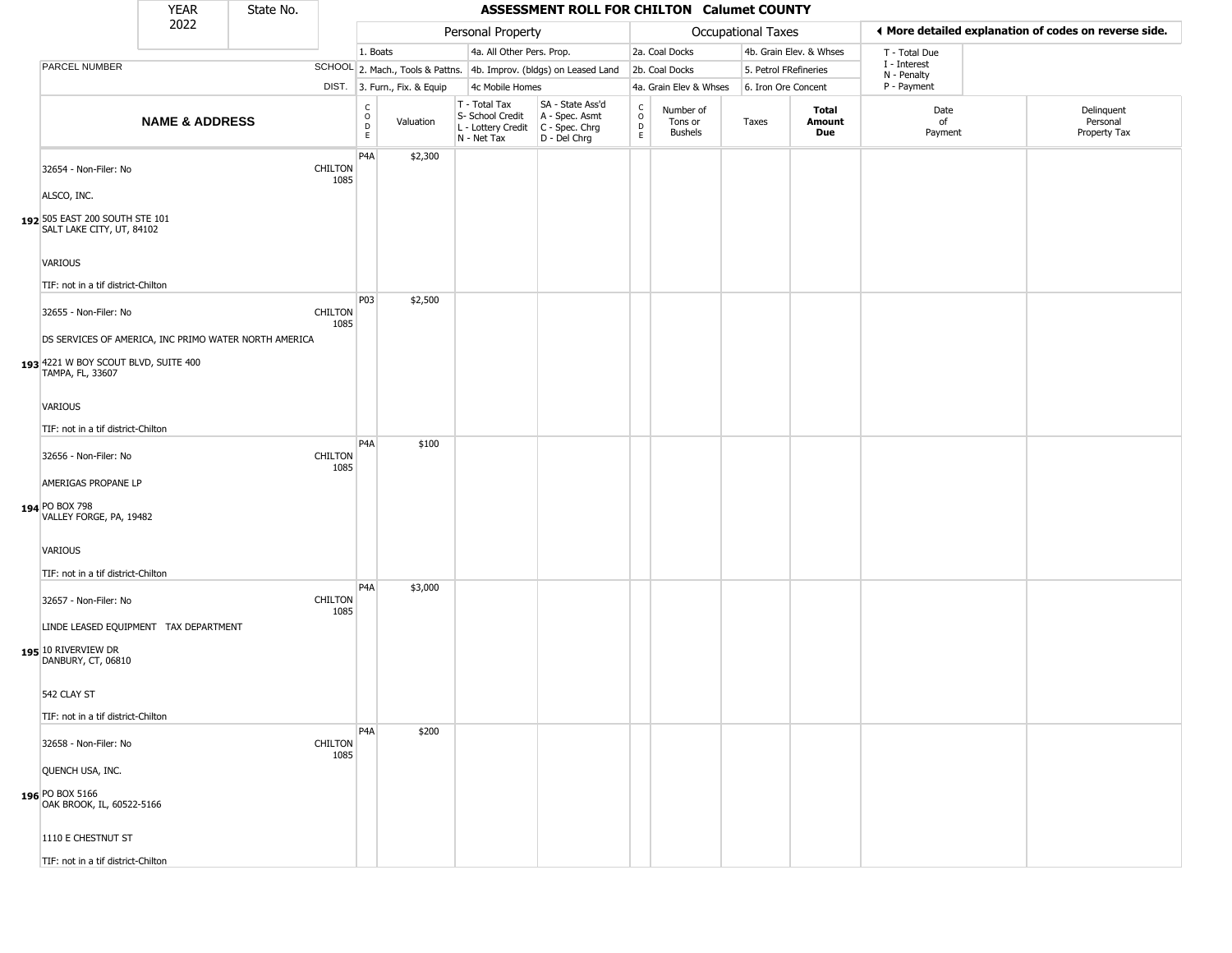| YEAR 2022 | State No. | ASSESSMENT ROLL FOR CHILTON Calumet COUNTY |
|---|---|---|

| | | Personal Property | | | | Occupational Taxes | | | | ◄ More detailed explanation of codes on reverse side. | |
|---|---|---|---|---|---|---|---|---|---|---|---|
| | | 1. Boats | | 4a. All Other Pers. Prop. | | 2a. Coal Docks | | 4b. Grain Elev. & Whses | | T - Total Due | |
| PARCEL NUMBER | SCHOOL | 2. Mach., Tools & Pattns. | | 4b. Improv. (bldgs) on Leased Land | | 2b. Coal Docks | | 5. Petrol FRefineries | | I - Interest | |
| | DIST. | 3. Furn., Fix. & Equip | | 4c Mobile Homes | | 4a. Grain Elev & Whses | | 6. Iron Ore Concent | | N - Penalty / P - Payment | |
| **NAME & ADDRESS** | | CODE | Valuation | T - Total Tax / S- School Credit / L - Lottery Credit / N - Net Tax | SA - State Ass'd / A - Spec. Asmt / C - Spec. Chrg / D - Del Chrg | CODE | Number of Tons or Bushels | Taxes | **Total Amount Due** | Date of Payment | Delinquent Personal Property Tax |
| 192 32654 - Non-Filer: No<br>ALSCO, INC.<br>505 EAST 200 SOUTH STE 101<br>SALT LAKE CITY, UT, 84102<br>VARIOUS<br>TIF: not in a tif district-Chilton | CHILTON 1085 | P4A | $2,300 | | | | | | | | |
| 193 32655 - Non-Filer: No<br>DS SERVICES OF AMERICA, INC PRIMO WATER NORTH AMERICA<br>4221 W BOY SCOUT BLVD, SUITE 400<br>TAMPA, FL, 33607<br>VARIOUS<br>TIF: not in a tif district-Chilton | CHILTON 1085 | P03 | $2,500 | | | | | | | | |
| 194 32656 - Non-Filer: No<br>AMERIGAS PROPANE LP<br>PO BOX 798<br>VALLEY FORGE, PA, 19482<br>VARIOUS<br>TIF: not in a tif district-Chilton | CHILTON 1085 | P4A | $100 | | | | | | | | |
| 195 32657 - Non-Filer: No<br>LINDE LEASED EQUIPMENT TAX DEPARTMENT<br>10 RIVERVIEW DR<br>DANBURY, CT, 06810<br>542 CLAY ST<br>TIF: not in a tif district-Chilton | CHILTON 1085 | P4A | $3,000 | | | | | | | | |
| 196 32658 - Non-Filer: No<br>QUENCH USA, INC.<br>PO BOX 5166<br>OAK BROOK, IL, 60522-5166<br>1110 E CHESTNUT ST<br>TIF: not in a tif district-Chilton | CHILTON 1085 | P4A | $200 | | | | | | | | |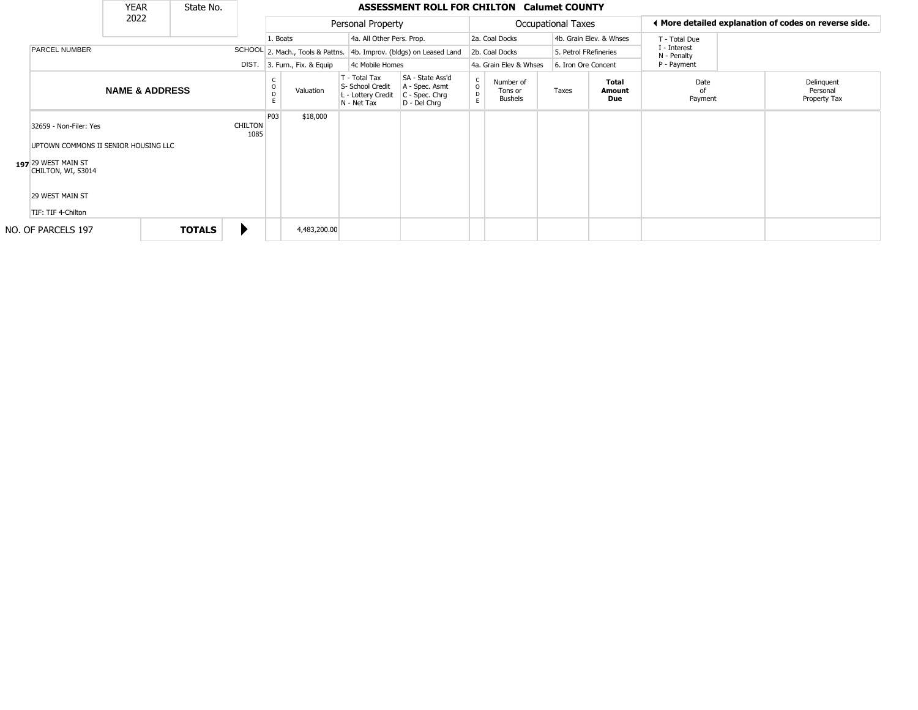| YEAR 2022 | State No. | | **ASSESSMENT ROLL FOR CHILTON Calumet COUNTY** | | | | | | | | |
|---|---|---|---|---|---|---|---|---|---|---|---|

| | | Personal Property | | | | Occupational Taxes | | | | ◀ More detailed explanation of codes on reverse side. | |
|---|---|---|---|---|---|---|---|---|---|---|---|
| | | 1. Boats | | 4a. All Other Pers. Prop. | | 2a. Coal Docks | | 4b. Grain Elev. & Whses | | T - Total Due | |
| PARCEL NUMBER | SCHOOL | 2. Mach., Tools & Pattns. | | 4b. Improv. (bldgs) on Leased Land | | 2b. Coal Docks | | 5. Petrol FRefineries | | I - Interest N - Penalty | |
| | DIST. | 3. Furn., Fix. & Equip | | 4c Mobile Homes | | 4a. Grain Elev & Whses | | 6. Iron Ore Concent | | P - Payment | |

| **NAME & ADDRESS** | | CODE | Valuation | T - Total Tax S- School Credit L - Lottery Credit N - Net Tax | SA - State Ass'd A - Spec. Asmt C - Spec. Chrg D - Del Chrg | CODE | Number of Tons or Bushels | Taxes | **Total Amount Due** | Date of Payment | Delinquent Personal Property Tax |
|---|---|---|---|---|---|---|---|---|---|---|---|
| **197** 32659 - Non-Filer: Yes<br>UPTOWN COMMONS II SENIOR HOUSING LLC<br>29 WEST MAIN ST<br>CHILTON, WI, 53014<br>29 WEST MAIN ST<br>TIF: TIF 4-Chilton | CHILTON 1085 | P03 | $18,000 | | | | | | | | |
| NO. OF PARCELS 197 | **TOTALS** ▶ | | 4,483,200.00 | | | | | | | | |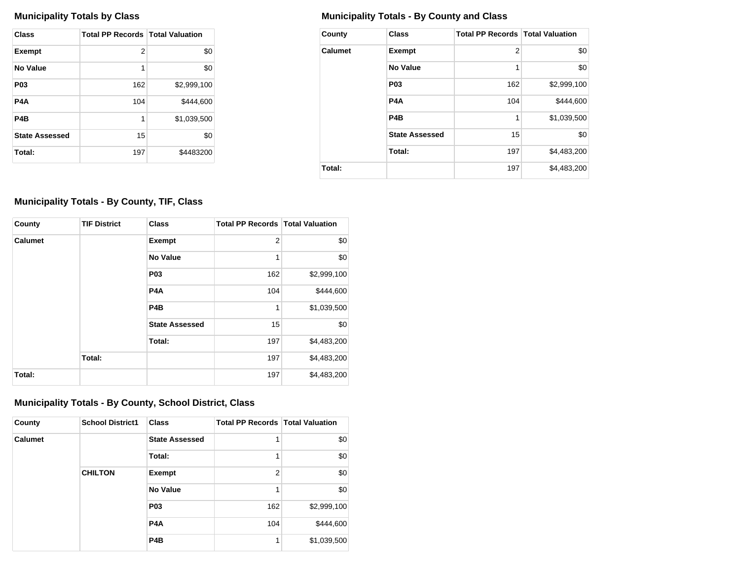### Municipality Totals by Class

| Class | Total PP Records | Total Valuation |
|---|---|---|
| Exempt | 2 | $0 |
| No Value | 1 | $0 |
| P03 | 162 | $2,999,100 |
| P4A | 104 | $444,600 |
| P4B | 1 | $1,039,500 |
| State Assessed | 15 | $0 |
| Total: | 197 | $4483200 |

### Municipality Totals - By County and Class

| County | Class | Total PP Records | Total Valuation |
|---|---|---|---|
| Calumet | Exempt | 2 | $0 |
| | No Value | 1 | $0 |
| | P03 | 162 | $2,999,100 |
| | P4A | 104 | $444,600 |
| | P4B | 1 | $1,039,500 |
| | State Assessed | 15 | $0 |
| | Total: | 197 | $4,483,200 |
| Total: | | 197 | $4,483,200 |

### Municipality Totals - By County, TIF, Class

| County | TIF District | Class | Total PP Records | Total Valuation |
|---|---|---|---|---|
| Calumet | | Exempt | 2 | $0 |
| | | No Value | 1 | $0 |
| | | P03 | 162 | $2,999,100 |
| | | P4A | 104 | $444,600 |
| | | P4B | 1 | $1,039,500 |
| | | State Assessed | 15 | $0 |
| | | Total: | 197 | $4,483,200 |
| | Total: | | 197 | $4,483,200 |
| Total: | | | 197 | $4,483,200 |

### Municipality Totals - By County, School District, Class

| County | School District1 | Class | Total PP Records | Total Valuation |
|---|---|---|---|---|
| Calumet | | State Assessed | 1 | $0 |
| | | Total: | 1 | $0 |
| | CHILTON | Exempt | 2 | $0 |
| | | No Value | 1 | $0 |
| | | P03 | 162 | $2,999,100 |
| | | P4A | 104 | $444,600 |
| | | P4B | 1 | $1,039,500 |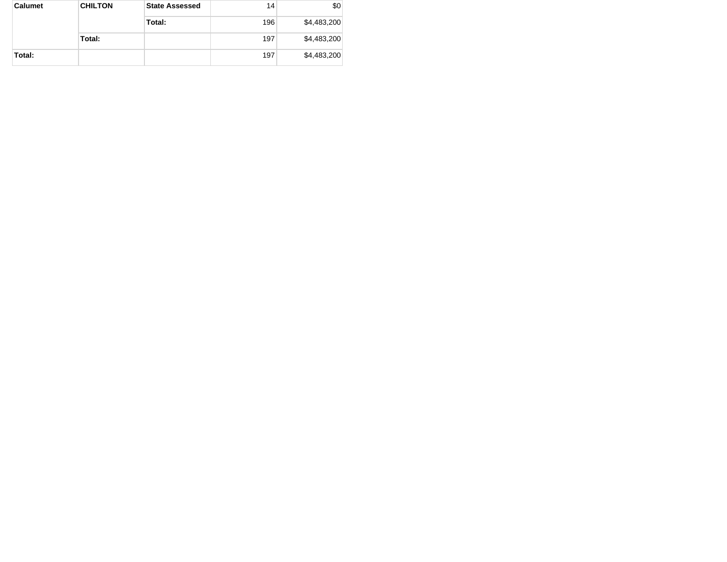| | | | | |
|---|---|---|---|---|
| **Calumet** | **CHILTON** | **State Assessed** | 14 | $0 |
| | | **Total:** | 196 | $4,483,200 |
| | **Total:** | | 197 | $4,483,200 |
| **Total:** | | | 197 | $4,483,200 |